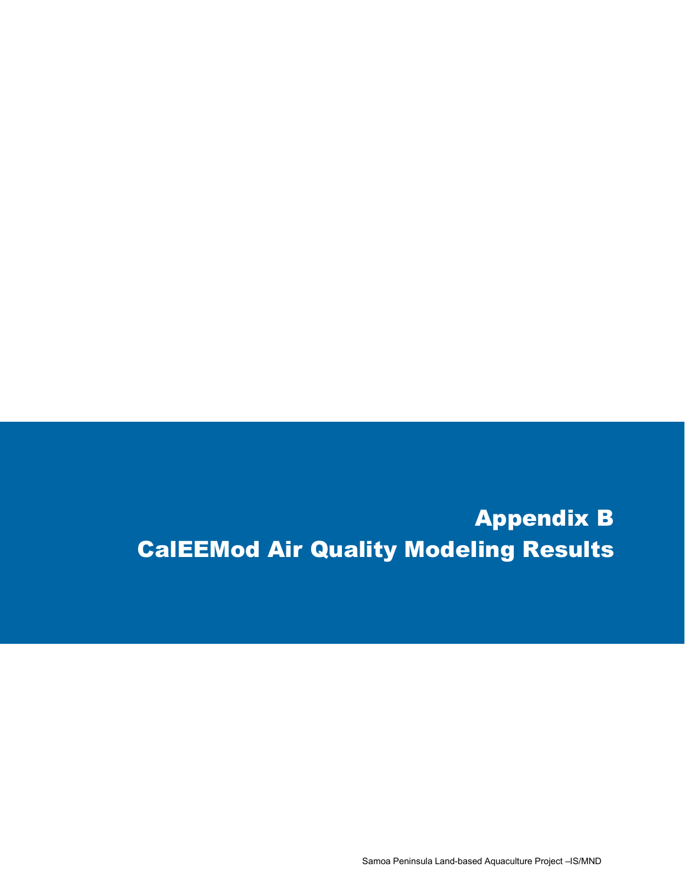# Appendix B
# CalEEMod Air Quality Modeling Results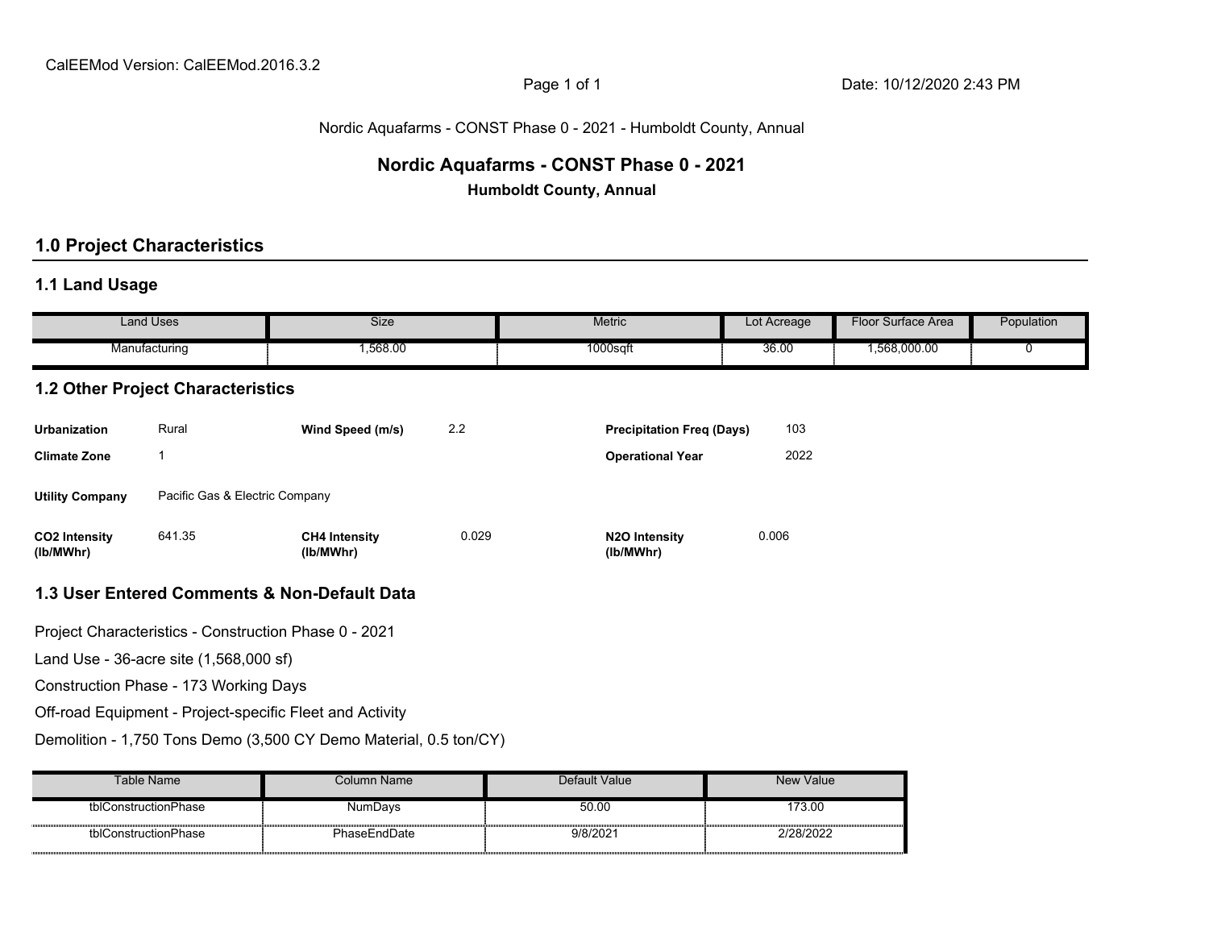Nordic Aquafarms - CONST Phase 0 - 2021 - Humboldt County, Annual

# Nordic Aquafarms - CONST Phase 0 - 2021

**Humboldt County, Annual**

## 1.0 Project Characteristics

### 1.1 Land Usage

| Land Uses | Size | Metric | Lot Acreage | Floor Surface Area | Population |
|---|---|---|---|---|---|
| Manufacturing | 1,568.00 | 1000sqft | 36.00 | 1,568,000.00 | 0 |

### 1.2 Other Project Characteristics

| | | | | | |
|---|---|---|---|---|---|
| **Urbanization** | Rural | **Wind Speed (m/s)** | 2.2 | **Precipitation Freq (Days)** | 103 |
| **Climate Zone** | 1 | | | **Operational Year** | 2022 |
| **Utility Company** | Pacific Gas & Electric Company | | | | |
| **CO2 Intensity (lb/MWhr)** | 641.35 | **CH4 Intensity (lb/MWhr)** | 0.029 | **N2O Intensity (lb/MWhr)** | 0.006 |

### 1.3 User Entered Comments & Non-Default Data

Project Characteristics - Construction Phase 0 - 2021

Land Use - 36-acre site (1,568,000 sf)

Construction Phase - 173 Working Days

Off-road Equipment - Project-specific Fleet and Activity

Demolition - 1,750 Tons Demo (3,500 CY Demo Material, 0.5 ton/CY)

| Table Name | Column Name | Default Value | New Value |
|---|---|---|---|
| tblConstructionPhase | NumDays | 50.00 | 173.00 |
| tblConstructionPhase | PhaseEndDate | 9/8/2021 | 2/28/2022 |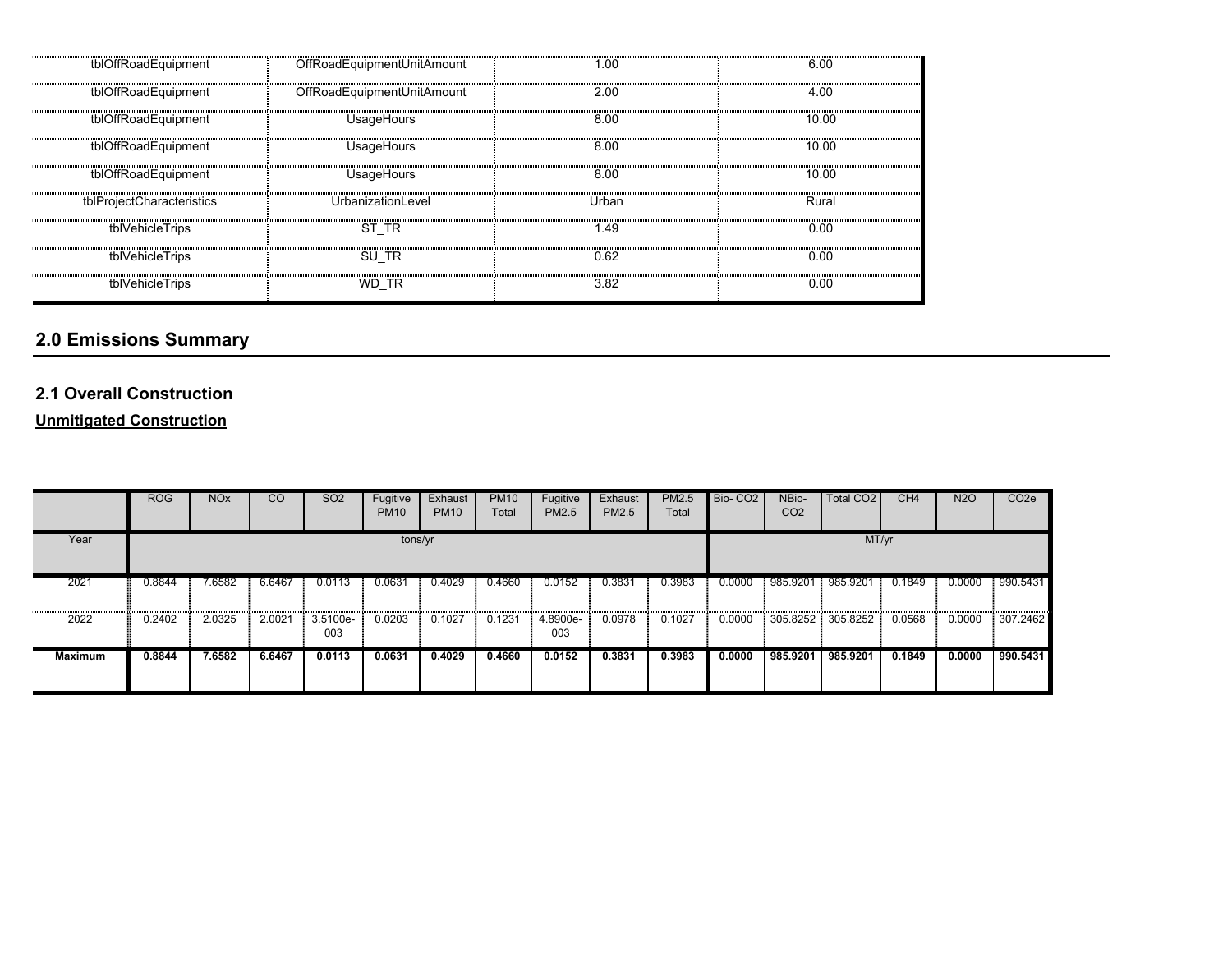| | | | |
|---|---|---|---|
| tblOffRoadEquipment | OffRoadEquipmentUnitAmount | 1.00 | 6.00 |
| tblOffRoadEquipment | OffRoadEquipmentUnitAmount | 2.00 | 4.00 |
| tblOffRoadEquipment | UsageHours | 8.00 | 10.00 |
| tblOffRoadEquipment | UsageHours | 8.00 | 10.00 |
| tblOffRoadEquipment | UsageHours | 8.00 | 10.00 |
| tblProjectCharacteristics | UrbanizationLevel | Urban | Rural |
| tblVehicleTrips | ST_TR | 1.49 | 0.00 |
| tblVehicleTrips | SU_TR | 0.62 | 0.00 |
| tblVehicleTrips | WD_TR | 3.82 | 0.00 |

## 2.0 Emissions Summary

### 2.1 Overall Construction

**Unmitigated Construction**

| | ROG | NOx | CO | SO2 | Fugitive PM10 | Exhaust PM10 | PM10 Total | Fugitive PM2.5 | Exhaust PM2.5 | PM2.5 Total | Bio- CO2 | NBio- CO2 | Total CO2 | CH4 | N2O | CO2e |
|---|---|---|---|---|---|---|---|---|---|---|---|---|---|---|---|---|
| Year | tons/yr | | | | | | | | | | MT/yr | | | | | |
| 2021 | 0.8844 | 7.6582 | 6.6467 | 0.0113 | 0.0631 | 0.4029 | 0.4660 | 0.0152 | 0.3831 | 0.3983 | 0.0000 | 985.9201 | 985.9201 | 0.1849 | 0.0000 | 990.5431 |
| 2022 | 0.2402 | 2.0325 | 2.0021 | 3.5100e-003 | 0.0203 | 0.1027 | 0.1231 | 4.8900e-003 | 0.0978 | 0.1027 | 0.0000 | 305.8252 | 305.8252 | 0.0568 | 0.0000 | 307.2462 |
| **Maximum** | **0.8844** | **7.6582** | **6.6467** | **0.0113** | **0.0631** | **0.4029** | **0.4660** | **0.0152** | **0.3831** | **0.3983** | **0.0000** | **985.9201** | **985.9201** | **0.1849** | **0.0000** | **990.5431** |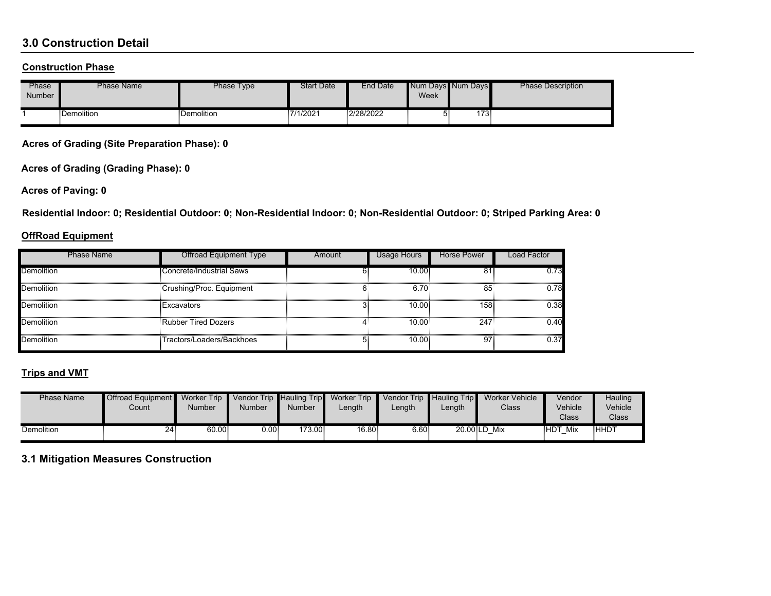## 3.0 Construction Detail

### Construction Phase

| Phase Number | Phase Name | Phase Type | Start Date | End Date | Num Days Week | Num Days | Phase Description |
|---|---|---|---|---|---|---|---|
| 1 | Demolition | Demolition | 7/1/2021 | 2/28/2022 | 5 | 173 | |

**Acres of Grading (Site Preparation Phase): 0**

**Acres of Grading (Grading Phase): 0**

**Acres of Paving: 0**

**Residential Indoor: 0; Residential Outdoor: 0; Non-Residential Indoor: 0; Non-Residential Outdoor: 0; Striped Parking Area: 0**

### OffRoad Equipment

| Phase Name | Offroad Equipment Type | Amount | Usage Hours | Horse Power | Load Factor |
|---|---|---|---|---|---|
| Demolition | Concrete/Industrial Saws | 6 | 10.00 | 81 | 0.73 |
| Demolition | Crushing/Proc. Equipment | 6 | 6.70 | 85 | 0.78 |
| Demolition | Excavators | 3 | 10.00 | 158 | 0.38 |
| Demolition | Rubber Tired Dozers | 4 | 10.00 | 247 | 0.40 |
| Demolition | Tractors/Loaders/Backhoes | 5 | 10.00 | 97 | 0.37 |

### Trips and VMT

| Phase Name | Offroad Equipment Count | Worker Trip Number | Vendor Trip Number | Hauling Trip Number | Worker Trip Length | Vendor Trip Length | Hauling Trip Length | Worker Vehicle Class | Vendor Vehicle Class | Hauling Vehicle Class |
|---|---|---|---|---|---|---|---|---|---|---|
| Demolition | 24 | 60.00 | 0.00 | 173.00 | 16.80 | 6.60 | 20.00 | LD_Mix | HDT_Mix | HHDT |

## 3.1 Mitigation Measures Construction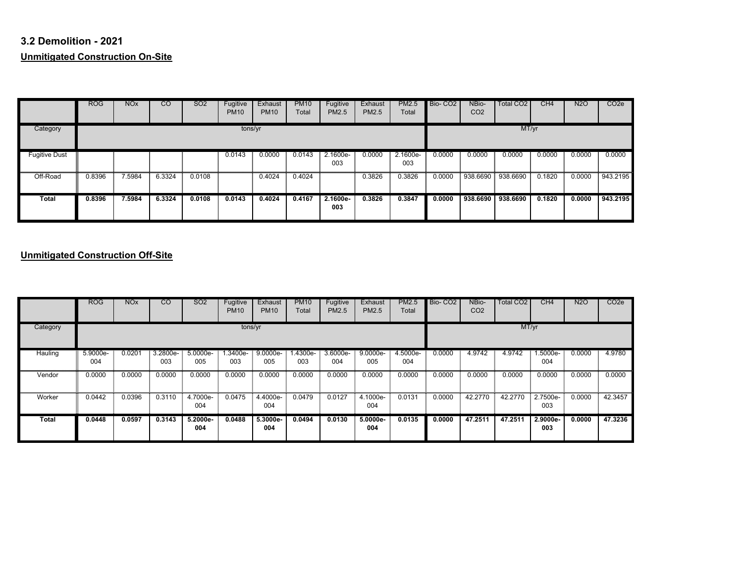## 3.2 Demolition - 2021

**Unmitigated Construction On-Site**

| | ROG | NOx | CO | SO2 | Fugitive PM10 | Exhaust PM10 | PM10 Total | Fugitive PM2.5 | Exhaust PM2.5 | PM2.5 Total | Bio- CO2 | NBio- CO2 | Total CO2 | CH4 | N2O | CO2e |
|---|---|---|---|---|---|---|---|---|---|---|---|---|---|---|---|---|
| Category | tons/yr | | | | | | | | | | MT/yr | | | | | |
| Fugitive Dust | | | | | 0.0143 | 0.0000 | 0.0143 | 2.1600e-003 | 0.0000 | 2.1600e-003 | 0.0000 | 0.0000 | 0.0000 | 0.0000 | 0.0000 | 0.0000 |
| Off-Road | 0.8396 | 7.5984 | 6.3324 | 0.0108 | | 0.4024 | 0.4024 | | 0.3826 | 0.3826 | 0.0000 | 938.6690 | 938.6690 | 0.1820 | 0.0000 | 943.2195 |
| **Total** | **0.8396** | **7.5984** | **6.3324** | **0.0108** | **0.0143** | **0.4024** | **0.4167** | **2.1600e-003** | **0.3826** | **0.3847** | **0.0000** | **938.6690** | **938.6690** | **0.1820** | **0.0000** | **943.2195** |

**Unmitigated Construction Off-Site**

| | ROG | NOx | CO | SO2 | Fugitive PM10 | Exhaust PM10 | PM10 Total | Fugitive PM2.5 | Exhaust PM2.5 | PM2.5 Total | Bio- CO2 | NBio- CO2 | Total CO2 | CH4 | N2O | CO2e |
|---|---|---|---|---|---|---|---|---|---|---|---|---|---|---|---|---|
| Category | tons/yr | | | | | | | | | | MT/yr | | | | | |
| Hauling | 5.9000e-004 | 0.0201 | 3.2800e-003 | 5.0000e-005 | 1.3400e-003 | 9.0000e-005 | 1.4300e-003 | 3.6000e-004 | 9.0000e-005 | 4.5000e-004 | 0.0000 | 4.9742 | 4.9742 | 1.5000e-004 | 0.0000 | 4.9780 |
| Vendor | 0.0000 | 0.0000 | 0.0000 | 0.0000 | 0.0000 | 0.0000 | 0.0000 | 0.0000 | 0.0000 | 0.0000 | 0.0000 | 0.0000 | 0.0000 | 0.0000 | 0.0000 | 0.0000 |
| Worker | 0.0442 | 0.0396 | 0.3110 | 4.7000e-004 | 0.0475 | 4.4000e-004 | 0.0479 | 0.0127 | 4.1000e-004 | 0.0131 | 0.0000 | 42.2770 | 42.2770 | 2.7500e-003 | 0.0000 | 42.3457 |
| **Total** | **0.0448** | **0.0597** | **0.3143** | **5.2000e-004** | **0.0488** | **5.3000e-004** | **0.0494** | **0.0130** | **5.0000e-004** | **0.0135** | **0.0000** | **47.2511** | **47.2511** | **2.9000e-003** | **0.0000** | **47.3236** |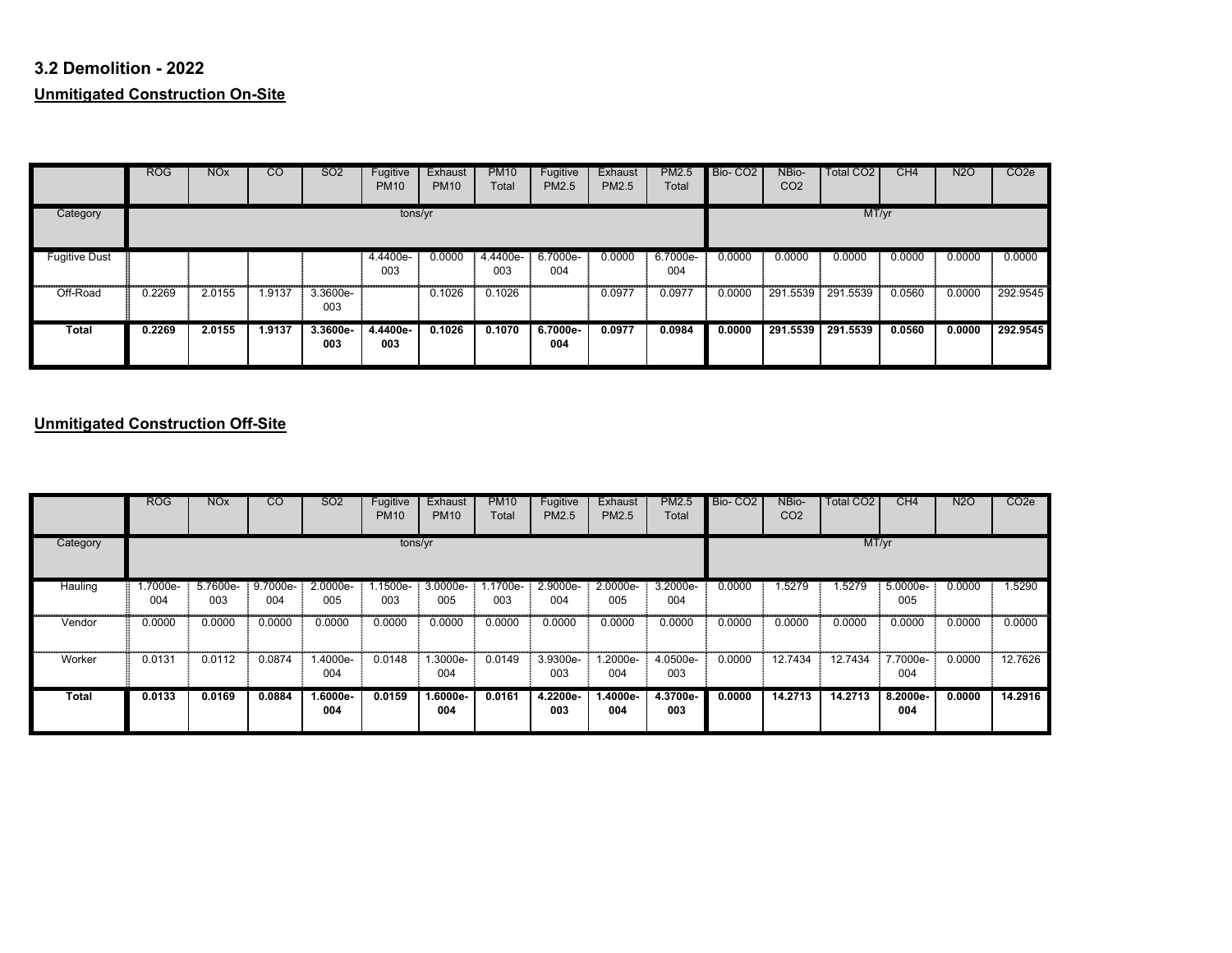## 3.2 Demolition - 2022

**Unmitigated Construction On-Site**

| | ROG | NOx | CO | SO2 | Fugitive PM10 | Exhaust PM10 | PM10 Total | Fugitive PM2.5 | Exhaust PM2.5 | PM2.5 Total | Bio- CO2 | NBio- CO2 | Total CO2 | CH4 | N2O | CO2e |
|---|---|---|---|---|---|---|---|---|---|---|---|---|---|---|---|---|
| Category | tons/yr | | | | | | | | | | MT/yr | | | | | |
| Fugitive Dust | | | | | 4.4400e-003 | 0.0000 | 4.4400e-003 | 6.7000e-004 | 0.0000 | 6.7000e-004 | 0.0000 | 0.0000 | 0.0000 | 0.0000 | 0.0000 | 0.0000 |
| Off-Road | 0.2269 | 2.0155 | 1.9137 | 3.3600e-003 | | 0.1026 | 0.1026 | | 0.0977 | 0.0977 | 0.0000 | 291.5539 | 291.5539 | 0.0560 | 0.0000 | 292.9545 |
| **Total** | **0.2269** | **2.0155** | **1.9137** | **3.3600e-003** | **4.4400e-003** | **0.1026** | **0.1070** | **6.7000e-004** | **0.0977** | **0.0984** | **0.0000** | **291.5539** | **291.5539** | **0.0560** | **0.0000** | **292.9545** |

**Unmitigated Construction Off-Site**

| | ROG | NOx | CO | SO2 | Fugitive PM10 | Exhaust PM10 | PM10 Total | Fugitive PM2.5 | Exhaust PM2.5 | PM2.5 Total | Bio- CO2 | NBio- CO2 | Total CO2 | CH4 | N2O | CO2e |
|---|---|---|---|---|---|---|---|---|---|---|---|---|---|---|---|---|
| Category | tons/yr | | | | | | | | | | MT/yr | | | | | |
| Hauling | 1.7000e-004 | 5.7600e-003 | 9.7000e-004 | 2.0000e-005 | 1.1500e-003 | 3.0000e-005 | 1.1700e-003 | 2.9000e-004 | 2.0000e-005 | 3.2000e-004 | 0.0000 | 1.5279 | 1.5279 | 5.0000e-005 | 0.0000 | 1.5290 |
| Vendor | 0.0000 | 0.0000 | 0.0000 | 0.0000 | 0.0000 | 0.0000 | 0.0000 | 0.0000 | 0.0000 | 0.0000 | 0.0000 | 0.0000 | 0.0000 | 0.0000 | 0.0000 | 0.0000 |
| Worker | 0.0131 | 0.0112 | 0.0874 | 1.4000e-004 | 0.0148 | 1.3000e-004 | 0.0149 | 3.9300e-003 | 1.2000e-004 | 4.0500e-003 | 0.0000 | 12.7434 | 12.7434 | 7.7000e-004 | 0.0000 | 12.7626 |
| **Total** | **0.0133** | **0.0169** | **0.0884** | **1.6000e-004** | **0.0159** | **1.6000e-004** | **0.0161** | **4.2200e-003** | **1.4000e-004** | **4.3700e-003** | **0.0000** | **14.2713** | **14.2713** | **8.2000e-004** | **0.0000** | **14.2916** |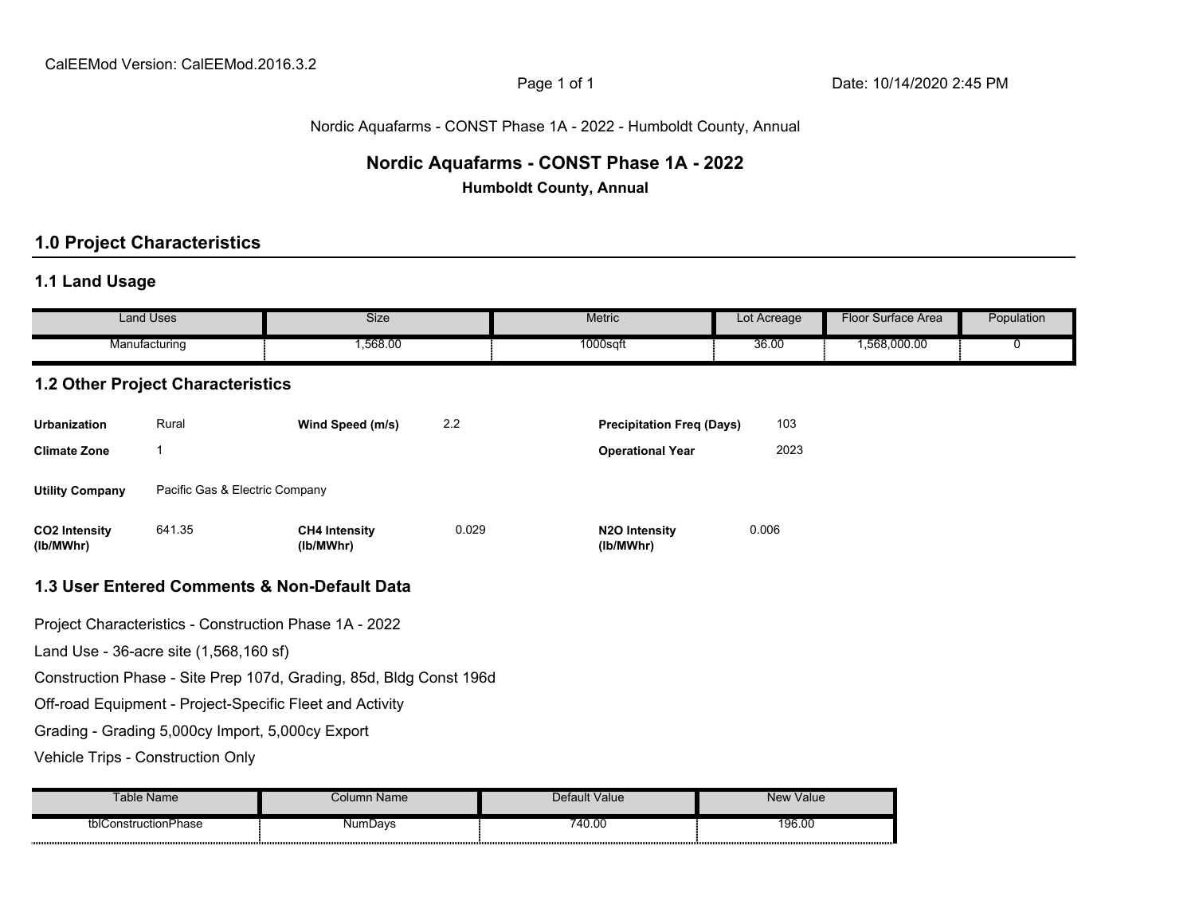CalEEMod Version: CalEEMod.2016.3.2

Date: 10/14/2020 2:45 PM

Nordic Aquafarms - CONST Phase 1A - 2022 - Humboldt County, Annual

# Nordic Aquafarms - CONST Phase 1A - 2022

**Humboldt County, Annual**

## 1.0 Project Characteristics

### 1.1 Land Usage

| Land Uses | Size | Metric | Lot Acreage | Floor Surface Area | Population |
|---|---|---|---|---|---|
| Manufacturing | 1,568.00 | 1000sqft | 36.00 | 1,568,000.00 | 0 |

### 1.2 Other Project Characteristics

| | | | | | |
|---|---|---|---|---|---|
| **Urbanization** | Rural | **Wind Speed (m/s)** | 2.2 | **Precipitation Freq (Days)** | 103 |
| **Climate Zone** | 1 | | | **Operational Year** | 2023 |
| **Utility Company** | Pacific Gas & Electric Company | | | | |
| **CO2 Intensity (lb/MWhr)** | 641.35 | **CH4 Intensity (lb/MWhr)** | 0.029 | **N2O Intensity (lb/MWhr)** | 0.006 |

### 1.3 User Entered Comments & Non-Default Data

Project Characteristics - Construction Phase 1A - 2022

Land Use - 36-acre site (1,568,160 sf)

Construction Phase - Site Prep 107d, Grading, 85d, Bldg Const 196d

Off-road Equipment - Project-Specific Fleet and Activity

Grading - Grading 5,000cy Import, 5,000cy Export

Vehicle Trips - Construction Only

| Table Name | Column Name | Default Value | New Value |
|---|---|---|---|
| tblConstructionPhase | NumDays | 740.00 | 196.00 |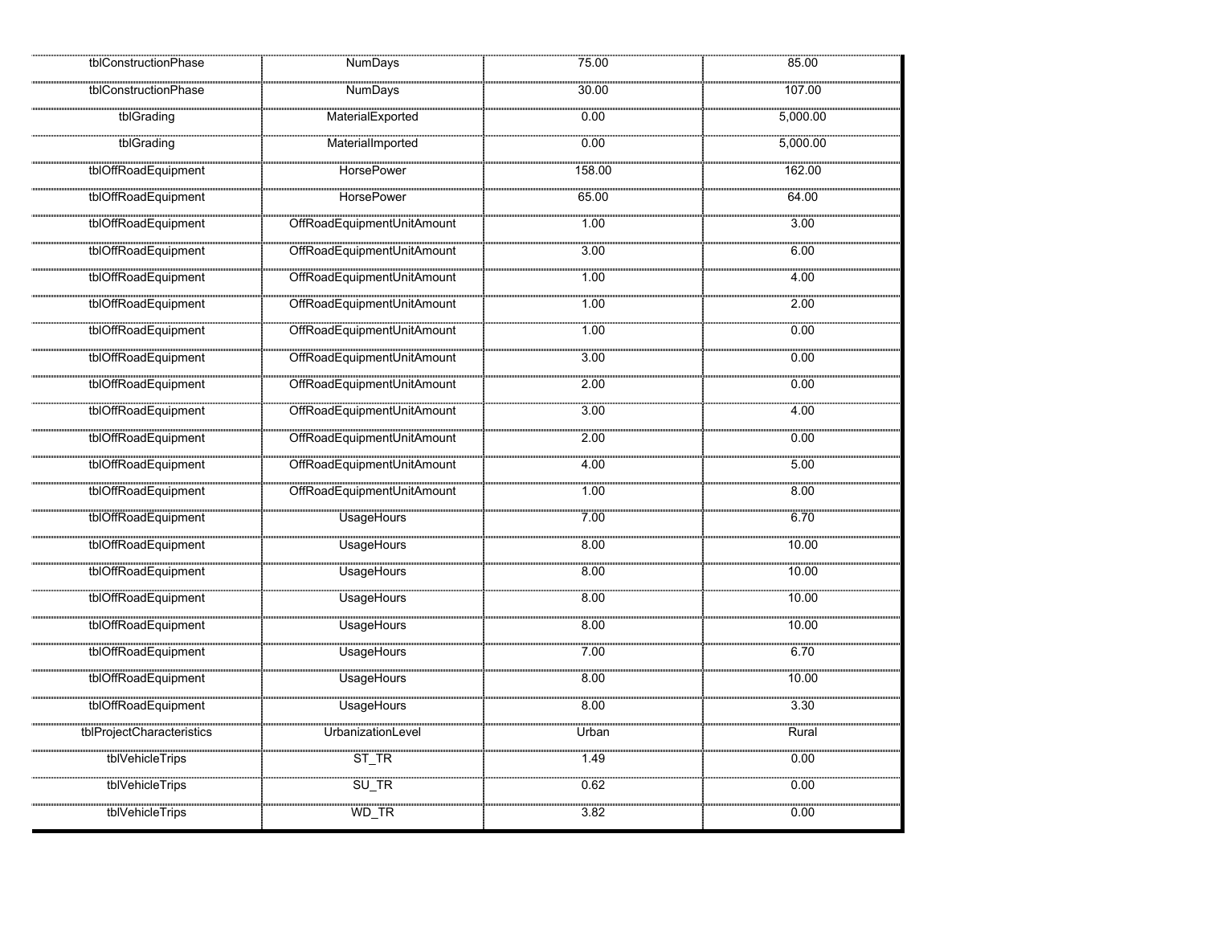| | | | |
|---|---|---|---|
| tblConstructionPhase | NumDays | 75.00 | 85.00 |
| tblConstructionPhase | NumDays | 30.00 | 107.00 |
| tblGrading | MaterialExported | 0.00 | 5,000.00 |
| tblGrading | MaterialImported | 0.00 | 5,000.00 |
| tblOffRoadEquipment | HorsePower | 158.00 | 162.00 |
| tblOffRoadEquipment | HorsePower | 65.00 | 64.00 |
| tblOffRoadEquipment | OffRoadEquipmentUnitAmount | 1.00 | 3.00 |
| tblOffRoadEquipment | OffRoadEquipmentUnitAmount | 3.00 | 6.00 |
| tblOffRoadEquipment | OffRoadEquipmentUnitAmount | 1.00 | 4.00 |
| tblOffRoadEquipment | OffRoadEquipmentUnitAmount | 1.00 | 2.00 |
| tblOffRoadEquipment | OffRoadEquipmentUnitAmount | 1.00 | 0.00 |
| tblOffRoadEquipment | OffRoadEquipmentUnitAmount | 3.00 | 0.00 |
| tblOffRoadEquipment | OffRoadEquipmentUnitAmount | 2.00 | 0.00 |
| tblOffRoadEquipment | OffRoadEquipmentUnitAmount | 3.00 | 4.00 |
| tblOffRoadEquipment | OffRoadEquipmentUnitAmount | 2.00 | 0.00 |
| tblOffRoadEquipment | OffRoadEquipmentUnitAmount | 4.00 | 5.00 |
| tblOffRoadEquipment | OffRoadEquipmentUnitAmount | 1.00 | 8.00 |
| tblOffRoadEquipment | UsageHours | 7.00 | 6.70 |
| tblOffRoadEquipment | UsageHours | 8.00 | 10.00 |
| tblOffRoadEquipment | UsageHours | 8.00 | 10.00 |
| tblOffRoadEquipment | UsageHours | 8.00 | 10.00 |
| tblOffRoadEquipment | UsageHours | 8.00 | 10.00 |
| tblOffRoadEquipment | UsageHours | 7.00 | 6.70 |
| tblOffRoadEquipment | UsageHours | 8.00 | 10.00 |
| tblOffRoadEquipment | UsageHours | 8.00 | 3.30 |
| tblProjectCharacteristics | UrbanizationLevel | Urban | Rural |
| tblVehicleTrips | ST_TR | 1.49 | 0.00 |
| tblVehicleTrips | SU_TR | 0.62 | 0.00 |
| tblVehicleTrips | WD_TR | 3.82 | 0.00 |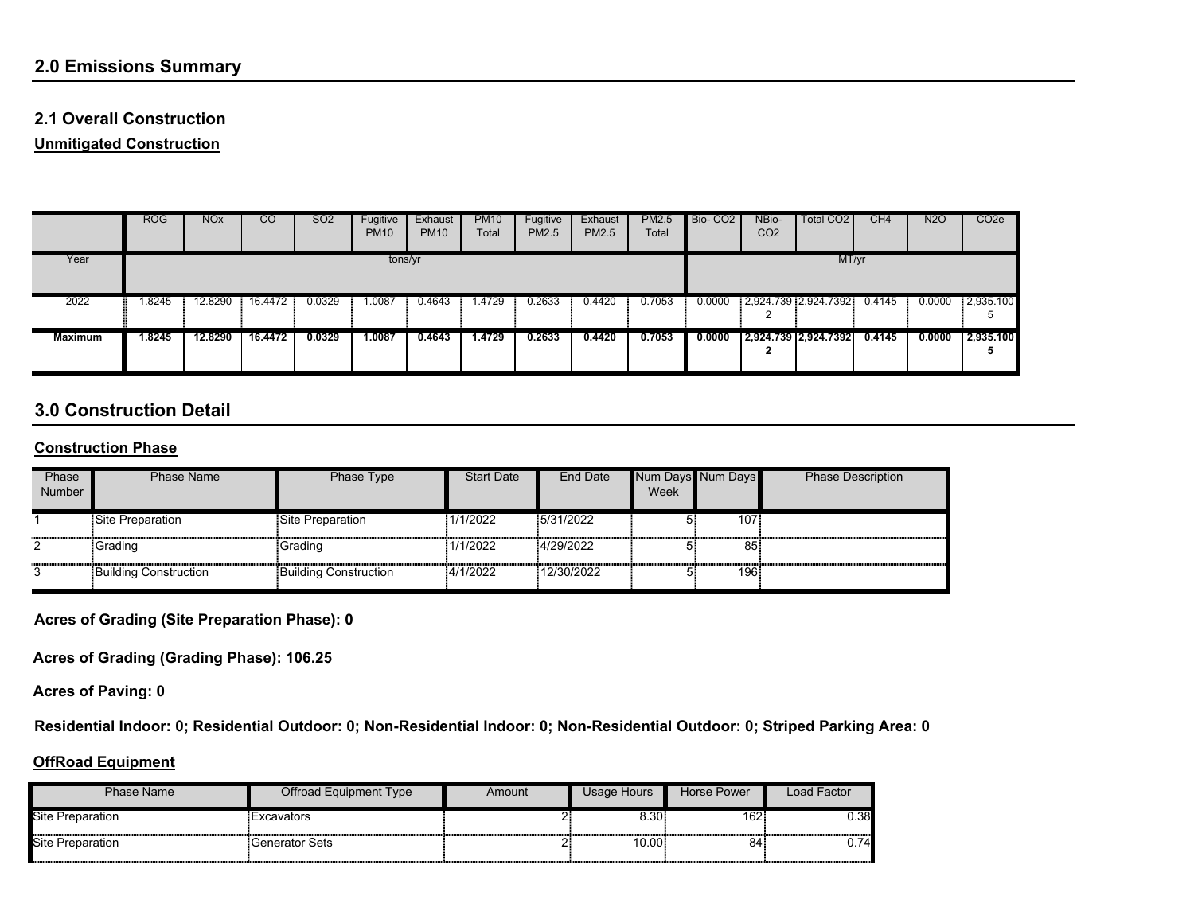## 2.0 Emissions Summary

### 2.1 Overall Construction

**Unmitigated Construction**

| | ROG | NOx | CO | SO2 | Fugitive PM10 | Exhaust PM10 | PM10 Total | Fugitive PM2.5 | Exhaust PM2.5 | PM2.5 Total | Bio- CO2 | NBio- CO2 | Total CO2 | CH4 | N2O | CO2e |
|---|---|---|---|---|---|---|---|---|---|---|---|---|---|---|---|---|
| Year | tons/yr | | | | | | | | | | MT/yr | | | | | |
| 2022 | 1.8245 | 12.8290 | 16.4472 | 0.0329 | 1.0087 | 0.4643 | 1.4729 | 0.2633 | 0.4420 | 0.7053 | 0.0000 | 2,924.7392 | 2,924.7392 | 0.4145 | 0.0000 | 2,935.1005 |
| **Maximum** | **1.8245** | **12.8290** | **16.4472** | **0.0329** | **1.0087** | **0.4643** | **1.4729** | **0.2633** | **0.4420** | **0.7053** | **0.0000** | **2,924.7392** | **2,924.7392** | **0.4145** | **0.0000** | **2,935.1005** |

## 3.0 Construction Detail

**Construction Phase**

| Phase Number | Phase Name | Phase Type | Start Date | End Date | Num Days Week | Num Days | Phase Description |
|---|---|---|---|---|---|---|---|
| 1 | Site Preparation | Site Preparation | 1/1/2022 | 5/31/2022 | 5 | 107 | |
| 2 | Grading | Grading | 1/1/2022 | 4/29/2022 | 5 | 85 | |
| 3 | Building Construction | Building Construction | 4/1/2022 | 12/30/2022 | 5 | 196 | |

**Acres of Grading (Site Preparation Phase): 0**

**Acres of Grading (Grading Phase): 106.25**

**Acres of Paving: 0**

**Residential Indoor: 0; Residential Outdoor: 0; Non-Residential Indoor: 0; Non-Residential Outdoor: 0; Striped Parking Area: 0**

**OffRoad Equipment**

| Phase Name | Offroad Equipment Type | Amount | Usage Hours | Horse Power | Load Factor |
|---|---|---|---|---|---|
| Site Preparation | Excavators | 2 | 8.30 | 162 | 0.38 |
| Site Preparation | Generator Sets | 2 | 10.00 | 84 | 0.74 |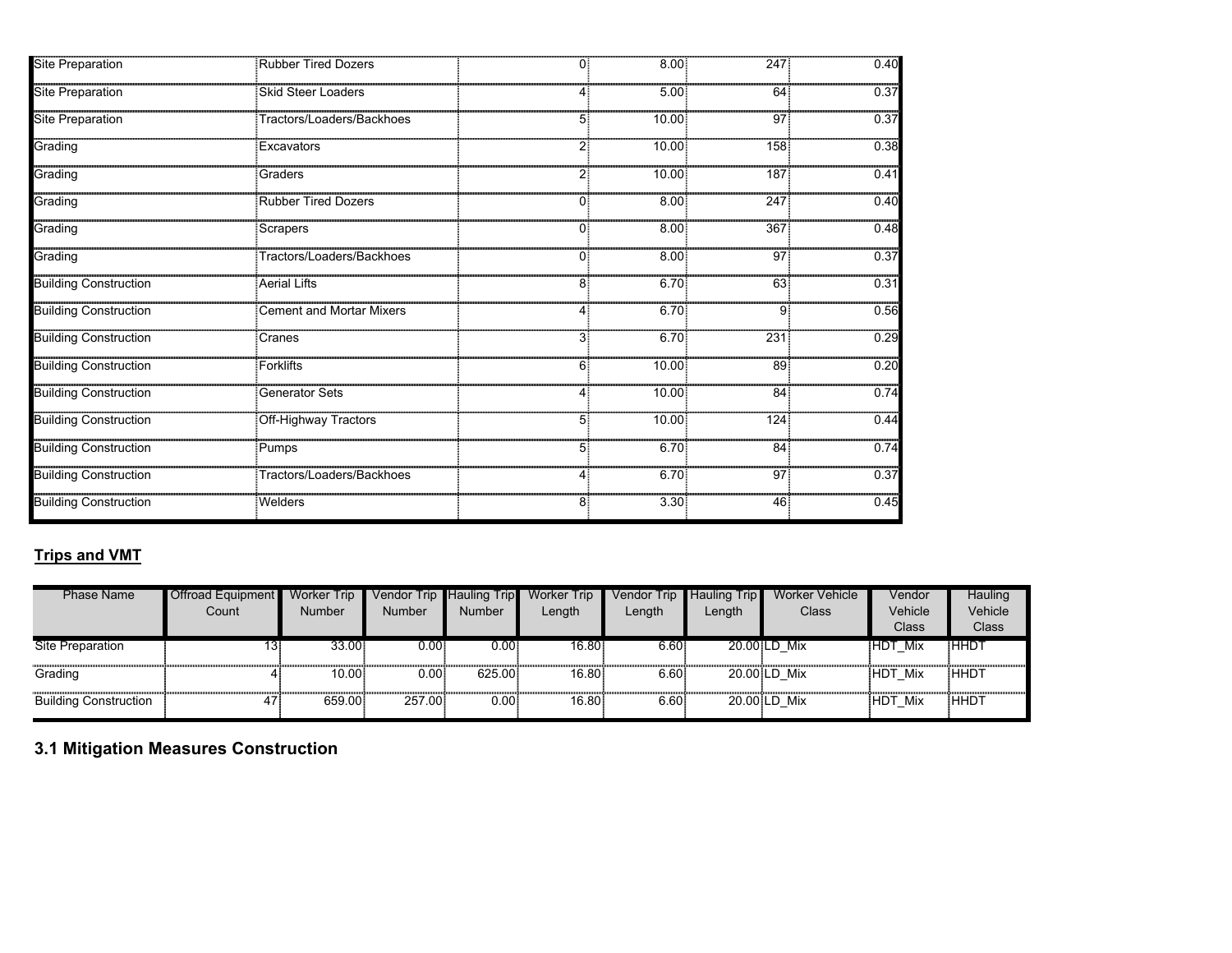| | | | | | |
|---|---|---|---|---|---|
| Site Preparation | Rubber Tired Dozers | 0 | 8.00 | 247 | 0.40 |
| Site Preparation | Skid Steer Loaders | 4 | 5.00 | 64 | 0.37 |
| Site Preparation | Tractors/Loaders/Backhoes | 5 | 10.00 | 97 | 0.37 |
| Grading | Excavators | 2 | 10.00 | 158 | 0.38 |
| Grading | Graders | 2 | 10.00 | 187 | 0.41 |
| Grading | Rubber Tired Dozers | 0 | 8.00 | 247 | 0.40 |
| Grading | Scrapers | 0 | 8.00 | 367 | 0.48 |
| Grading | Tractors/Loaders/Backhoes | 0 | 8.00 | 97 | 0.37 |
| Building Construction | Aerial Lifts | 8 | 6.70 | 63 | 0.31 |
| Building Construction | Cement and Mortar Mixers | 4 | 6.70 | 9 | 0.56 |
| Building Construction | Cranes | 3 | 6.70 | 231 | 0.29 |
| Building Construction | Forklifts | 6 | 10.00 | 89 | 0.20 |
| Building Construction | Generator Sets | 4 | 10.00 | 84 | 0.74 |
| Building Construction | Off-Highway Tractors | 5 | 10.00 | 124 | 0.44 |
| Building Construction | Pumps | 5 | 6.70 | 84 | 0.74 |
| Building Construction | Tractors/Loaders/Backhoes | 4 | 6.70 | 97 | 0.37 |
| Building Construction | Welders | 8 | 3.30 | 46 | 0.45 |

**Trips and VMT**

| Phase Name | Offroad Equipment Count | Worker Trip Number | Vendor Trip Number | Hauling Trip Number | Worker Trip Length | Vendor Trip Length | Hauling Trip Length | Worker Vehicle Class | Vendor Vehicle Class | Hauling Vehicle Class |
|---|---|---|---|---|---|---|---|---|---|---|
| Site Preparation | 13 | 33.00 | 0.00 | 0.00 | 16.80 | 6.60 | 20.00 | LD_Mix | HDT_Mix | HHDT |
| Grading | 4 | 10.00 | 0.00 | 625.00 | 16.80 | 6.60 | 20.00 | LD_Mix | HDT_Mix | HHDT |
| Building Construction | 47 | 659.00 | 257.00 | 0.00 | 16.80 | 6.60 | 20.00 | LD_Mix | HDT_Mix | HHDT |

## 3.1 Mitigation Measures Construction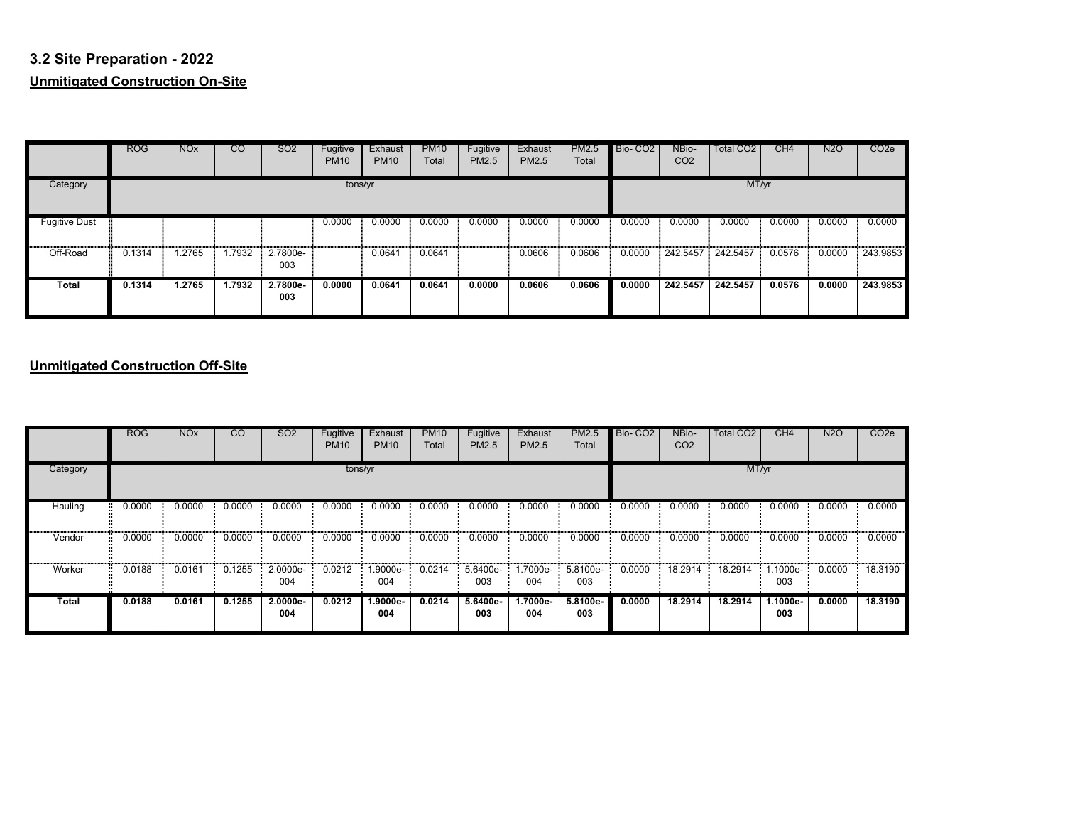### 3.2 Site Preparation - 2022

**Unmitigated Construction On-Site**

| | ROG | NOx | CO | SO2 | Fugitive PM10 | Exhaust PM10 | PM10 Total | Fugitive PM2.5 | Exhaust PM2.5 | PM2.5 Total | Bio- CO2 | NBio- CO2 | Total CO2 | CH4 | N2O | CO2e |
|---|---|---|---|---|---|---|---|---|---|---|---|---|---|---|---|---|
| Category | tons/yr | | | | | | | | | | MT/yr | | | | | |
| Fugitive Dust | | | | | 0.0000 | 0.0000 | 0.0000 | 0.0000 | 0.0000 | 0.0000 | 0.0000 | 0.0000 | 0.0000 | 0.0000 | 0.0000 | 0.0000 |
| Off-Road | 0.1314 | 1.2765 | 1.7932 | 2.7800e-003 | | 0.0641 | 0.0641 | | 0.0606 | 0.0606 | 0.0000 | 242.5457 | 242.5457 | 0.0576 | 0.0000 | 243.9853 |
| **Total** | **0.1314** | **1.2765** | **1.7932** | **2.7800e-003** | **0.0000** | **0.0641** | **0.0641** | **0.0000** | **0.0606** | **0.0606** | **0.0000** | **242.5457** | **242.5457** | **0.0576** | **0.0000** | **243.9853** |

**Unmitigated Construction Off-Site**

| | ROG | NOx | CO | SO2 | Fugitive PM10 | Exhaust PM10 | PM10 Total | Fugitive PM2.5 | Exhaust PM2.5 | PM2.5 Total | Bio- CO2 | NBio- CO2 | Total CO2 | CH4 | N2O | CO2e |
|---|---|---|---|---|---|---|---|---|---|---|---|---|---|---|---|---|
| Category | tons/yr | | | | | | | | | | MT/yr | | | | | |
| Hauling | 0.0000 | 0.0000 | 0.0000 | 0.0000 | 0.0000 | 0.0000 | 0.0000 | 0.0000 | 0.0000 | 0.0000 | 0.0000 | 0.0000 | 0.0000 | 0.0000 | 0.0000 | 0.0000 |
| Vendor | 0.0000 | 0.0000 | 0.0000 | 0.0000 | 0.0000 | 0.0000 | 0.0000 | 0.0000 | 0.0000 | 0.0000 | 0.0000 | 0.0000 | 0.0000 | 0.0000 | 0.0000 | 0.0000 |
| Worker | 0.0188 | 0.0161 | 0.1255 | 2.0000e-004 | 0.0212 | 1.9000e-004 | 0.0214 | 5.6400e-003 | 1.7000e-004 | 5.8100e-003 | 0.0000 | 18.2914 | 18.2914 | 1.1000e-003 | 0.0000 | 18.3190 |
| **Total** | **0.0188** | **0.0161** | **0.1255** | **2.0000e-004** | **0.0212** | **1.9000e-004** | **0.0214** | **5.6400e-003** | **1.7000e-004** | **5.8100e-003** | **0.0000** | **18.2914** | **18.2914** | **1.1000e-003** | **0.0000** | **18.3190** |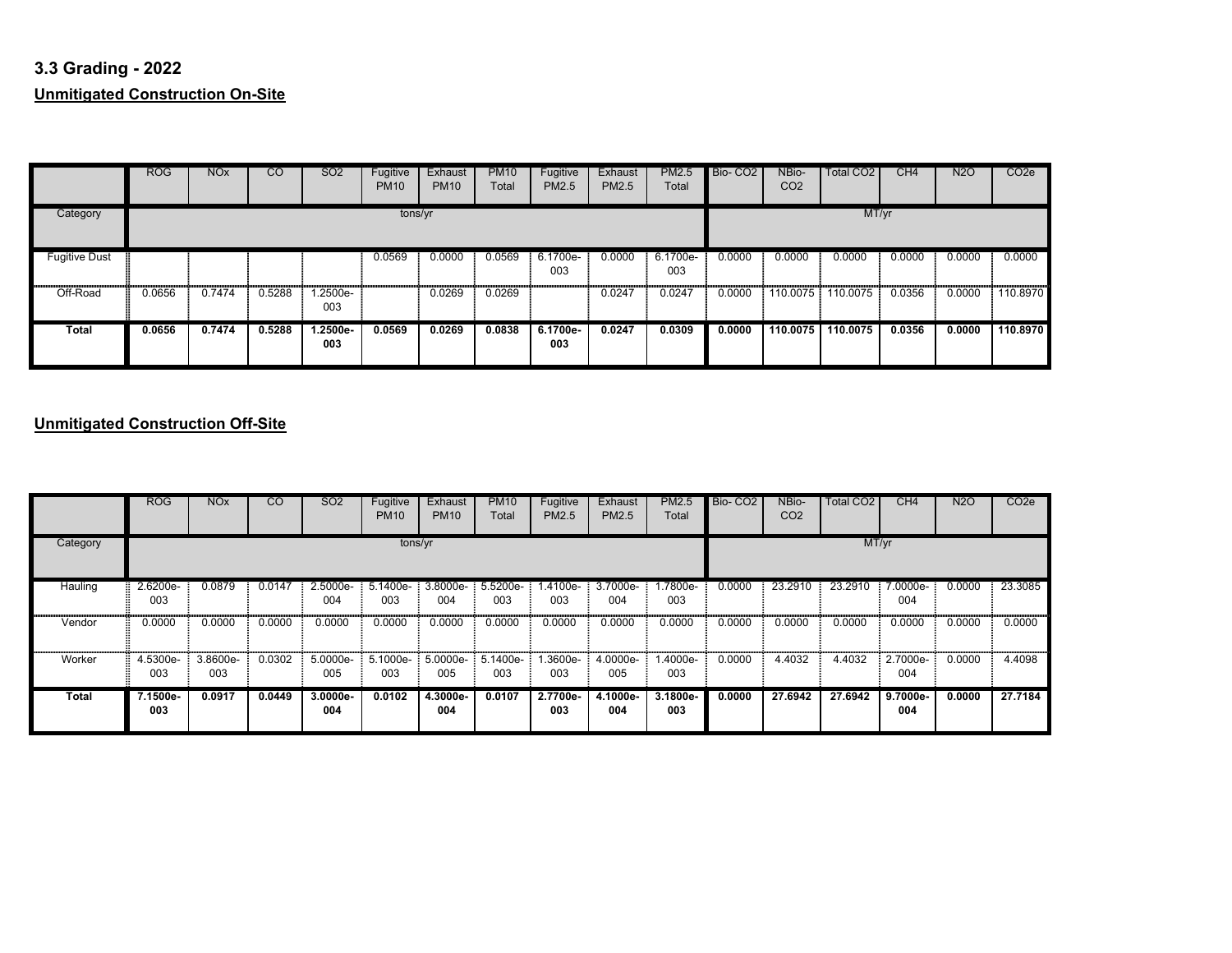## 3.3 Grading - 2022

### Unmitigated Construction On-Site

| | ROG | NOx | CO | SO2 | Fugitive PM10 | Exhaust PM10 | PM10 Total | Fugitive PM2.5 | Exhaust PM2.5 | PM2.5 Total | Bio- CO2 | NBio- CO2 | Total CO2 | CH4 | N2O | CO2e |
|---|---|---|---|---|---|---|---|---|---|---|---|---|---|---|---|---|
| Category | tons/yr | | | | | | | | | | MT/yr | | | | | |
| Fugitive Dust | | | | | 0.0569 | 0.0000 | 0.0569 | 6.1700e-003 | 0.0000 | 6.1700e-003 | 0.0000 | 0.0000 | 0.0000 | 0.0000 | 0.0000 | 0.0000 |
| Off-Road | 0.0656 | 0.7474 | 0.5288 | 1.2500e-003 | | 0.0269 | 0.0269 | | 0.0247 | 0.0247 | 0.0000 | 110.0075 | 110.0075 | 0.0356 | 0.0000 | 110.8970 |
| **Total** | **0.0656** | **0.7474** | **0.5288** | **1.2500e-003** | **0.0569** | **0.0269** | **0.0838** | **6.1700e-003** | **0.0247** | **0.0309** | **0.0000** | **110.0075** | **110.0075** | **0.0356** | **0.0000** | **110.8970** |

### Unmitigated Construction Off-Site

| | ROG | NOx | CO | SO2 | Fugitive PM10 | Exhaust PM10 | PM10 Total | Fugitive PM2.5 | Exhaust PM2.5 | PM2.5 Total | Bio- CO2 | NBio- CO2 | Total CO2 | CH4 | N2O | CO2e |
|---|---|---|---|---|---|---|---|---|---|---|---|---|---|---|---|---|
| Category | tons/yr | | | | | | | | | | MT/yr | | | | | |
| Hauling | 2.6200e-003 | 0.0879 | 0.0147 | 2.5000e-004 | 5.1400e-003 | 3.8000e-004 | 5.5200e-003 | 1.4100e-003 | 3.7000e-004 | 1.7800e-003 | 0.0000 | 23.2910 | 23.2910 | 7.0000e-004 | 0.0000 | 23.3085 |
| Vendor | 0.0000 | 0.0000 | 0.0000 | 0.0000 | 0.0000 | 0.0000 | 0.0000 | 0.0000 | 0.0000 | 0.0000 | 0.0000 | 0.0000 | 0.0000 | 0.0000 | 0.0000 | 0.0000 |
| Worker | 4.5300e-003 | 3.8600e-003 | 0.0302 | 5.0000e-005 | 5.1000e-003 | 5.0000e-005 | 5.1400e-003 | 1.3600e-003 | 4.0000e-005 | 1.4000e-003 | 0.0000 | 4.4032 | 4.4032 | 2.7000e-004 | 0.0000 | 4.4098 |
| **Total** | **7.1500e-003** | **0.0917** | **0.0449** | **3.0000e-004** | **0.0102** | **4.3000e-004** | **0.0107** | **2.7700e-003** | **4.1000e-004** | **3.1800e-003** | **0.0000** | **27.6942** | **27.6942** | **9.7000e-004** | **0.0000** | **27.7184** |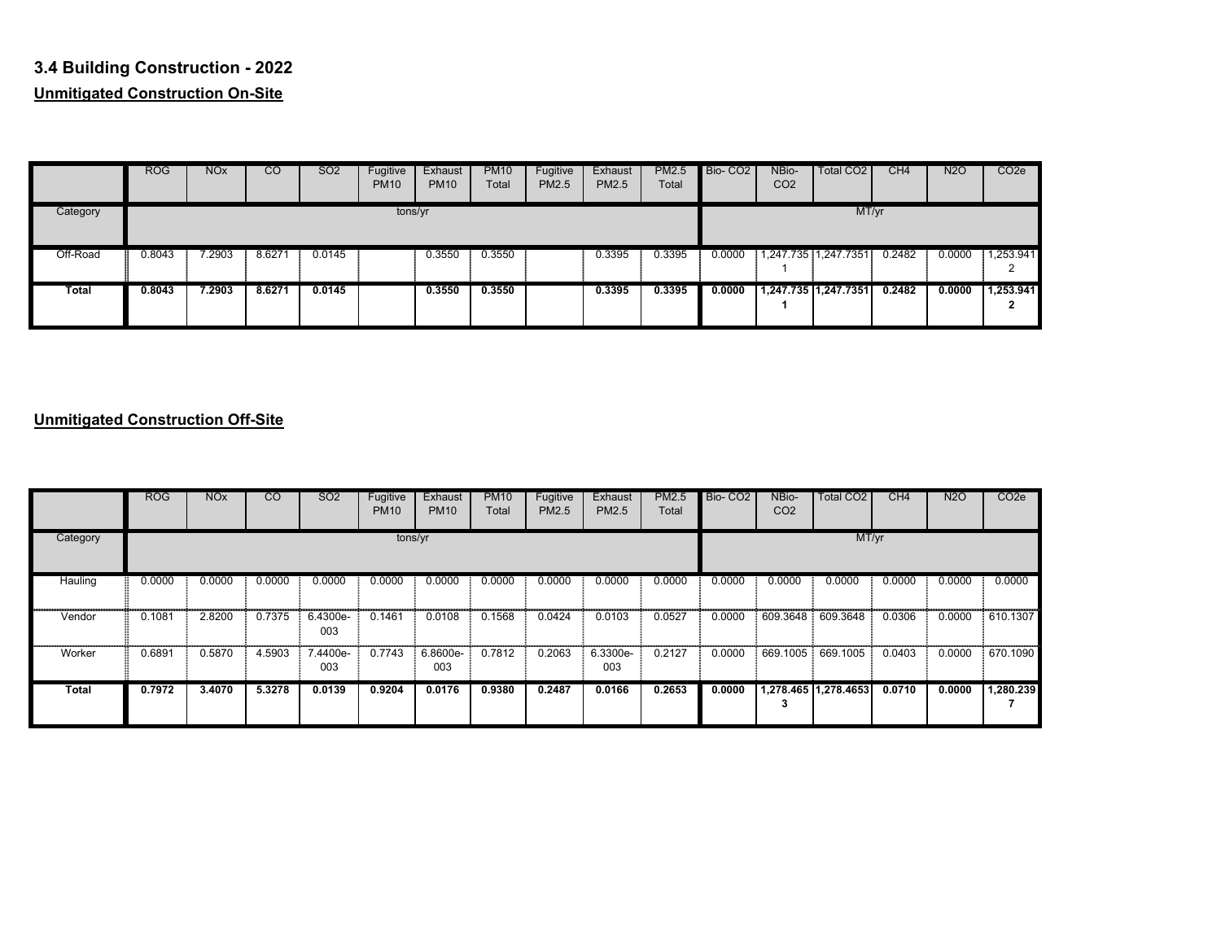### 3.4 Building Construction - 2022

**Unmitigated Construction On-Site**

| | ROG | NOx | CO | SO2 | Fugitive PM10 | Exhaust PM10 | PM10 Total | Fugitive PM2.5 | Exhaust PM2.5 | PM2.5 Total | Bio- CO2 | NBio- CO2 | Total CO2 | CH4 | N2O | CO2e |
|---|---|---|---|---|---|---|---|---|---|---|---|---|---|---|---|---|
| Category | tons/yr | | | | | | | | | | MT/yr | | | | | |
| Off-Road | 0.8043 | 7.2903 | 8.6271 | 0.0145 | | 0.3550 | 0.3550 | | 0.3395 | 0.3395 | 0.0000 | 1,247.7351 | 1,247.7351 | 0.2482 | 0.0000 | 1,253.9412 |
| **Total** | **0.8043** | **7.2903** | **8.6271** | **0.0145** | | **0.3550** | **0.3550** | | **0.3395** | **0.3395** | **0.0000** | **1,247.7351** | **1,247.7351** | **0.2482** | **0.0000** | **1,253.9412** |

**Unmitigated Construction Off-Site**

| | ROG | NOx | CO | SO2 | Fugitive PM10 | Exhaust PM10 | PM10 Total | Fugitive PM2.5 | Exhaust PM2.5 | PM2.5 Total | Bio- CO2 | NBio- CO2 | Total CO2 | CH4 | N2O | CO2e |
|---|---|---|---|---|---|---|---|---|---|---|---|---|---|---|---|---|
| Category | tons/yr | | | | | | | | | | MT/yr | | | | | |
| Hauling | 0.0000 | 0.0000 | 0.0000 | 0.0000 | 0.0000 | 0.0000 | 0.0000 | 0.0000 | 0.0000 | 0.0000 | 0.0000 | 0.0000 | 0.0000 | 0.0000 | 0.0000 | 0.0000 |
| Vendor | 0.1081 | 2.8200 | 0.7375 | 6.4300e-003 | 0.1461 | 0.0108 | 0.1568 | 0.0424 | 0.0103 | 0.0527 | 0.0000 | 609.3648 | 609.3648 | 0.0306 | 0.0000 | 610.1307 |
| Worker | 0.6891 | 0.5870 | 4.5903 | 7.4400e-003 | 0.7743 | 6.8600e-003 | 0.7812 | 0.2063 | 6.3300e-003 | 0.2127 | 0.0000 | 669.1005 | 669.1005 | 0.0403 | 0.0000 | 670.1090 |
| **Total** | **0.7972** | **3.4070** | **5.3278** | **0.0139** | **0.9204** | **0.0176** | **0.9380** | **0.2487** | **0.0166** | **0.2653** | **0.0000** | **1,278.4653** | **1,278.4653** | **0.0710** | **0.0000** | **1,280.2397** |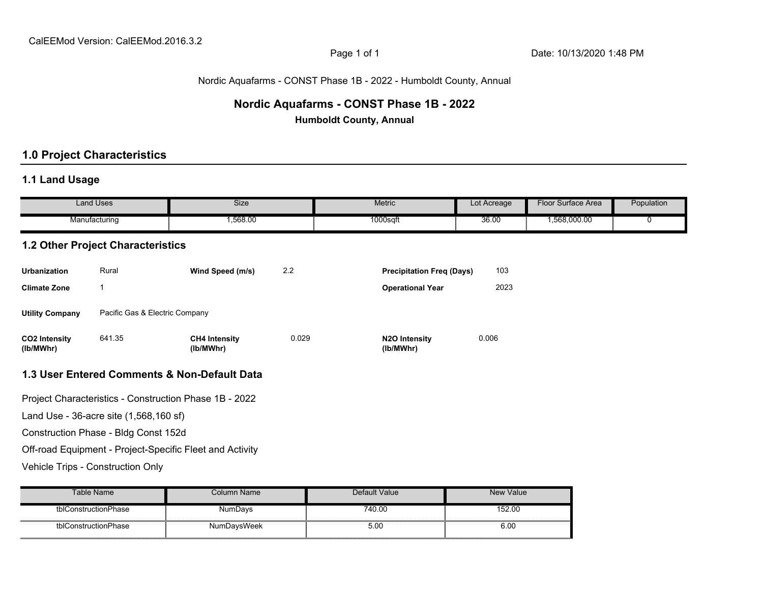CalEEMod Version: CalEEMod.2016.3.2

Nordic Aquafarms - CONST Phase 1B - 2022 - Humboldt County, Annual

# Nordic Aquafarms - CONST Phase 1B - 2022

**Humboldt County, Annual**

## 1.0 Project Characteristics

### 1.1 Land Usage

| Land Uses | Size | Metric | Lot Acreage | Floor Surface Area | Population |
|---|---|---|---|---|---|
| Manufacturing | 1,568.00 | 1000sqft | 36.00 | 1,568,000.00 | 0 |

### 1.2 Other Project Characteristics

| | | | | | |
|---|---|---|---|---|---|
| **Urbanization** | Rural | **Wind Speed (m/s)** | 2.2 | **Precipitation Freq (Days)** | 103 |
| **Climate Zone** | 1 | | | **Operational Year** | 2023 |
| **Utility Company** | Pacific Gas & Electric Company | | | | |
| **$CO_2$ Intensity (lb/MWhr)** | 641.35 | **$CH_4$ Intensity (lb/MWhr)** | 0.029 | **$N_2O$ Intensity (lb/MWhr)** | 0.006 |

### 1.3 User Entered Comments & Non-Default Data

Project Characteristics - Construction Phase 1B - 2022

Land Use - 36-acre site (1,568,160 sf)

Construction Phase - Bldg Const 152d

Off-road Equipment - Project-Specific Fleet and Activity

Vehicle Trips - Construction Only

| Table Name | Column Name | Default Value | New Value |
|---|---|---|---|
| tblConstructionPhase | NumDays | 740.00 | 152.00 |
| tblConstructionPhase | NumDaysWeek | 5.00 | 6.00 |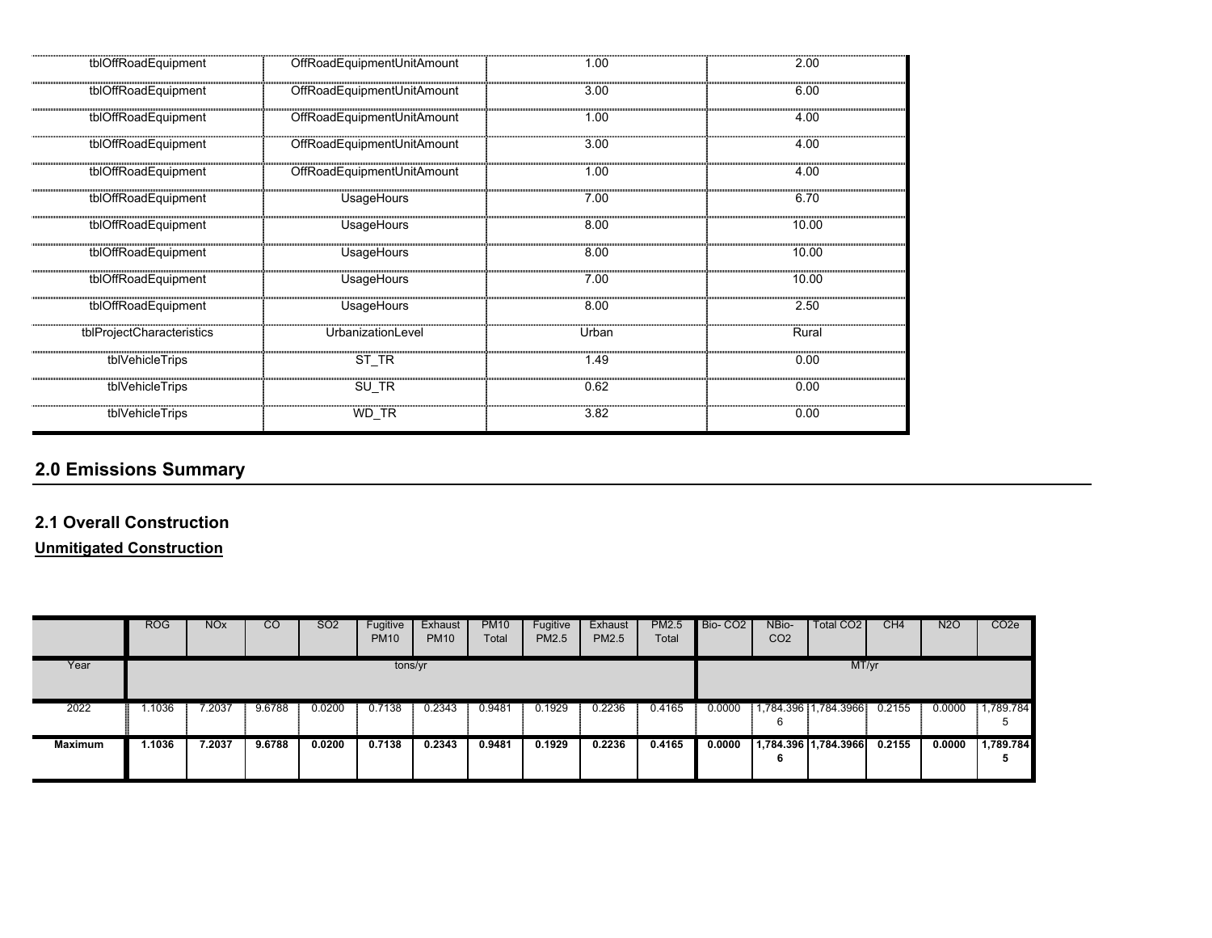| tblOffRoadEquipment | OffRoadEquipmentUnitAmount | 1.00 | 2.00 |
|---|---|---|---|
| tblOffRoadEquipment | OffRoadEquipmentUnitAmount | 3.00 | 6.00 |
| tblOffRoadEquipment | OffRoadEquipmentUnitAmount | 1.00 | 4.00 |
| tblOffRoadEquipment | OffRoadEquipmentUnitAmount | 3.00 | 4.00 |
| tblOffRoadEquipment | OffRoadEquipmentUnitAmount | 1.00 | 4.00 |
| tblOffRoadEquipment | UsageHours | 7.00 | 6.70 |
| tblOffRoadEquipment | UsageHours | 8.00 | 10.00 |
| tblOffRoadEquipment | UsageHours | 8.00 | 10.00 |
| tblOffRoadEquipment | UsageHours | 7.00 | 10.00 |
| tblOffRoadEquipment | UsageHours | 8.00 | 2.50 |
| tblProjectCharacteristics | UrbanizationLevel | Urban | Rural |
| tblVehicleTrips | ST_TR | 1.49 | 0.00 |
| tblVehicleTrips | SU_TR | 0.62 | 0.00 |
| tblVehicleTrips | WD_TR | 3.82 | 0.00 |

## 2.0 Emissions Summary

### 2.1 Overall Construction

**Unmitigated Construction**

| | ROG | NOx | CO | SO2 | Fugitive PM10 | Exhaust PM10 | PM10 Total | Fugitive PM2.5 | Exhaust PM2.5 | PM2.5 Total | Bio- CO2 | NBio- CO2 | Total CO2 | CH4 | N2O | CO2e |
|---|---|---|---|---|---|---|---|---|---|---|---|---|---|---|---|---|
| Year | tons/yr | | | | | | | | | | MT/yr | | | | | |
| 2022 | 1.1036 | 7.2037 | 9.6788 | 0.0200 | 0.7138 | 0.2343 | 0.9481 | 0.1929 | 0.2236 | 0.4165 | 0.0000 | 1,784.3966 | 1,784.3966 | 0.2155 | 0.0000 | 1,789.7845 |
| **Maximum** | **1.1036** | **7.2037** | **9.6788** | **0.0200** | **0.7138** | **0.2343** | **0.9481** | **0.1929** | **0.2236** | **0.4165** | **0.0000** | **1,784.3966** | **1,784.3966** | **0.2155** | **0.0000** | **1,789.7845** |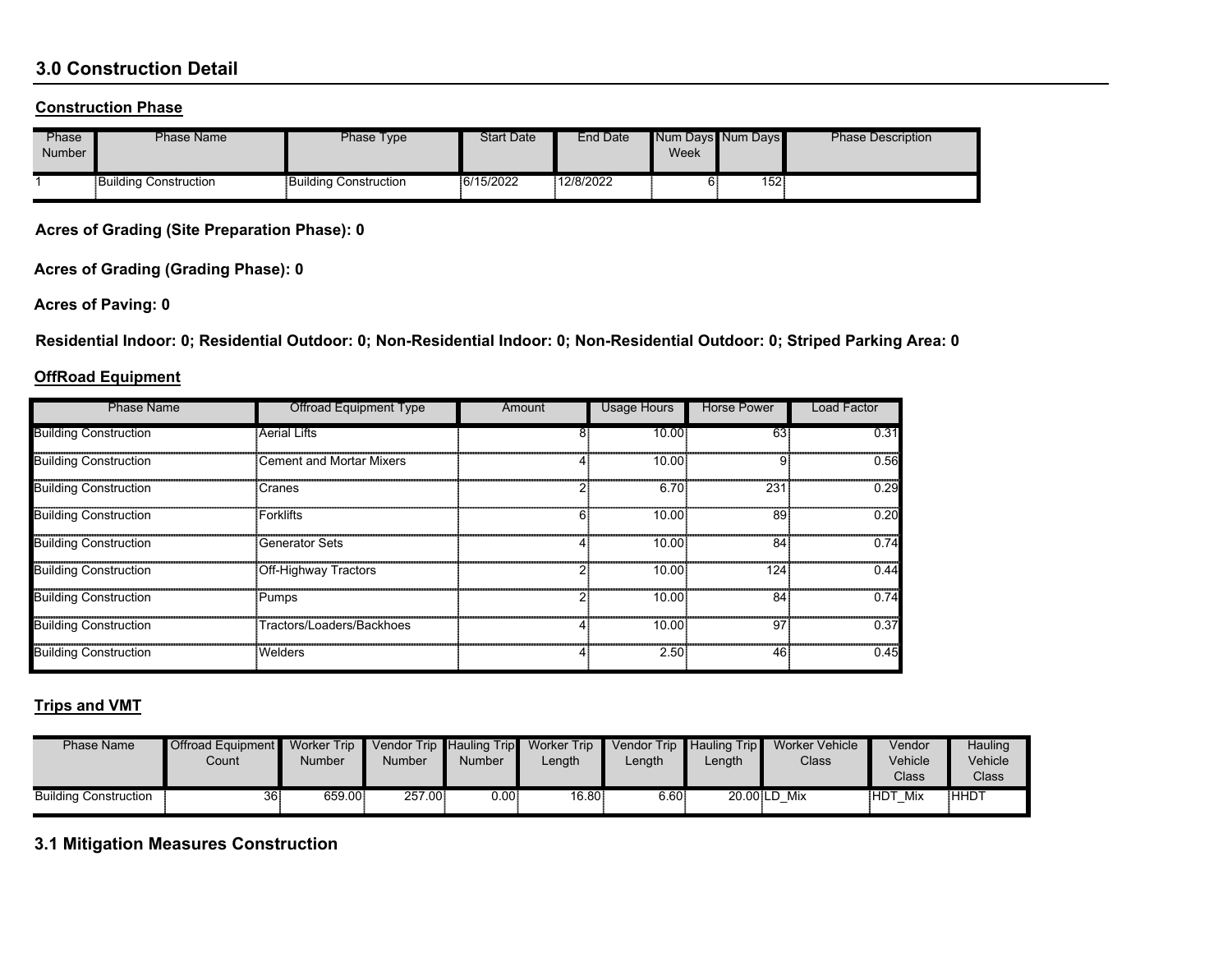## 3.0 Construction Detail

### Construction Phase

| Phase Number | Phase Name | Phase Type | Start Date | End Date | Num Days Week | Num Days | Phase Description |
|---|---|---|---|---|---|---|---|
| 1 | Building Construction | Building Construction | 6/15/2022 | 12/8/2022 | 6 | 152 | |

**Acres of Grading (Site Preparation Phase): 0**

**Acres of Grading (Grading Phase): 0**

**Acres of Paving: 0**

**Residential Indoor: 0; Residential Outdoor: 0; Non-Residential Indoor: 0; Non-Residential Outdoor: 0; Striped Parking Area: 0**

### OffRoad Equipment

| Phase Name | Offroad Equipment Type | Amount | Usage Hours | Horse Power | Load Factor |
|---|---|---|---|---|---|
| Building Construction | Aerial Lifts | 8 | 10.00 | 63 | 0.31 |
| Building Construction | Cement and Mortar Mixers | 4 | 10.00 | 9 | 0.56 |
| Building Construction | Cranes | 2 | 6.70 | 231 | 0.29 |
| Building Construction | Forklifts | 6 | 10.00 | 89 | 0.20 |
| Building Construction | Generator Sets | 4 | 10.00 | 84 | 0.74 |
| Building Construction | Off-Highway Tractors | 2 | 10.00 | 124 | 0.44 |
| Building Construction | Pumps | 2 | 10.00 | 84 | 0.74 |
| Building Construction | Tractors/Loaders/Backhoes | 4 | 10.00 | 97 | 0.37 |
| Building Construction | Welders | 4 | 2.50 | 46 | 0.45 |

### Trips and VMT

| Phase Name | Offroad Equipment Count | Worker Trip Number | Vendor Trip Number | Hauling Trip Number | Worker Trip Length | Vendor Trip Length | Hauling Trip Length | Worker Vehicle Class | Vendor Vehicle Class | Hauling Vehicle Class |
|---|---|---|---|---|---|---|---|---|---|---|
| Building Construction | 36 | 659.00 | 257.00 | 0.00 | 16.80 | 6.60 | 20.00 | LD_Mix | HDT_Mix | HHDT |

## 3.1 Mitigation Measures Construction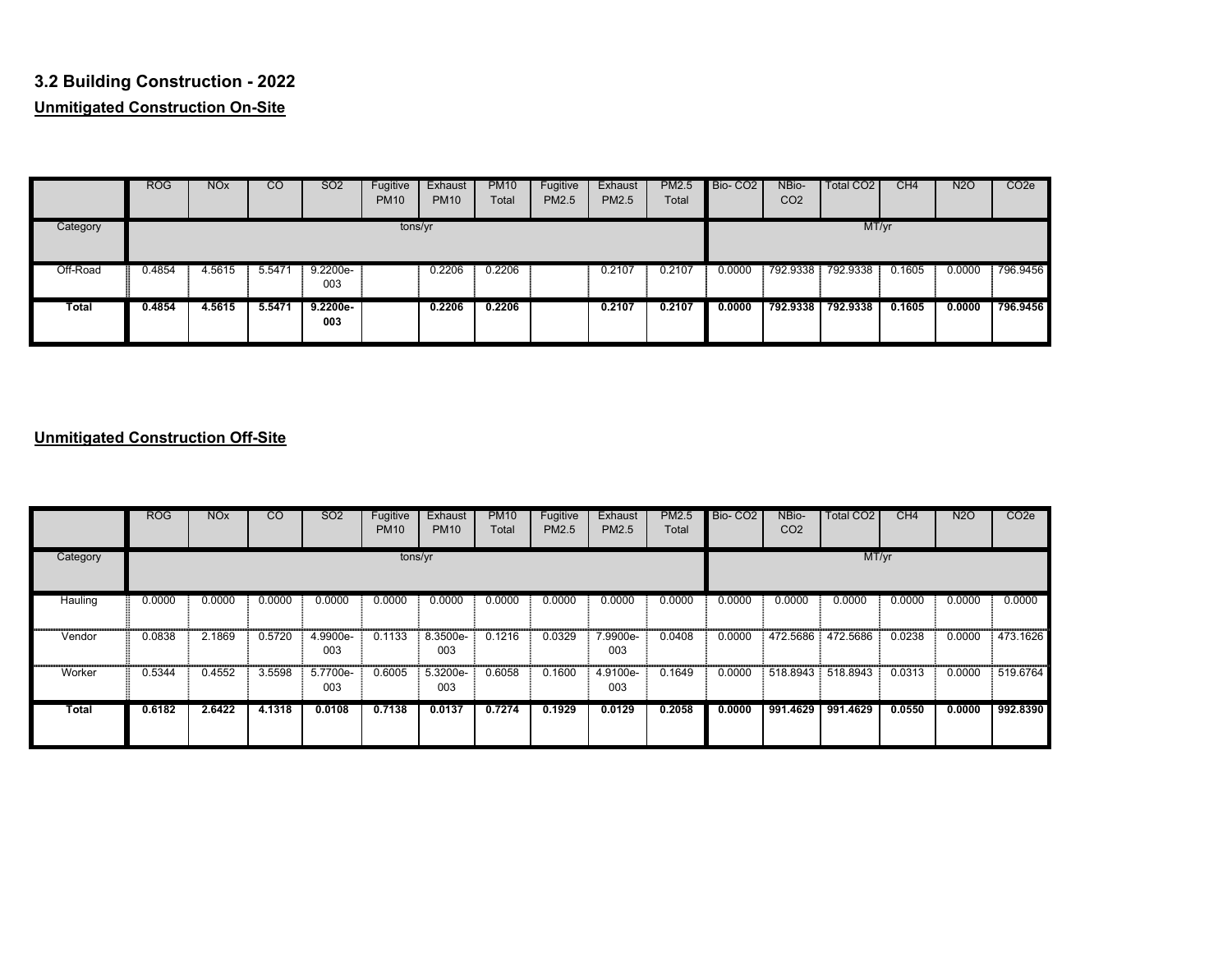## 3.2 Building Construction - 2022

**Unmitigated Construction On-Site**

| | ROG | NOx | CO | SO2 | Fugitive PM10 | Exhaust PM10 | PM10 Total | Fugitive PM2.5 | Exhaust PM2.5 | PM2.5 Total | Bio- CO2 | NBio- CO2 | Total CO2 | CH4 | N2O | CO2e |
|---|---|---|---|---|---|---|---|---|---|---|---|---|---|---|---|---|
| Category | tons/yr | | | | | | | | | | MT/yr | | | | | |
| Off-Road | 0.4854 | 4.5615 | 5.5471 | 9.2200e-003 | | 0.2206 | 0.2206 | | 0.2107 | 0.2107 | 0.0000 | 792.9338 | 792.9338 | 0.1605 | 0.0000 | 796.9456 |
| **Total** | **0.4854** | **4.5615** | **5.5471** | **9.2200e-003** | | **0.2206** | **0.2206** | | **0.2107** | **0.2107** | **0.0000** | **792.9338** | **792.9338** | **0.1605** | **0.0000** | **796.9456** |

**Unmitigated Construction Off-Site**

| | ROG | NOx | CO | SO2 | Fugitive PM10 | Exhaust PM10 | PM10 Total | Fugitive PM2.5 | Exhaust PM2.5 | PM2.5 Total | Bio- CO2 | NBio- CO2 | Total CO2 | CH4 | N2O | CO2e |
|---|---|---|---|---|---|---|---|---|---|---|---|---|---|---|---|---|
| Category | tons/yr | | | | | | | | | | MT/yr | | | | | |
| Hauling | 0.0000 | 0.0000 | 0.0000 | 0.0000 | 0.0000 | 0.0000 | 0.0000 | 0.0000 | 0.0000 | 0.0000 | 0.0000 | 0.0000 | 0.0000 | 0.0000 | 0.0000 | 0.0000 |
| Vendor | 0.0838 | 2.1869 | 0.5720 | 4.9900e-003 | 0.1133 | 8.3500e-003 | 0.1216 | 0.0329 | 7.9900e-003 | 0.0408 | 0.0000 | 472.5686 | 472.5686 | 0.0238 | 0.0000 | 473.1626 |
| Worker | 0.5344 | 0.4552 | 3.5598 | 5.7700e-003 | 0.6005 | 5.3200e-003 | 0.6058 | 0.1600 | 4.9100e-003 | 0.1649 | 0.0000 | 518.8943 | 518.8943 | 0.0313 | 0.0000 | 519.6764 |
| **Total** | **0.6182** | **2.6422** | **4.1318** | **0.0108** | **0.7138** | **0.0137** | **0.7274** | **0.1929** | **0.0129** | **0.2058** | **0.0000** | **991.4629** | **991.4629** | **0.0550** | **0.0000** | **992.8390** |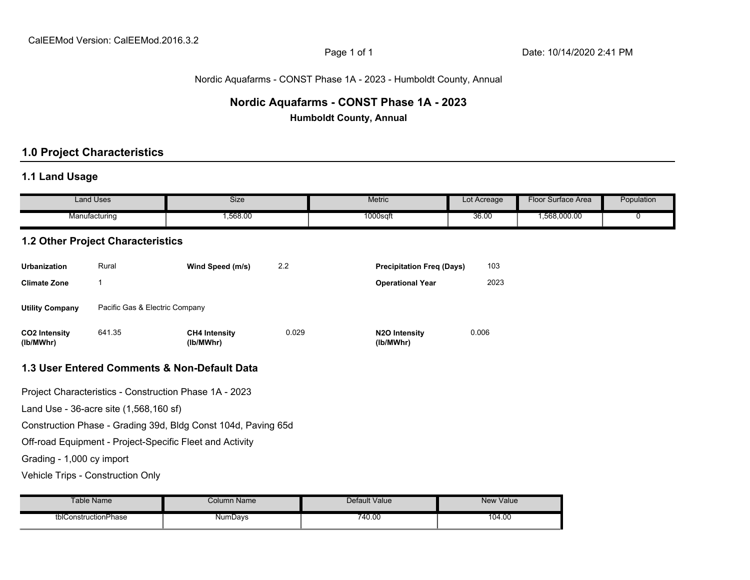# Nordic Aquafarms - CONST Phase 1A - 2023

**Humboldt County, Annual**

## 1.0 Project Characteristics

### 1.1 Land Usage

| Land Uses | Size | Metric | Lot Acreage | Floor Surface Area | Population |
|---|---|---|---|---|---|
| Manufacturing | 1,568.00 | 1000sqft | 36.00 | 1,568,000.00 | 0 |

### 1.2 Other Project Characteristics

| | | | | | |
|---|---|---|---|---|---|
| **Urbanization** | Rural | **Wind Speed (m/s)** | 2.2 | **Precipitation Freq (Days)** | 103 |
| **Climate Zone** | 1 | | | **Operational Year** | 2023 |
| **Utility Company** | Pacific Gas & Electric Company | | | | |
| **CO2 Intensity (lb/MWhr)** | 641.35 | **CH4 Intensity (lb/MWhr)** | 0.029 | **N2O Intensity (lb/MWhr)** | 0.006 |

### 1.3 User Entered Comments & Non-Default Data

Project Characteristics - Construction Phase 1A - 2023

Land Use - 36-acre site (1,568,160 sf)

Construction Phase - Grading 39d, Bldg Const 104d, Paving 65d

Off-road Equipment - Project-Specific Fleet and Activity

Grading - 1,000 cy import

Vehicle Trips - Construction Only

| Table Name | Column Name | Default Value | New Value |
|---|---|---|---|
| tblConstructionPhase | NumDays | 740.00 | 104.00 |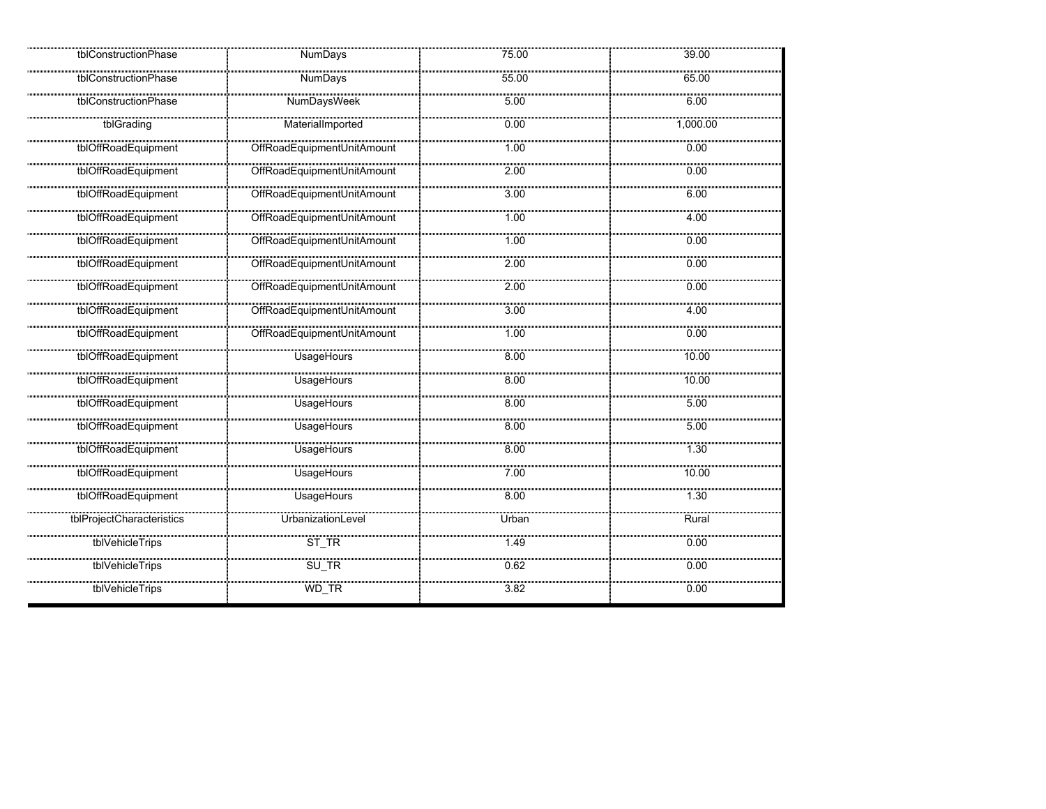| | | | |
|---|---|---|---|
| tblConstructionPhase | NumDays | 75.00 | 39.00 |
| tblConstructionPhase | NumDays | 55.00 | 65.00 |
| tblConstructionPhase | NumDaysWeek | 5.00 | 6.00 |
| tblGrading | MaterialImported | 0.00 | 1,000.00 |
| tblOffRoadEquipment | OffRoadEquipmentUnitAmount | 1.00 | 0.00 |
| tblOffRoadEquipment | OffRoadEquipmentUnitAmount | 2.00 | 0.00 |
| tblOffRoadEquipment | OffRoadEquipmentUnitAmount | 3.00 | 6.00 |
| tblOffRoadEquipment | OffRoadEquipmentUnitAmount | 1.00 | 4.00 |
| tblOffRoadEquipment | OffRoadEquipmentUnitAmount | 1.00 | 0.00 |
| tblOffRoadEquipment | OffRoadEquipmentUnitAmount | 2.00 | 0.00 |
| tblOffRoadEquipment | OffRoadEquipmentUnitAmount | 2.00 | 0.00 |
| tblOffRoadEquipment | OffRoadEquipmentUnitAmount | 3.00 | 4.00 |
| tblOffRoadEquipment | OffRoadEquipmentUnitAmount | 1.00 | 0.00 |
| tblOffRoadEquipment | UsageHours | 8.00 | 10.00 |
| tblOffRoadEquipment | UsageHours | 8.00 | 10.00 |
| tblOffRoadEquipment | UsageHours | 8.00 | 5.00 |
| tblOffRoadEquipment | UsageHours | 8.00 | 5.00 |
| tblOffRoadEquipment | UsageHours | 8.00 | 1.30 |
| tblOffRoadEquipment | UsageHours | 7.00 | 10.00 |
| tblOffRoadEquipment | UsageHours | 8.00 | 1.30 |
| tblProjectCharacteristics | UrbanizationLevel | Urban | Rural |
| tblVehicleTrips | ST_TR | 1.49 | 0.00 |
| tblVehicleTrips | SU_TR | 0.62 | 0.00 |
| tblVehicleTrips | WD_TR | 3.82 | 0.00 |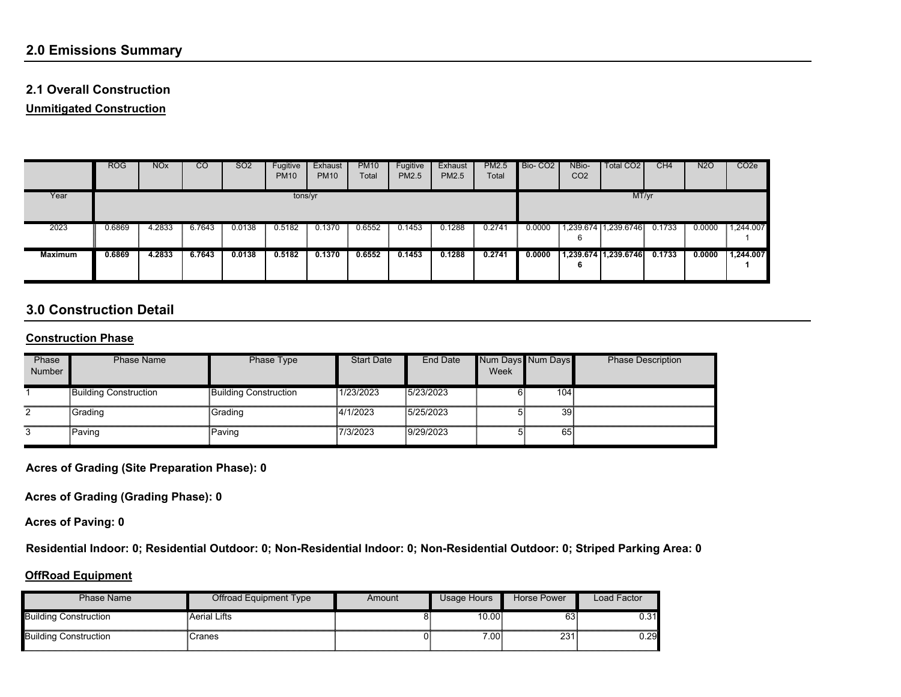## 2.0 Emissions Summary

### 2.1 Overall Construction

**Unmitigated Construction**

| | ROG | NOx | CO | SO2 | Fugitive PM10 | Exhaust PM10 | PM10 Total | Fugitive PM2.5 | Exhaust PM2.5 | PM2.5 Total | Bio- CO2 | NBio- CO2 | Total CO2 | CH4 | N2O | CO2e |
|---|---|---|---|---|---|---|---|---|---|---|---|---|---|---|---|---|
| Year | tons/yr | | | | | | | | | | MT/yr | | | | | |
| 2023 | 0.6869 | 4.2833 | 6.7643 | 0.0138 | 0.5182 | 0.1370 | 0.6552 | 0.1453 | 0.1288 | 0.2741 | 0.0000 | 1,239.6746 | 1,239.6746 | 0.1733 | 0.0000 | 1,244.0071 |
| **Maximum** | **0.6869** | **4.2833** | **6.7643** | **0.0138** | **0.5182** | **0.1370** | **0.6552** | **0.1453** | **0.1288** | **0.2741** | **0.0000** | **1,239.6746** | **1,239.6746** | **0.1733** | **0.0000** | **1,244.0071** |

## 3.0 Construction Detail

**Construction Phase**

| Phase Number | Phase Name | Phase Type | Start Date | End Date | Num Days Week | Num Days | Phase Description |
|---|---|---|---|---|---|---|---|
| 1 | Building Construction | Building Construction | 1/23/2023 | 5/23/2023 | 6 | 104 | |
| 2 | Grading | Grading | 4/1/2023 | 5/25/2023 | 5 | 39 | |
| 3 | Paving | Paving | 7/3/2023 | 9/29/2023 | 5 | 65 | |

**Acres of Grading (Site Preparation Phase): 0**

**Acres of Grading (Grading Phase): 0**

**Acres of Paving: 0**

**Residential Indoor: 0; Residential Outdoor: 0; Non-Residential Indoor: 0; Non-Residential Outdoor: 0; Striped Parking Area: 0**

**OffRoad Equipment**

| Phase Name | Offroad Equipment Type | Amount | Usage Hours | Horse Power | Load Factor |
|---|---|---|---|---|---|
| Building Construction | Aerial Lifts | 8 | 10.00 | 63 | 0.31 |
| Building Construction | Cranes | 0 | 7.00 | 231 | 0.29 |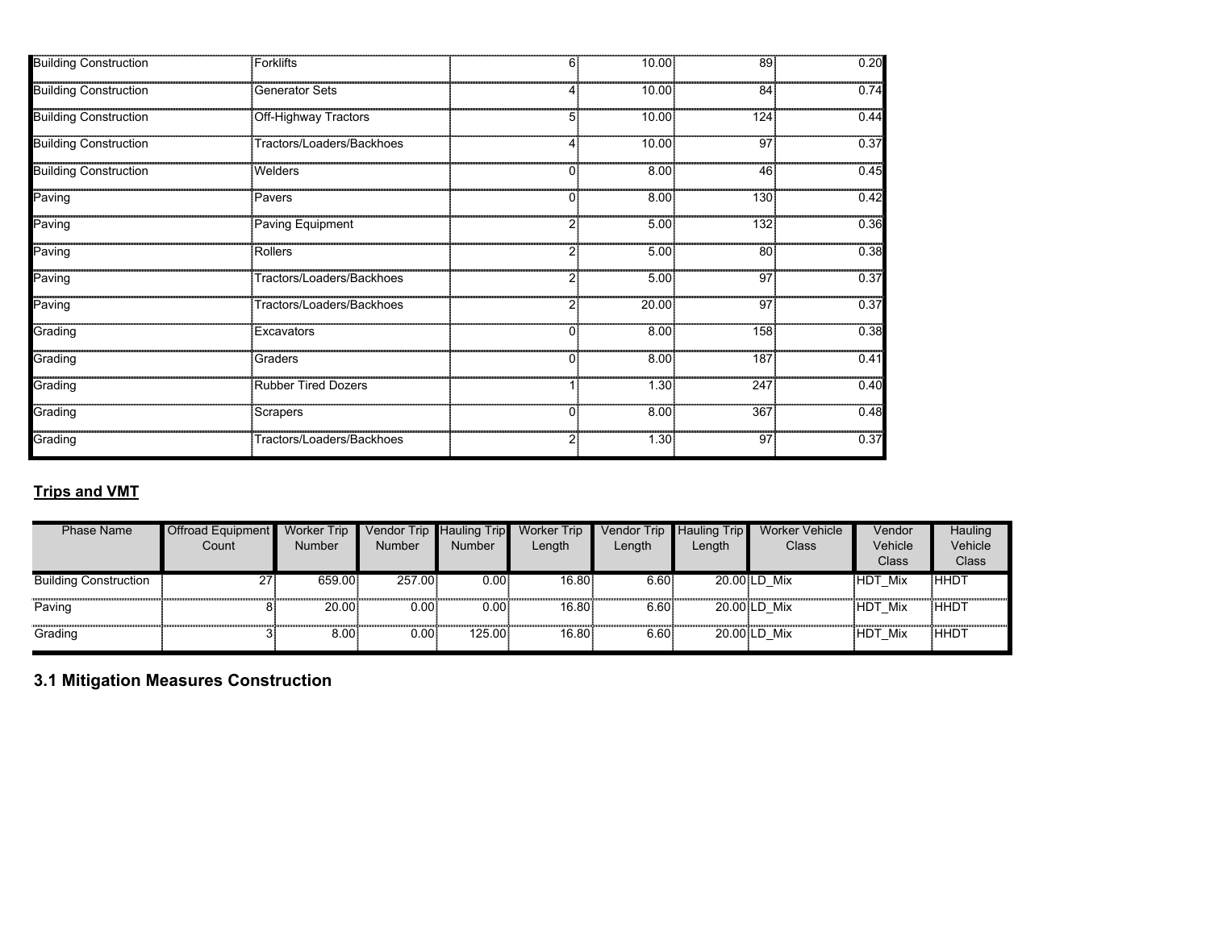| Building Construction | Forklifts | 6 | 10.00 | 89 | 0.20 |
|---|---|---|---|---|---|
| Building Construction | Generator Sets | 4 | 10.00 | 84 | 0.74 |
| Building Construction | Off-Highway Tractors | 5 | 10.00 | 124 | 0.44 |
| Building Construction | Tractors/Loaders/Backhoes | 4 | 10.00 | 97 | 0.37 |
| Building Construction | Welders | 0 | 8.00 | 46 | 0.45 |
| Paving | Pavers | 0 | 8.00 | 130 | 0.42 |
| Paving | Paving Equipment | 2 | 5.00 | 132 | 0.36 |
| Paving | Rollers | 2 | 5.00 | 80 | 0.38 |
| Paving | Tractors/Loaders/Backhoes | 2 | 5.00 | 97 | 0.37 |
| Paving | Tractors/Loaders/Backhoes | 2 | 20.00 | 97 | 0.37 |
| Grading | Excavators | 0 | 8.00 | 158 | 0.38 |
| Grading | Graders | 0 | 8.00 | 187 | 0.41 |
| Grading | Rubber Tired Dozers | 1 | 1.30 | 247 | 0.40 |
| Grading | Scrapers | 0 | 8.00 | 367 | 0.48 |
| Grading | Tractors/Loaders/Backhoes | 2 | 1.30 | 97 | 0.37 |

**Trips and VMT**

| Phase Name | Offroad Equipment Count | Worker Trip Number | Vendor Trip Number | Hauling Trip Number | Worker Trip Length | Vendor Trip Length | Hauling Trip Length | Worker Vehicle Class | Vendor Vehicle Class | Hauling Vehicle Class |
|---|---|---|---|---|---|---|---|---|---|---|
| Building Construction | 27 | 659.00 | 257.00 | 0.00 | 16.80 | 6.60 | 20.00 | LD_Mix | HDT_Mix | HHDT |
| Paving | 8 | 20.00 | 0.00 | 0.00 | 16.80 | 6.60 | 20.00 | LD_Mix | HDT_Mix | HHDT |
| Grading | 3 | 8.00 | 0.00 | 125.00 | 16.80 | 6.60 | 20.00 | LD_Mix | HDT_Mix | HHDT |

## 3.1 Mitigation Measures Construction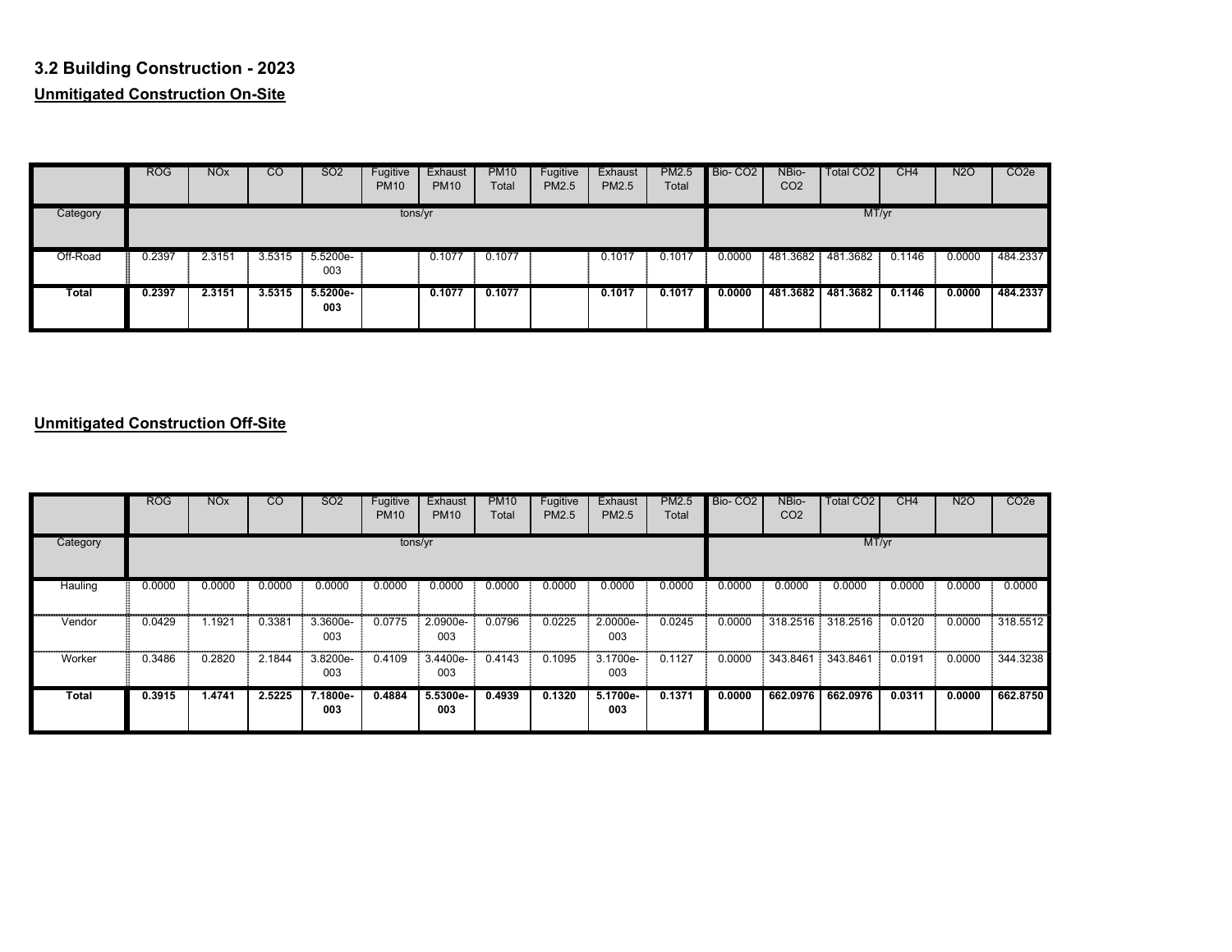### 3.2 Building Construction - 2023

**Unmitigated Construction On-Site**

| | ROG | NOx | CO | SO2 | Fugitive PM10 | Exhaust PM10 | PM10 Total | Fugitive PM2.5 | Exhaust PM2.5 | PM2.5 Total | Bio- CO2 | NBio- CO2 | Total CO2 | CH4 | N2O | CO2e |
|---|---|---|---|---|---|---|---|---|---|---|---|---|---|---|---|---|
| Category | tons/yr | | | | | | | | | | MT/yr | | | | | |
| Off-Road | 0.2397 | 2.3151 | 3.5315 | 5.5200e-003 | | 0.1077 | 0.1077 | | 0.1017 | 0.1017 | 0.0000 | 481.3682 | 481.3682 | 0.1146 | 0.0000 | 484.2337 |
| **Total** | **0.2397** | **2.3151** | **3.5315** | **5.5200e-003** | | **0.1077** | **0.1077** | | **0.1017** | **0.1017** | **0.0000** | **481.3682** | **481.3682** | **0.1146** | **0.0000** | **484.2337** |

**Unmitigated Construction Off-Site**

| | ROG | NOx | CO | SO2 | Fugitive PM10 | Exhaust PM10 | PM10 Total | Fugitive PM2.5 | Exhaust PM2.5 | PM2.5 Total | Bio- CO2 | NBio- CO2 | Total CO2 | CH4 | N2O | CO2e |
|---|---|---|---|---|---|---|---|---|---|---|---|---|---|---|---|---|
| Category | tons/yr | | | | | | | | | | MT/yr | | | | | |
| Hauling | 0.0000 | 0.0000 | 0.0000 | 0.0000 | 0.0000 | 0.0000 | 0.0000 | 0.0000 | 0.0000 | 0.0000 | 0.0000 | 0.0000 | 0.0000 | 0.0000 | 0.0000 | 0.0000 |
| Vendor | 0.0429 | 1.1921 | 0.3381 | 3.3600e-003 | 0.0775 | 2.0900e-003 | 0.0796 | 0.0225 | 2.0000e-003 | 0.0245 | 0.0000 | 318.2516 | 318.2516 | 0.0120 | 0.0000 | 318.5512 |
| Worker | 0.3486 | 0.2820 | 2.1844 | 3.8200e-003 | 0.4109 | 3.4400e-003 | 0.4143 | 0.1095 | 3.1700e-003 | 0.1127 | 0.0000 | 343.8461 | 343.8461 | 0.0191 | 0.0000 | 344.3238 |
| **Total** | **0.3915** | **1.4741** | **2.5225** | **7.1800e-003** | **0.4884** | **5.5300e-003** | **0.4939** | **0.1320** | **5.1700e-003** | **0.1371** | **0.0000** | **662.0976** | **662.0976** | **0.0311** | **0.0000** | **662.8750** |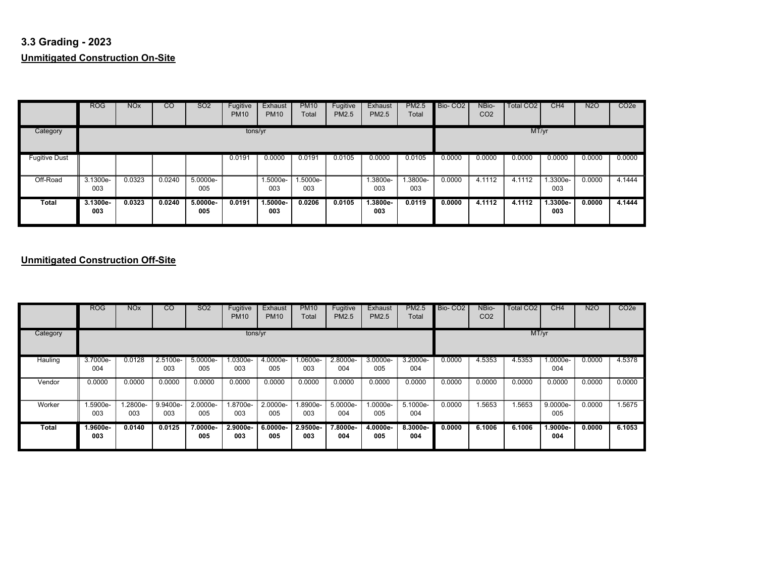## 3.3 Grading - 2023

**Unmitigated Construction On-Site**

| | ROG | NOx | CO | SO2 | Fugitive PM10 | Exhaust PM10 | PM10 Total | Fugitive PM2.5 | Exhaust PM2.5 | PM2.5 Total | Bio- CO2 | NBio- CO2 | Total CO2 | CH4 | N2O | CO2e |
|---|---|---|---|---|---|---|---|---|---|---|---|---|---|---|---|---|
| Category | tons/yr | | | | | | | | | | MT/yr | | | | | |
| Fugitive Dust | | | | | 0.0191 | 0.0000 | 0.0191 | 0.0105 | 0.0000 | 0.0105 | 0.0000 | 0.0000 | 0.0000 | 0.0000 | 0.0000 | 0.0000 |
| Off-Road | 3.1300e-003 | 0.0323 | 0.0240 | 5.0000e-005 | | 1.5000e-003 | 1.5000e-003 | | 1.3800e-003 | 1.3800e-003 | 0.0000 | 4.1112 | 4.1112 | 1.3300e-003 | 0.0000 | 4.1444 |
| **Total** | **3.1300e-003** | **0.0323** | **0.0240** | **5.0000e-005** | **0.0191** | **1.5000e-003** | **0.0206** | **0.0105** | **1.3800e-003** | **0.0119** | **0.0000** | **4.1112** | **4.1112** | **1.3300e-003** | **0.0000** | **4.1444** |

**Unmitigated Construction Off-Site**

| | ROG | NOx | CO | SO2 | Fugitive PM10 | Exhaust PM10 | PM10 Total | Fugitive PM2.5 | Exhaust PM2.5 | PM2.5 Total | Bio- CO2 | NBio- CO2 | Total CO2 | CH4 | N2O | CO2e |
|---|---|---|---|---|---|---|---|---|---|---|---|---|---|---|---|---|
| Category | tons/yr | | | | | | | | | | MT/yr | | | | | |
| Hauling | 3.7000e-004 | 0.0128 | 2.5100e-003 | 5.0000e-005 | 1.0300e-003 | 4.0000e-005 | 1.0600e-003 | 2.8000e-004 | 3.0000e-005 | 3.2000e-004 | 0.0000 | 4.5353 | 4.5353 | 1.0000e-004 | 0.0000 | 4.5378 |
| Vendor | 0.0000 | 0.0000 | 0.0000 | 0.0000 | 0.0000 | 0.0000 | 0.0000 | 0.0000 | 0.0000 | 0.0000 | 0.0000 | 0.0000 | 0.0000 | 0.0000 | 0.0000 | 0.0000 |
| Worker | 1.5900e-003 | 1.2800e-003 | 9.9400e-003 | 2.0000e-005 | 1.8700e-003 | 2.0000e-005 | 1.8900e-003 | 5.0000e-004 | 1.0000e-005 | 5.1000e-004 | 0.0000 | 1.5653 | 1.5653 | 9.0000e-005 | 0.0000 | 1.5675 |
| **Total** | **1.9600e-003** | **0.0140** | **0.0125** | **7.0000e-005** | **2.9000e-003** | **6.0000e-005** | **2.9500e-003** | **7.8000e-004** | **4.0000e-005** | **8.3000e-004** | **0.0000** | **6.1006** | **6.1006** | **1.9000e-004** | **0.0000** | **6.1053** |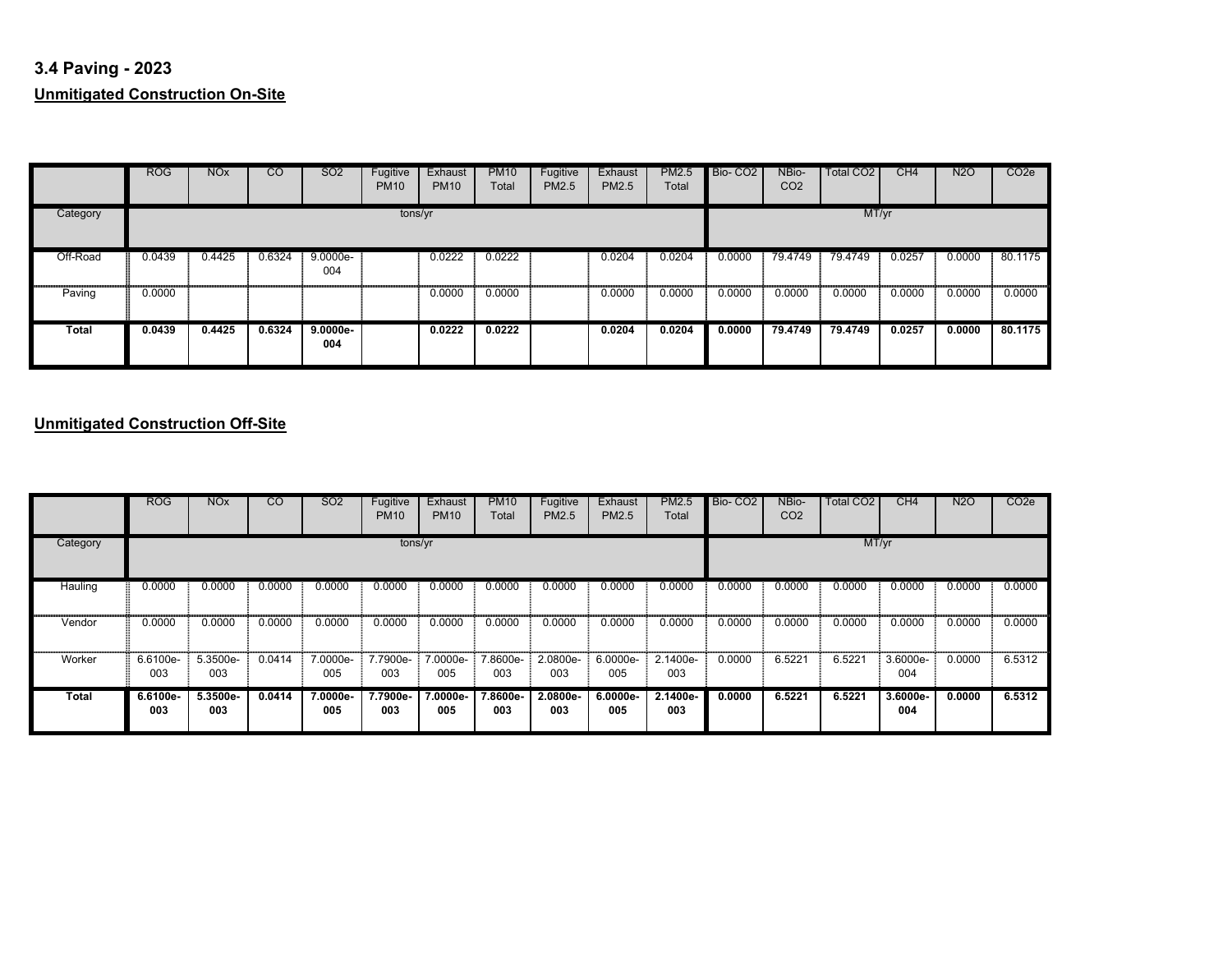### 3.4 Paving - 2023

**Unmitigated Construction On-Site**

| | ROG | NOx | CO | SO2 | Fugitive PM10 | Exhaust PM10 | PM10 Total | Fugitive PM2.5 | Exhaust PM2.5 | PM2.5 Total | Bio- CO2 | NBio- CO2 | Total CO2 | CH4 | N2O | CO2e |
|---|---|---|---|---|---|---|---|---|---|---|---|---|---|---|---|---|
| Category | tons/yr | | | | | | | | | | MT/yr | | | | | |
| Off-Road | 0.0439 | 0.4425 | 0.6324 | 9.0000e-004 | | 0.0222 | 0.0222 | | 0.0204 | 0.0204 | 0.0000 | 79.4749 | 79.4749 | 0.0257 | 0.0000 | 80.1175 |
| Paving | 0.0000 | | | | | 0.0000 | 0.0000 | | 0.0000 | 0.0000 | 0.0000 | 0.0000 | 0.0000 | 0.0000 | 0.0000 | 0.0000 |
| **Total** | **0.0439** | **0.4425** | **0.6324** | **9.0000e-004** | | **0.0222** | **0.0222** | | **0.0204** | **0.0204** | **0.0000** | **79.4749** | **79.4749** | **0.0257** | **0.0000** | **80.1175** |

**Unmitigated Construction Off-Site**

| | ROG | NOx | CO | SO2 | Fugitive PM10 | Exhaust PM10 | PM10 Total | Fugitive PM2.5 | Exhaust PM2.5 | PM2.5 Total | Bio- CO2 | NBio- CO2 | Total CO2 | CH4 | N2O | CO2e |
|---|---|---|---|---|---|---|---|---|---|---|---|---|---|---|---|---|
| Category | tons/yr | | | | | | | | | | MT/yr | | | | | |
| Hauling | 0.0000 | 0.0000 | 0.0000 | 0.0000 | 0.0000 | 0.0000 | 0.0000 | 0.0000 | 0.0000 | 0.0000 | 0.0000 | 0.0000 | 0.0000 | 0.0000 | 0.0000 | 0.0000 |
| Vendor | 0.0000 | 0.0000 | 0.0000 | 0.0000 | 0.0000 | 0.0000 | 0.0000 | 0.0000 | 0.0000 | 0.0000 | 0.0000 | 0.0000 | 0.0000 | 0.0000 | 0.0000 | 0.0000 |
| Worker | 6.6100e-003 | 5.3500e-003 | 0.0414 | 7.0000e-005 | 7.7900e-003 | 7.0000e-005 | 7.8600e-003 | 2.0800e-003 | 6.0000e-005 | 2.1400e-003 | 0.0000 | 6.5221 | 6.5221 | 3.6000e-004 | 0.0000 | 6.5312 |
| **Total** | **6.6100e-003** | **5.3500e-003** | **0.0414** | **7.0000e-005** | **7.7900e-003** | **7.0000e-005** | **7.8600e-003** | **2.0800e-003** | **6.0000e-005** | **2.1400e-003** | **0.0000** | **6.5221** | **6.5221** | **3.6000e-004** | **0.0000** | **6.5312** |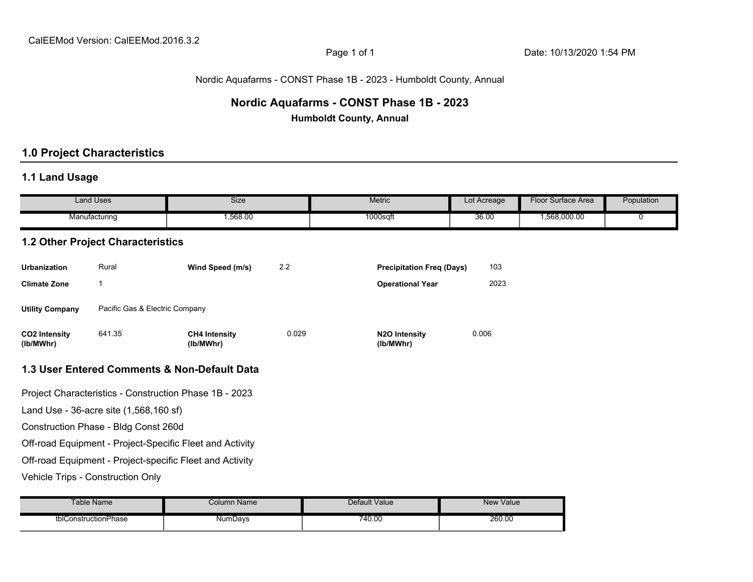CalEEMod Version: CalEEMod.2016.3.2

Date: 10/13/2020 1:54 PM

Nordic Aquafarms - CONST Phase 1B - 2023 - Humboldt County, Annual

# Nordic Aquafarms - CONST Phase 1B - 2023

**Humboldt County, Annual**

## 1.0 Project Characteristics

### 1.1 Land Usage

| Land Uses | Size | Metric | Lot Acreage | Floor Surface Area | Population |
|---|---|---|---|---|---|
| Manufacturing | 1,568.00 | 1000sqft | 36.00 | 1,568,000.00 | 0 |

### 1.2 Other Project Characteristics

| | | | | | |
|---|---|---|---|---|---|
| **Urbanization** | Rural | **Wind Speed (m/s)** | 2.2 | **Precipitation Freq (Days)** | 103 |
| **Climate Zone** | 1 | | | **Operational Year** | 2023 |
| **Utility Company** | Pacific Gas & Electric Company | | | | |
| **CO2 Intensity (lb/MWhr)** | 641.35 | **CH4 Intensity (lb/MWhr)** | 0.029 | **N2O Intensity (lb/MWhr)** | 0.006 |

### 1.3 User Entered Comments & Non-Default Data

Project Characteristics - Construction Phase 1B - 2023

Land Use - 36-acre site (1,568,160 sf)

Construction Phase - Bldg Const 260d

Off-road Equipment - Project-Specific Fleet and Activity

Off-road Equipment - Project-specific Fleet and Activity

Vehicle Trips - Construction Only

| Table Name | Column Name | Default Value | New Value |
|---|---|---|---|
| tblConstructionPhase | NumDays | 740.00 | 260.00 |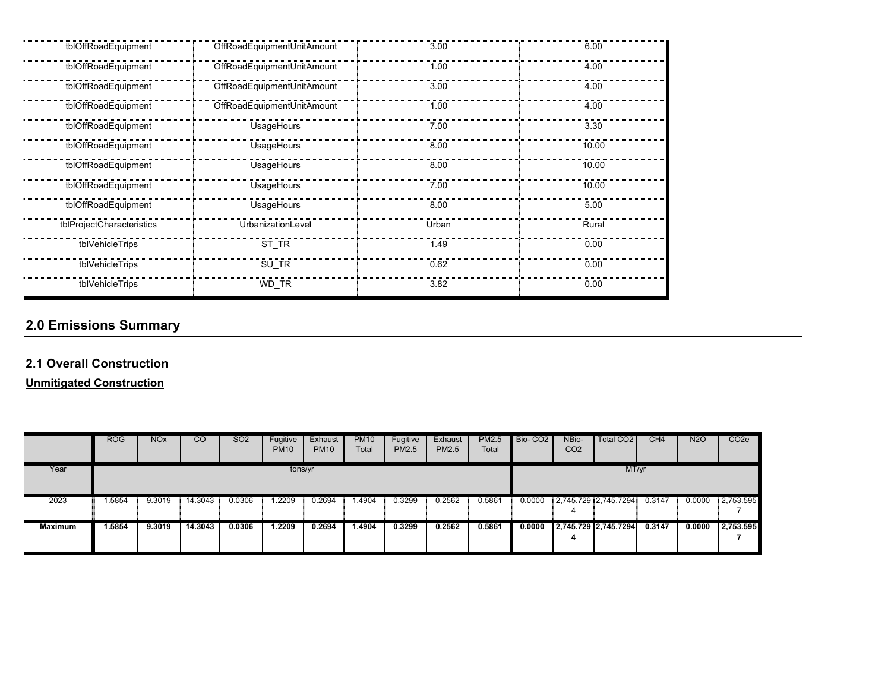| tblOffRoadEquipment | OffRoadEquipmentUnitAmount | 3.00 | 6.00 |
|---|---|---|---|
| tblOffRoadEquipment | OffRoadEquipmentUnitAmount | 1.00 | 4.00 |
| tblOffRoadEquipment | OffRoadEquipmentUnitAmount | 3.00 | 4.00 |
| tblOffRoadEquipment | OffRoadEquipmentUnitAmount | 1.00 | 4.00 |
| tblOffRoadEquipment | UsageHours | 7.00 | 3.30 |
| tblOffRoadEquipment | UsageHours | 8.00 | 10.00 |
| tblOffRoadEquipment | UsageHours | 8.00 | 10.00 |
| tblOffRoadEquipment | UsageHours | 7.00 | 10.00 |
| tblOffRoadEquipment | UsageHours | 8.00 | 5.00 |
| tblProjectCharacteristics | UrbanizationLevel | Urban | Rural |
| tblVehicleTrips | ST_TR | 1.49 | 0.00 |
| tblVehicleTrips | SU_TR | 0.62 | 0.00 |
| tblVehicleTrips | WD_TR | 3.82 | 0.00 |

## 2.0 Emissions Summary

### 2.1 Overall Construction

**Unmitigated Construction**

| | ROG | NOx | CO | SO2 | Fugitive PM10 | Exhaust PM10 | PM10 Total | Fugitive PM2.5 | Exhaust PM2.5 | PM2.5 Total | Bio- CO2 | NBio- CO2 | Total CO2 | CH4 | N2O | CO2e |
|---|---|---|---|---|---|---|---|---|---|---|---|---|---|---|---|---|
| Year | tons/yr | | | | | | | | | | MT/yr | | | | | |
| 2023 | 1.5854 | 9.3019 | 14.3043 | 0.0306 | 1.2209 | 0.2694 | 1.4904 | 0.3299 | 0.2562 | 0.5861 | 0.0000 | 2,745.7294 | 2,745.7294 | 0.3147 | 0.0000 | 2,753.5957 |
| **Maximum** | **1.5854** | **9.3019** | **14.3043** | **0.0306** | **1.2209** | **0.2694** | **1.4904** | **0.3299** | **0.2562** | **0.5861** | **0.0000** | **2,745.7294** | **2,745.7294** | **0.3147** | **0.0000** | **2,753.5957** |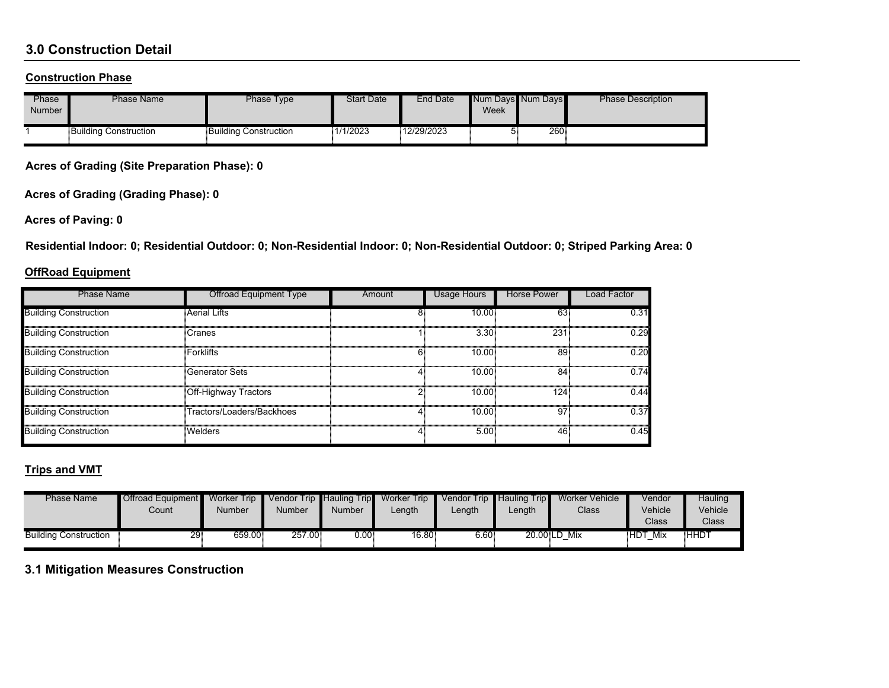## 3.0 Construction Detail

### Construction Phase

| Phase Number | Phase Name | Phase Type | Start Date | End Date | Num Days Week | Num Days | Phase Description |
|---|---|---|---|---|---|---|---|
| 1 | Building Construction | Building Construction | 1/1/2023 | 12/29/2023 | 5 | 260 | |

**Acres of Grading (Site Preparation Phase): 0**

**Acres of Grading (Grading Phase): 0**

**Acres of Paving: 0**

**Residential Indoor: 0; Residential Outdoor: 0; Non-Residential Indoor: 0; Non-Residential Outdoor: 0; Striped Parking Area: 0**

### OffRoad Equipment

| Phase Name | Offroad Equipment Type | Amount | Usage Hours | Horse Power | Load Factor |
|---|---|---|---|---|---|
| Building Construction | Aerial Lifts | 8 | 10.00 | 63 | 0.31 |
| Building Construction | Cranes | 1 | 3.30 | 231 | 0.29 |
| Building Construction | Forklifts | 6 | 10.00 | 89 | 0.20 |
| Building Construction | Generator Sets | 4 | 10.00 | 84 | 0.74 |
| Building Construction | Off-Highway Tractors | 2 | 10.00 | 124 | 0.44 |
| Building Construction | Tractors/Loaders/Backhoes | 4 | 10.00 | 97 | 0.37 |
| Building Construction | Welders | 4 | 5.00 | 46 | 0.45 |

### Trips and VMT

| Phase Name | Offroad Equipment Count | Worker Trip Number | Vendor Trip Number | Hauling Trip Number | Worker Trip Length | Vendor Trip Length | Hauling Trip Length | Worker Vehicle Class | Vendor Vehicle Class | Hauling Vehicle Class |
|---|---|---|---|---|---|---|---|---|---|---|
| Building Construction | 29 | 659.00 | 257.00 | 0.00 | 16.80 | 6.60 | 20.00 | LD_Mix | HDT_Mix | HHDT |

## 3.1 Mitigation Measures Construction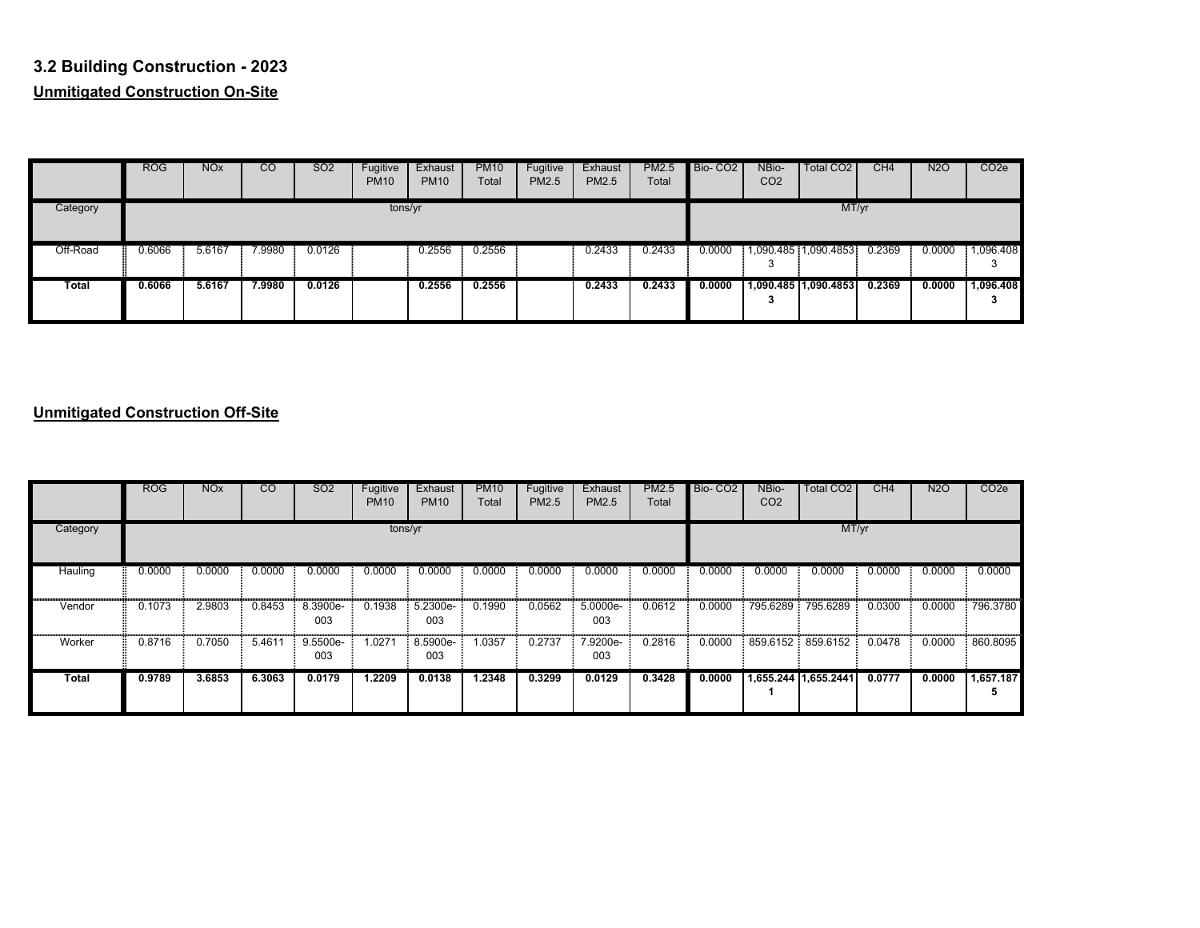### 3.2 Building Construction - 2023

**Unmitigated Construction On-Site**

| | ROG | NOx | CO | SO2 | Fugitive PM10 | Exhaust PM10 | PM10 Total | Fugitive PM2.5 | Exhaust PM2.5 | PM2.5 Total | Bio- CO2 | NBio- CO2 | Total CO2 | CH4 | N2O | CO2e |
|---|---|---|---|---|---|---|---|---|---|---|---|---|---|---|---|---|
| Category | tons/yr | | | | | | | | | | MT/yr | | | | | |
| Off-Road | 0.6066 | 5.6167 | 7.9980 | 0.0126 | | 0.2556 | 0.2556 | | 0.2433 | 0.2433 | 0.0000 | 1,090.4853 | 1,090.4853 | 0.2369 | 0.0000 | 1,096.4083 |
| **Total** | **0.6066** | **5.6167** | **7.9980** | **0.0126** | | **0.2556** | **0.2556** | | **0.2433** | **0.2433** | **0.0000** | **1,090.4853** | **1,090.4853** | **0.2369** | **0.0000** | **1,096.4083** |

**Unmitigated Construction Off-Site**

| | ROG | NOx | CO | SO2 | Fugitive PM10 | Exhaust PM10 | PM10 Total | Fugitive PM2.5 | Exhaust PM2.5 | PM2.5 Total | Bio- CO2 | NBio- CO2 | Total CO2 | CH4 | N2O | CO2e |
|---|---|---|---|---|---|---|---|---|---|---|---|---|---|---|---|---|
| Category | tons/yr | | | | | | | | | | MT/yr | | | | | |
| Hauling | 0.0000 | 0.0000 | 0.0000 | 0.0000 | 0.0000 | 0.0000 | 0.0000 | 0.0000 | 0.0000 | 0.0000 | 0.0000 | 0.0000 | 0.0000 | 0.0000 | 0.0000 | 0.0000 |
| Vendor | 0.1073 | 2.9803 | 0.8453 | 8.3900e-003 | 0.1938 | 5.2300e-003 | 0.1990 | 0.0562 | 5.0000e-003 | 0.0612 | 0.0000 | 795.6289 | 795.6289 | 0.0300 | 0.0000 | 796.3780 |
| Worker | 0.8716 | 0.7050 | 5.4611 | 9.5500e-003 | 1.0271 | 8.5900e-003 | 1.0357 | 0.2737 | 7.9200e-003 | 0.2816 | 0.0000 | 859.6152 | 859.6152 | 0.0478 | 0.0000 | 860.8095 |
| **Total** | **0.9789** | **3.6853** | **6.3063** | **0.0179** | **1.2209** | **0.0138** | **1.2348** | **0.3299** | **0.0129** | **0.3428** | **0.0000** | **1,655.2441** | **1,655.2441** | **0.0777** | **0.0000** | **1,657.1875** |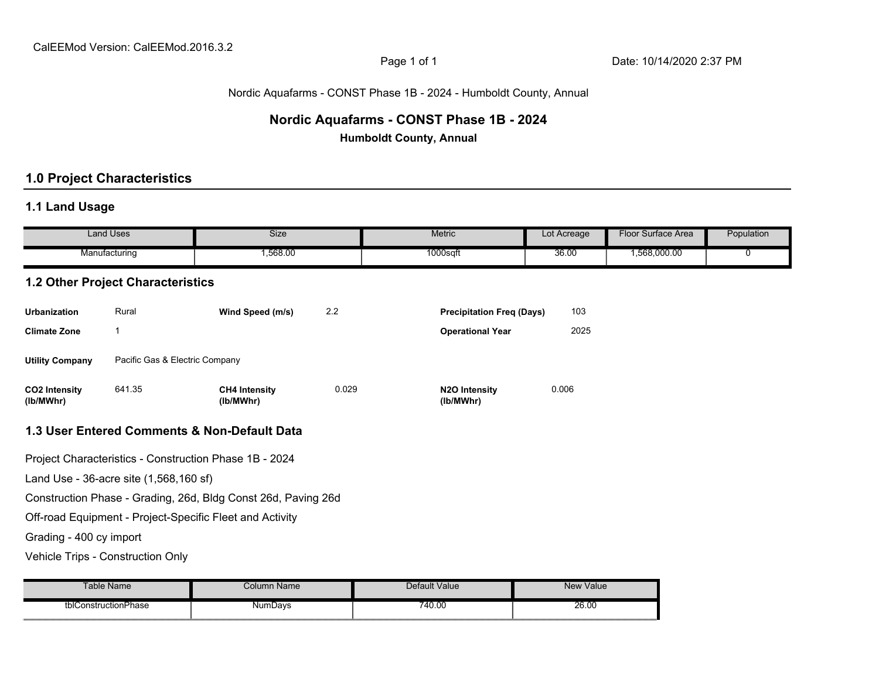CalEEMod Version: CalEEMod.2016.3.2

Date: 10/14/2020 2:37 PM

Nordic Aquafarms - CONST Phase 1B - 2024 - Humboldt County, Annual

# Nordic Aquafarms - CONST Phase 1B - 2024

**Humboldt County, Annual**

## 1.0 Project Characteristics

### 1.1 Land Usage

| Land Uses | Size | Metric | Lot Acreage | Floor Surface Area | Population |
|---|---|---|---|---|---|
| Manufacturing | 1,568.00 | 1000sqft | 36.00 | 1,568,000.00 | 0 |

### 1.2 Other Project Characteristics

| | | | | | |
|---|---|---|---|---|---|
| **Urbanization** | Rural | **Wind Speed (m/s)** | 2.2 | **Precipitation Freq (Days)** | 103 |
| **Climate Zone** | 1 | | | **Operational Year** | 2025 |
| **Utility Company** | Pacific Gas & Electric Company | | | | |
| **CO2 Intensity (lb/MWhr)** | 641.35 | **CH4 Intensity (lb/MWhr)** | 0.029 | **N2O Intensity (lb/MWhr)** | 0.006 |

### 1.3 User Entered Comments & Non-Default Data

Project Characteristics - Construction Phase 1B - 2024

Land Use - 36-acre site (1,568,160 sf)

Construction Phase - Grading, 26d, Bldg Const 26d, Paving 26d

Off-road Equipment - Project-Specific Fleet and Activity

Grading - 400 cy import

Vehicle Trips - Construction Only

| Table Name | Column Name | Default Value | New Value |
|---|---|---|---|
| tblConstructionPhase | NumDays | 740.00 | 26.00 |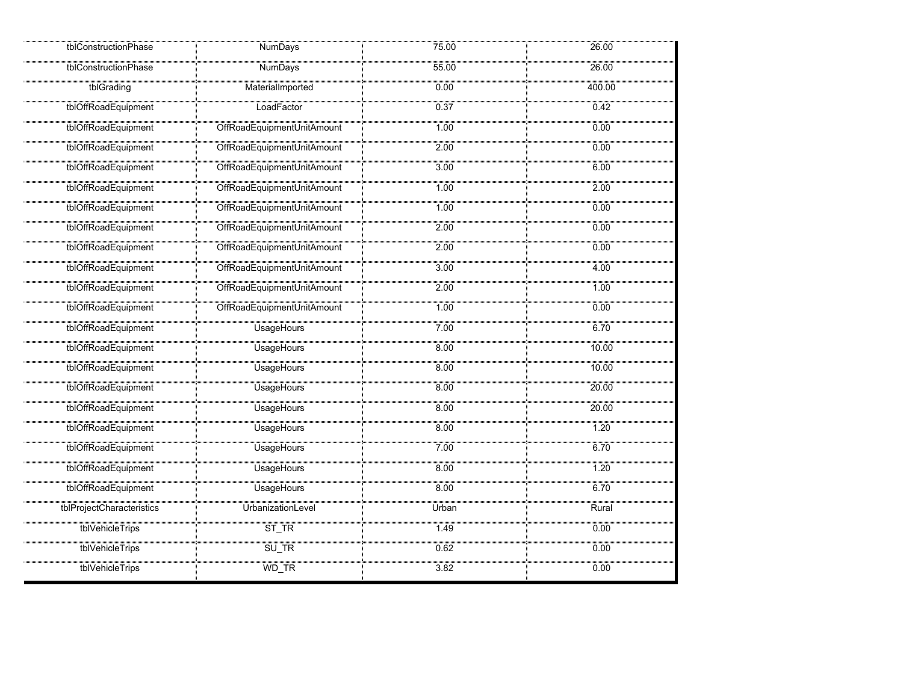| | | | |
|---|---|---|---|
| tblConstructionPhase | NumDays | 75.00 | 26.00 |
| tblConstructionPhase | NumDays | 55.00 | 26.00 |
| tblGrading | MaterialImported | 0.00 | 400.00 |
| tblOffRoadEquipment | LoadFactor | 0.37 | 0.42 |
| tblOffRoadEquipment | OffRoadEquipmentUnitAmount | 1.00 | 0.00 |
| tblOffRoadEquipment | OffRoadEquipmentUnitAmount | 2.00 | 0.00 |
| tblOffRoadEquipment | OffRoadEquipmentUnitAmount | 3.00 | 6.00 |
| tblOffRoadEquipment | OffRoadEquipmentUnitAmount | 1.00 | 2.00 |
| tblOffRoadEquipment | OffRoadEquipmentUnitAmount | 1.00 | 0.00 |
| tblOffRoadEquipment | OffRoadEquipmentUnitAmount | 2.00 | 0.00 |
| tblOffRoadEquipment | OffRoadEquipmentUnitAmount | 2.00 | 0.00 |
| tblOffRoadEquipment | OffRoadEquipmentUnitAmount | 3.00 | 4.00 |
| tblOffRoadEquipment | OffRoadEquipmentUnitAmount | 2.00 | 1.00 |
| tblOffRoadEquipment | OffRoadEquipmentUnitAmount | 1.00 | 0.00 |
| tblOffRoadEquipment | UsageHours | 7.00 | 6.70 |
| tblOffRoadEquipment | UsageHours | 8.00 | 10.00 |
| tblOffRoadEquipment | UsageHours | 8.00 | 10.00 |
| tblOffRoadEquipment | UsageHours | 8.00 | 20.00 |
| tblOffRoadEquipment | UsageHours | 8.00 | 20.00 |
| tblOffRoadEquipment | UsageHours | 8.00 | 1.20 |
| tblOffRoadEquipment | UsageHours | 7.00 | 6.70 |
| tblOffRoadEquipment | UsageHours | 8.00 | 1.20 |
| tblOffRoadEquipment | UsageHours | 8.00 | 6.70 |
| tblProjectCharacteristics | UrbanizationLevel | Urban | Rural |
| tblVehicleTrips | ST_TR | 1.49 | 0.00 |
| tblVehicleTrips | SU_TR | 0.62 | 0.00 |
| tblVehicleTrips | WD_TR | 3.82 | 0.00 |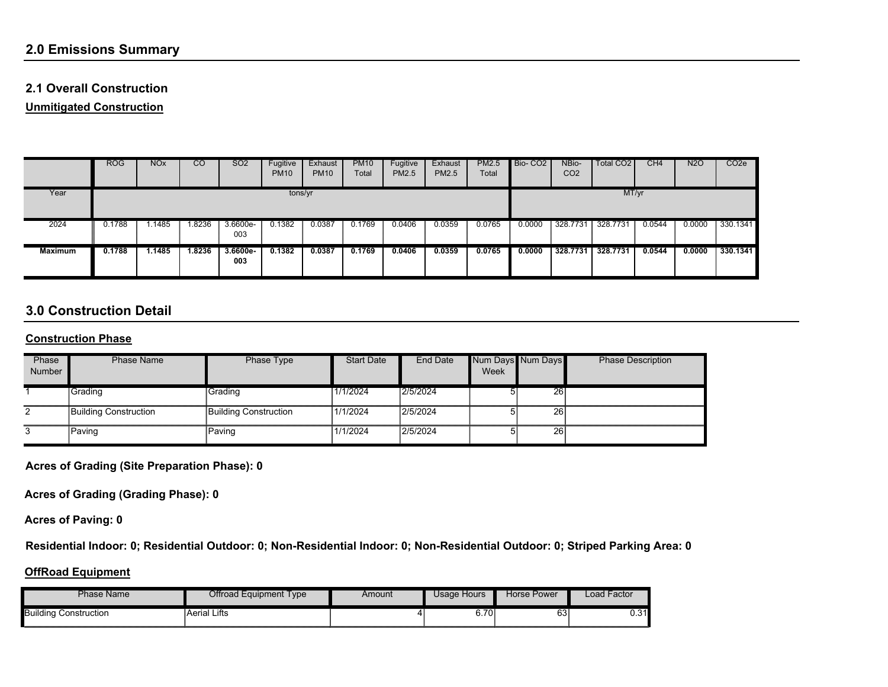## 2.0 Emissions Summary

### 2.1 Overall Construction

**Unmitigated Construction**

| | ROG | NOx | CO | SO2 | Fugitive PM10 | Exhaust PM10 | PM10 Total | Fugitive PM2.5 | Exhaust PM2.5 | PM2.5 Total | Bio- CO2 | NBio- CO2 | Total CO2 | CH4 | N2O | CO2e |
|---|---|---|---|---|---|---|---|---|---|---|---|---|---|---|---|---|
| Year | tons/yr | | | | | | | | | | MT/yr | | | | | |
| 2024 | 0.1788 | 1.1485 | 1.8236 | 3.6600e-003 | 0.1382 | 0.0387 | 0.1769 | 0.0406 | 0.0359 | 0.0765 | 0.0000 | 328.7731 | 328.7731 | 0.0544 | 0.0000 | 330.1341 |
| **Maximum** | **0.1788** | **1.1485** | **1.8236** | **3.6600e-003** | **0.1382** | **0.0387** | **0.1769** | **0.0406** | **0.0359** | **0.0765** | **0.0000** | **328.7731** | **328.7731** | **0.0544** | **0.0000** | **330.1341** |

## 3.0 Construction Detail

**Construction Phase**

| Phase Number | Phase Name | Phase Type | Start Date | End Date | Num Days Week | Num Days | Phase Description |
|---|---|---|---|---|---|---|---|
| 1 | Grading | Grading | 1/1/2024 | 2/5/2024 | 5 | 26 | |
| 2 | Building Construction | Building Construction | 1/1/2024 | 2/5/2024 | 5 | 26 | |
| 3 | Paving | Paving | 1/1/2024 | 2/5/2024 | 5 | 26 | |

**Acres of Grading (Site Preparation Phase): 0**

**Acres of Grading (Grading Phase): 0**

**Acres of Paving: 0**

**Residential Indoor: 0; Residential Outdoor: 0; Non-Residential Indoor: 0; Non-Residential Outdoor: 0; Striped Parking Area: 0**

**OffRoad Equipment**

| Phase Name | Offroad Equipment Type | Amount | Usage Hours | Horse Power | Load Factor |
|---|---|---|---|---|---|
| Building Construction | Aerial Lifts | 4 | 6.70 | 63 | 0.31 |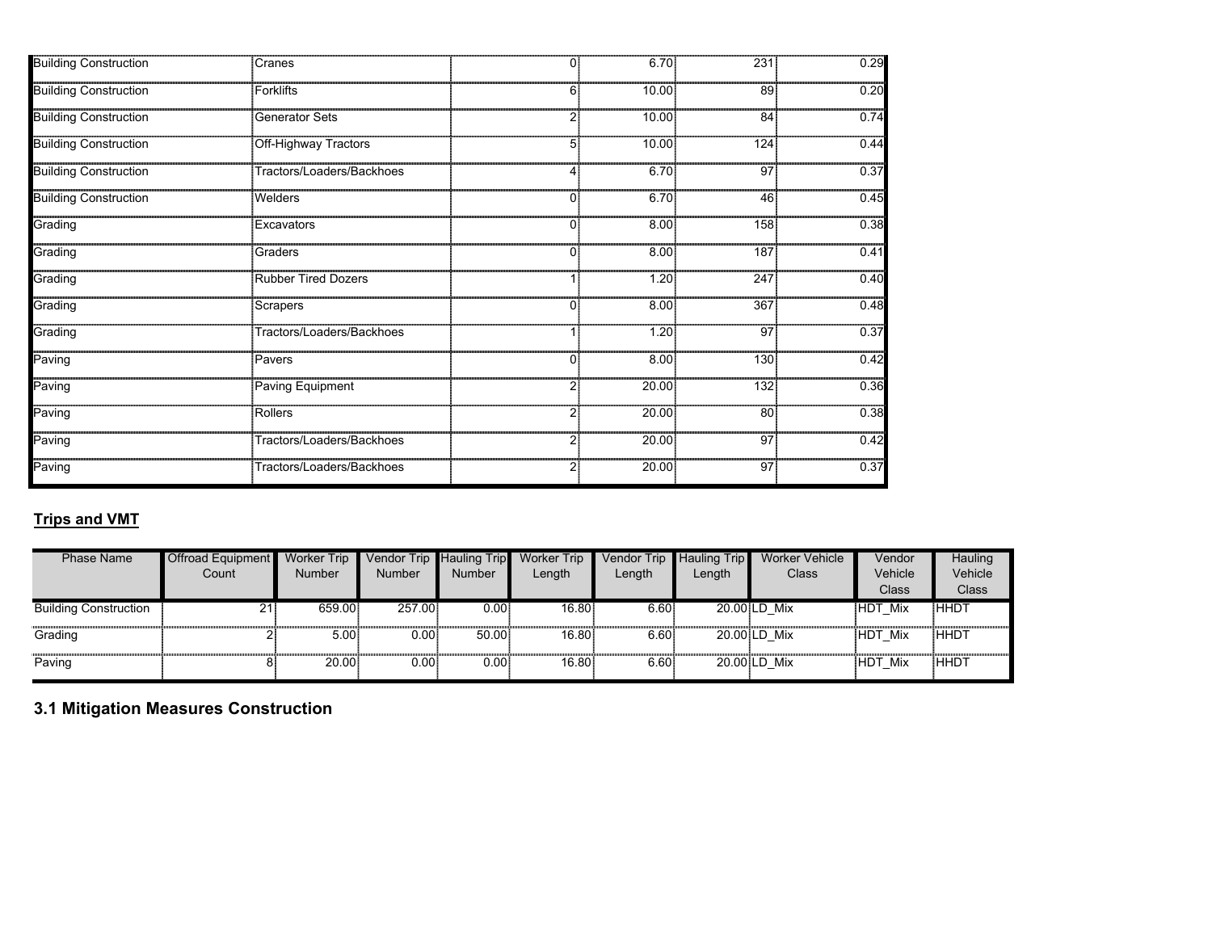| | | | | | |
|---|---|---|---|---|---|
| Building Construction | Cranes | 0 | 6.70 | 231 | 0.29 |
| Building Construction | Forklifts | 6 | 10.00 | 89 | 0.20 |
| Building Construction | Generator Sets | 2 | 10.00 | 84 | 0.74 |
| Building Construction | Off-Highway Tractors | 5 | 10.00 | 124 | 0.44 |
| Building Construction | Tractors/Loaders/Backhoes | 4 | 6.70 | 97 | 0.37 |
| Building Construction | Welders | 0 | 6.70 | 46 | 0.45 |
| Grading | Excavators | 0 | 8.00 | 158 | 0.38 |
| Grading | Graders | 0 | 8.00 | 187 | 0.41 |
| Grading | Rubber Tired Dozers | 1 | 1.20 | 247 | 0.40 |
| Grading | Scrapers | 0 | 8.00 | 367 | 0.48 |
| Grading | Tractors/Loaders/Backhoes | 1 | 1.20 | 97 | 0.37 |
| Paving | Pavers | 0 | 8.00 | 130 | 0.42 |
| Paving | Paving Equipment | 2 | 20.00 | 132 | 0.36 |
| Paving | Rollers | 2 | 20.00 | 80 | 0.38 |
| Paving | Tractors/Loaders/Backhoes | 2 | 20.00 | 97 | 0.42 |
| Paving | Tractors/Loaders/Backhoes | 2 | 20.00 | 97 | 0.37 |

**Trips and VMT**

| Phase Name | Offroad Equipment Count | Worker Trip Number | Vendor Trip Number | Hauling Trip Number | Worker Trip Length | Vendor Trip Length | Hauling Trip Length | Worker Vehicle Class | Vendor Vehicle Class | Hauling Vehicle Class |
|---|---|---|---|---|---|---|---|---|---|---|
| Building Construction | 21 | 659.00 | 257.00 | 0.00 | 16.80 | 6.60 | 20.00 | LD_Mix | HDT_Mix | HHDT |
| Grading | 2 | 5.00 | 0.00 | 50.00 | 16.80 | 6.60 | 20.00 | LD_Mix | HDT_Mix | HHDT |
| Paving | 8 | 20.00 | 0.00 | 0.00 | 16.80 | 6.60 | 20.00 | LD_Mix | HDT_Mix | HHDT |

## 3.1 Mitigation Measures Construction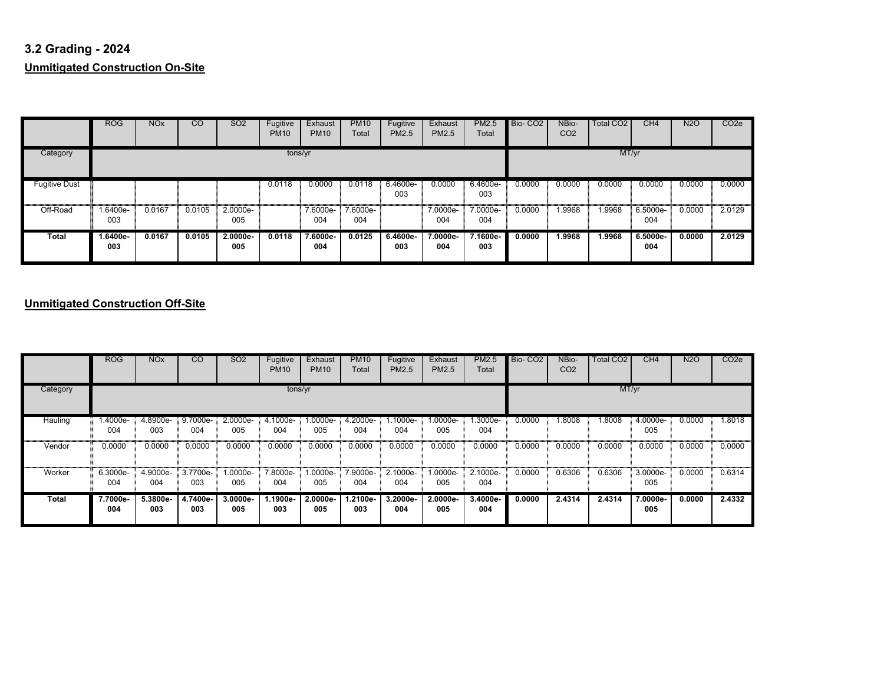### 3.2 Grading - 2024

**Unmitigated Construction On-Site**

| | ROG | NOx | CO | SO2 | Fugitive PM10 | Exhaust PM10 | PM10 Total | Fugitive PM2.5 | Exhaust PM2.5 | PM2.5 Total | Bio- CO2 | NBio- CO2 | Total CO2 | CH4 | N2O | CO2e |
|---|---|---|---|---|---|---|---|---|---|---|---|---|---|---|---|---|
| Category | tons/yr | | | | | | | | | | MT/yr | | | | | |
| Fugitive Dust | | | | | 0.0118 | 0.0000 | 0.0118 | 6.4600e-003 | 0.0000 | 6.4600e-003 | 0.0000 | 0.0000 | 0.0000 | 0.0000 | 0.0000 | 0.0000 |
| Off-Road | 1.6400e-003 | 0.0167 | 0.0105 | 2.0000e-005 | | 7.6000e-004 | 7.6000e-004 | | 7.0000e-004 | 7.0000e-004 | 0.0000 | 1.9968 | 1.9968 | 6.5000e-004 | 0.0000 | 2.0129 |
| **Total** | **1.6400e-003** | **0.0167** | **0.0105** | **2.0000e-005** | **0.0118** | **7.6000e-004** | **0.0125** | **6.4600e-003** | **7.0000e-004** | **7.1600e-003** | **0.0000** | **1.9968** | **1.9968** | **6.5000e-004** | **0.0000** | **2.0129** |

**Unmitigated Construction Off-Site**

| | ROG | NOx | CO | SO2 | Fugitive PM10 | Exhaust PM10 | PM10 Total | Fugitive PM2.5 | Exhaust PM2.5 | PM2.5 Total | Bio- CO2 | NBio- CO2 | Total CO2 | CH4 | N2O | CO2e |
|---|---|---|---|---|---|---|---|---|---|---|---|---|---|---|---|---|
| Category | tons/yr | | | | | | | | | | MT/yr | | | | | |
| Hauling | 1.4000e-004 | 4.8900e-003 | 9.7000e-004 | 2.0000e-005 | 4.1000e-004 | 1.0000e-005 | 4.2000e-004 | 1.1000e-004 | 1.0000e-005 | 1.3000e-004 | 0.0000 | 1.8008 | 1.8008 | 4.0000e-005 | 0.0000 | 1.8018 |
| Vendor | 0.0000 | 0.0000 | 0.0000 | 0.0000 | 0.0000 | 0.0000 | 0.0000 | 0.0000 | 0.0000 | 0.0000 | 0.0000 | 0.0000 | 0.0000 | 0.0000 | 0.0000 | 0.0000 |
| Worker | 6.3000e-004 | 4.9000e-004 | 3.7700e-003 | 1.0000e-005 | 7.8000e-004 | 1.0000e-005 | 7.9000e-004 | 2.1000e-004 | 1.0000e-005 | 2.1000e-004 | 0.0000 | 0.6306 | 0.6306 | 3.0000e-005 | 0.0000 | 0.6314 |
| **Total** | **7.7000e-004** | **5.3800e-003** | **4.7400e-003** | **3.0000e-005** | **1.1900e-003** | **2.0000e-005** | **1.2100e-003** | **3.2000e-004** | **2.0000e-005** | **3.4000e-004** | **0.0000** | **2.4314** | **2.4314** | **7.0000e-005** | **0.0000** | **2.4332** |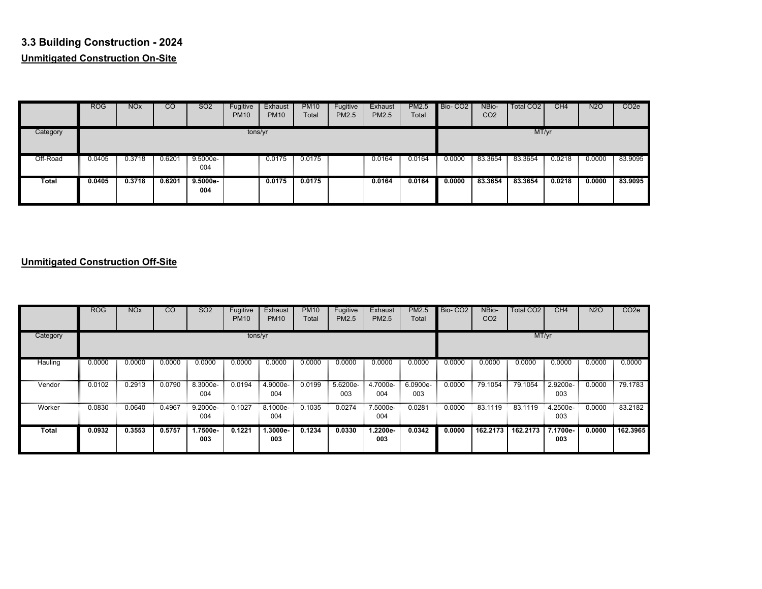### 3.3 Building Construction - 2024

**Unmitigated Construction On-Site**

| | ROG | NOx | CO | SO2 | Fugitive PM10 | Exhaust PM10 | PM10 Total | Fugitive PM2.5 | Exhaust PM2.5 | PM2.5 Total | Bio- CO2 | NBio- CO2 | Total CO2 | CH4 | N2O | CO2e |
|---|---|---|---|---|---|---|---|---|---|---|---|---|---|---|---|---|
| Category | tons/yr | | | | | | | | | | MT/yr | | | | | |
| Off-Road | 0.0405 | 0.3718 | 0.6201 | 9.5000e-004 | | 0.0175 | 0.0175 | | 0.0164 | 0.0164 | 0.0000 | 83.3654 | 83.3654 | 0.0218 | 0.0000 | 83.9095 |
| **Total** | **0.0405** | **0.3718** | **0.6201** | **9.5000e-004** | | **0.0175** | **0.0175** | | **0.0164** | **0.0164** | **0.0000** | **83.3654** | **83.3654** | **0.0218** | **0.0000** | **83.9095** |

**Unmitigated Construction Off-Site**

| | ROG | NOx | CO | SO2 | Fugitive PM10 | Exhaust PM10 | PM10 Total | Fugitive PM2.5 | Exhaust PM2.5 | PM2.5 Total | Bio- CO2 | NBio- CO2 | Total CO2 | CH4 | N2O | CO2e |
|---|---|---|---|---|---|---|---|---|---|---|---|---|---|---|---|---|
| Category | tons/yr | | | | | | | | | | MT/yr | | | | | |
| Hauling | 0.0000 | 0.0000 | 0.0000 | 0.0000 | 0.0000 | 0.0000 | 0.0000 | 0.0000 | 0.0000 | 0.0000 | 0.0000 | 0.0000 | 0.0000 | 0.0000 | 0.0000 | 0.0000 |
| Vendor | 0.0102 | 0.2913 | 0.0790 | 8.3000e-004 | 0.0194 | 4.9000e-004 | 0.0199 | 5.6200e-003 | 4.7000e-004 | 6.0900e-003 | 0.0000 | 79.1054 | 79.1054 | 2.9200e-003 | 0.0000 | 79.1783 |
| Worker | 0.0830 | 0.0640 | 0.4967 | 9.2000e-004 | 0.1027 | 8.1000e-004 | 0.1035 | 0.0274 | 7.5000e-004 | 0.0281 | 0.0000 | 83.1119 | 83.1119 | 4.2500e-003 | 0.0000 | 83.2182 |
| **Total** | **0.0932** | **0.3553** | **0.5757** | **1.7500e-003** | **0.1221** | **1.3000e-003** | **0.1234** | **0.0330** | **1.2200e-003** | **0.0342** | **0.0000** | **162.2173** | **162.2173** | **7.1700e-003** | **0.0000** | **162.3965** |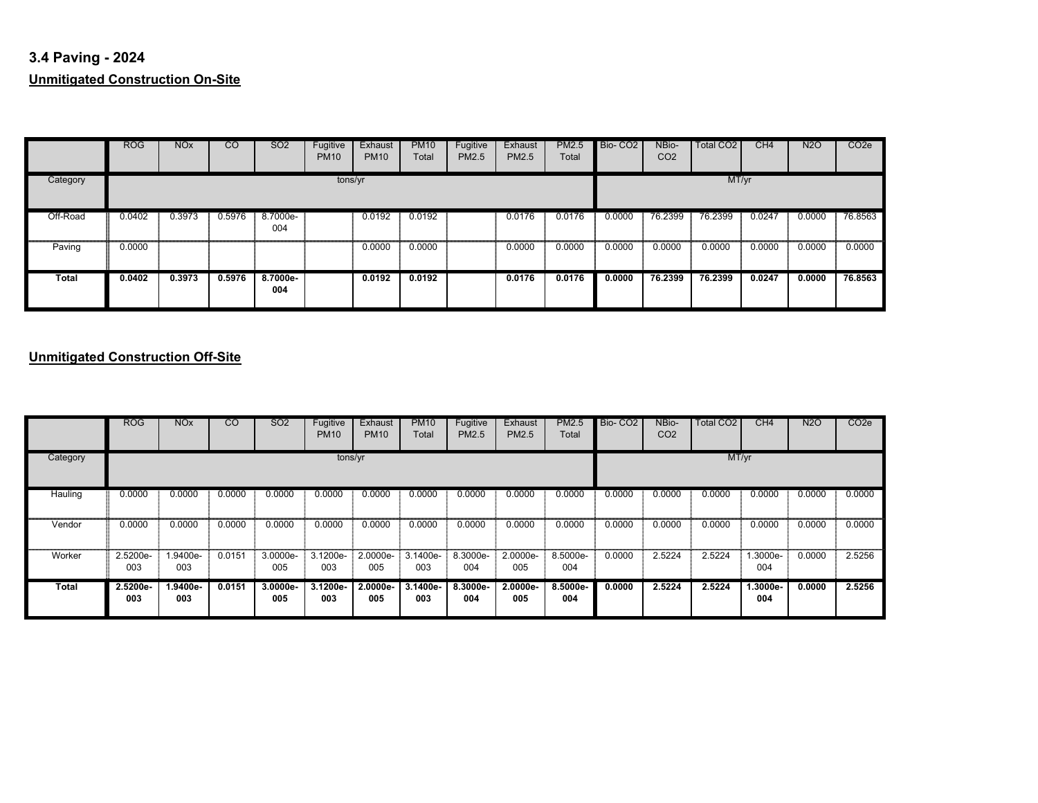### 3.4 Paving - 2024

**Unmitigated Construction On-Site**

| | ROG | NOx | CO | SO2 | Fugitive PM10 | Exhaust PM10 | PM10 Total | Fugitive PM2.5 | Exhaust PM2.5 | PM2.5 Total | Bio- CO2 | NBio- CO2 | Total CO2 | CH4 | N2O | CO2e |
|---|---|---|---|---|---|---|---|---|---|---|---|---|---|---|---|---|
| Category | tons/yr | | | | | | | | | | MT/yr | | | | | |
| Off-Road | 0.0402 | 0.3973 | 0.5976 | 8.7000e-004 | | 0.0192 | 0.0192 | | 0.0176 | 0.0176 | 0.0000 | 76.2399 | 76.2399 | 0.0247 | 0.0000 | 76.8563 |
| Paving | 0.0000 | | | | | 0.0000 | 0.0000 | | 0.0000 | 0.0000 | 0.0000 | 0.0000 | 0.0000 | 0.0000 | 0.0000 | 0.0000 |
| **Total** | **0.0402** | **0.3973** | **0.5976** | **8.7000e-004** | | **0.0192** | **0.0192** | | **0.0176** | **0.0176** | **0.0000** | **76.2399** | **76.2399** | **0.0247** | **0.0000** | **76.8563** |

**Unmitigated Construction Off-Site**

| | ROG | NOx | CO | SO2 | Fugitive PM10 | Exhaust PM10 | PM10 Total | Fugitive PM2.5 | Exhaust PM2.5 | PM2.5 Total | Bio- CO2 | NBio- CO2 | Total CO2 | CH4 | N2O | CO2e |
|---|---|---|---|---|---|---|---|---|---|---|---|---|---|---|---|---|
| Category | tons/yr | | | | | | | | | | MT/yr | | | | | |
| Hauling | 0.0000 | 0.0000 | 0.0000 | 0.0000 | 0.0000 | 0.0000 | 0.0000 | 0.0000 | 0.0000 | 0.0000 | 0.0000 | 0.0000 | 0.0000 | 0.0000 | 0.0000 | 0.0000 |
| Vendor | 0.0000 | 0.0000 | 0.0000 | 0.0000 | 0.0000 | 0.0000 | 0.0000 | 0.0000 | 0.0000 | 0.0000 | 0.0000 | 0.0000 | 0.0000 | 0.0000 | 0.0000 | 0.0000 |
| Worker | 2.5200e-003 | 1.9400e-003 | 0.0151 | 3.0000e-005 | 3.1200e-003 | 2.0000e-005 | 3.1400e-003 | 8.3000e-004 | 2.0000e-005 | 8.5000e-004 | 0.0000 | 2.5224 | 2.5224 | 1.3000e-004 | 0.0000 | 2.5256 |
| **Total** | **2.5200e-003** | **1.9400e-003** | **0.0151** | **3.0000e-005** | **3.1200e-003** | **2.0000e-005** | **3.1400e-003** | **8.3000e-004** | **2.0000e-005** | **8.5000e-004** | **0.0000** | **2.5224** | **2.5224** | **1.3000e-004** | **0.0000** | **2.5256** |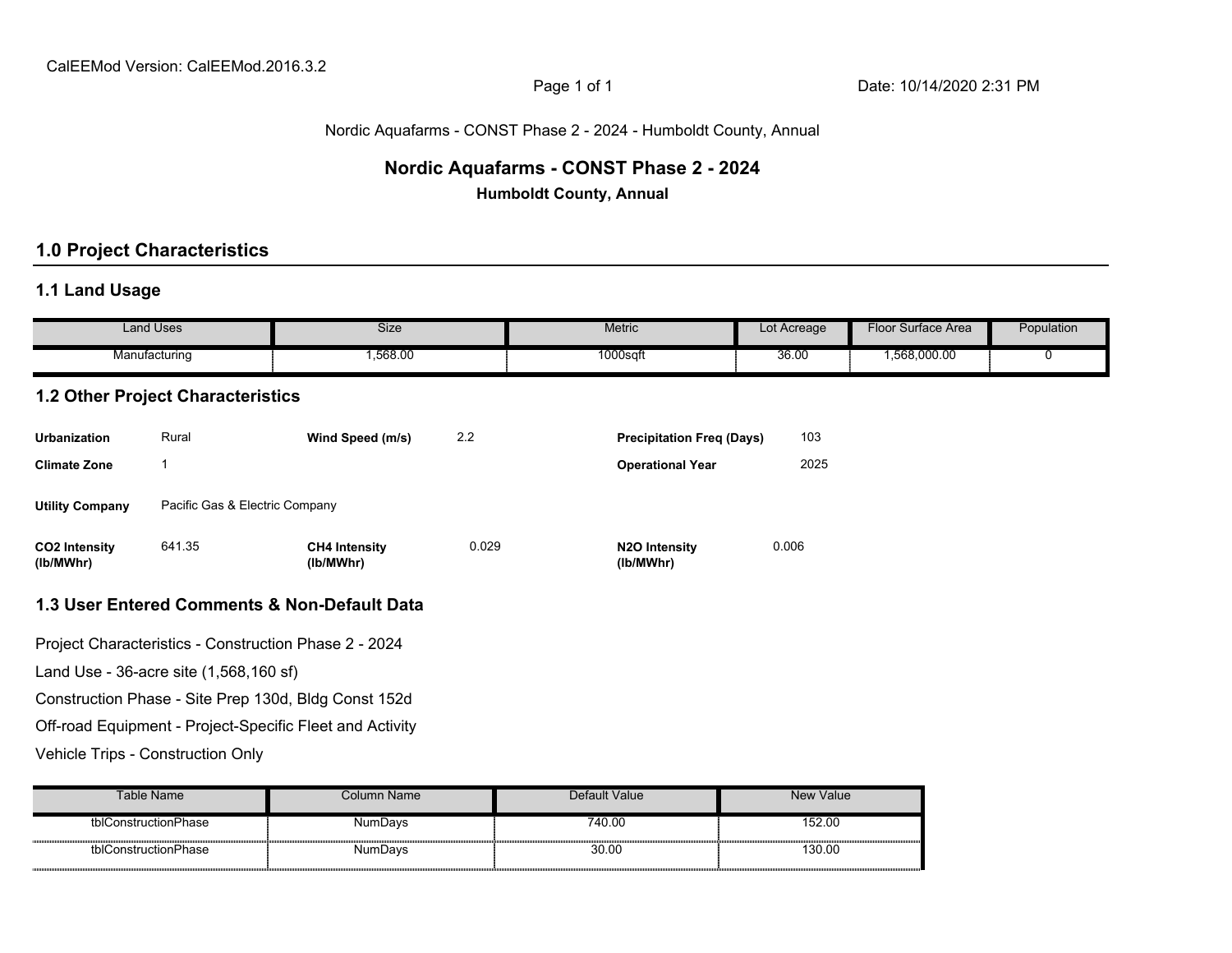CalEEMod Version: CalEEMod.2016.3.2

Nordic Aquafarms - CONST Phase 2 - 2024 - Humboldt County, Annual

# Nordic Aquafarms - CONST Phase 2 - 2024

**Humboldt County, Annual**

## 1.0 Project Characteristics

### 1.1 Land Usage

| Land Uses | Size | Metric | Lot Acreage | Floor Surface Area | Population |
|---|---|---|---|---|---|
| Manufacturing | 1,568.00 | 1000sqft | 36.00 | 1,568,000.00 | 0 |

### 1.2 Other Project Characteristics

| | | | | | |
|---|---|---|---|---|---|
| **Urbanization** | Rural | **Wind Speed (m/s)** | 2.2 | **Precipitation Freq (Days)** | 103 |
| **Climate Zone** | 1 | | | **Operational Year** | 2025 |
| **Utility Company** | Pacific Gas & Electric Company | | | | |
| **CO2 Intensity (lb/MWhr)** | 641.35 | **CH4 Intensity (lb/MWhr)** | 0.029 | **N2O Intensity (lb/MWhr)** | 0.006 |

### 1.3 User Entered Comments & Non-Default Data

Project Characteristics - Construction Phase 2 - 2024

Land Use - 36-acre site (1,568,160 sf)

Construction Phase - Site Prep 130d, Bldg Const 152d

Off-road Equipment - Project-Specific Fleet and Activity

Vehicle Trips - Construction Only

| Table Name | Column Name | Default Value | New Value |
|---|---|---|---|
| tblConstructionPhase | NumDays | 740.00 | 152.00 |
| tblConstructionPhase | NumDays | 30.00 | 130.00 |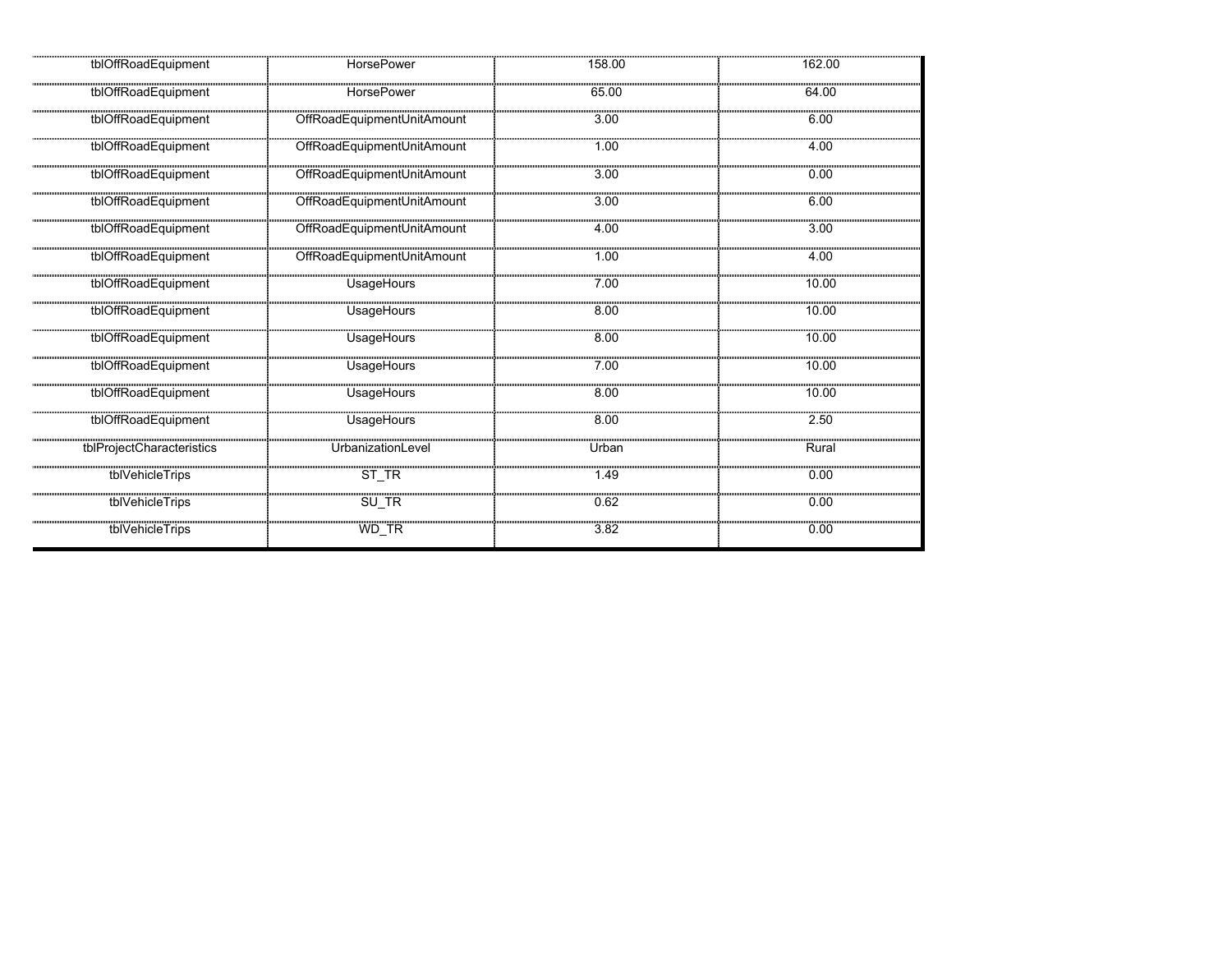| tblOffRoadEquipment | HorsePower | 158.00 | 162.00 |
|---|---|---|---|
| tblOffRoadEquipment | HorsePower | 65.00 | 64.00 |
| tblOffRoadEquipment | OffRoadEquipmentUnitAmount | 3.00 | 6.00 |
| tblOffRoadEquipment | OffRoadEquipmentUnitAmount | 1.00 | 4.00 |
| tblOffRoadEquipment | OffRoadEquipmentUnitAmount | 3.00 | 0.00 |
| tblOffRoadEquipment | OffRoadEquipmentUnitAmount | 3.00 | 6.00 |
| tblOffRoadEquipment | OffRoadEquipmentUnitAmount | 4.00 | 3.00 |
| tblOffRoadEquipment | OffRoadEquipmentUnitAmount | 1.00 | 4.00 |
| tblOffRoadEquipment | UsageHours | 7.00 | 10.00 |
| tblOffRoadEquipment | UsageHours | 8.00 | 10.00 |
| tblOffRoadEquipment | UsageHours | 8.00 | 10.00 |
| tblOffRoadEquipment | UsageHours | 7.00 | 10.00 |
| tblOffRoadEquipment | UsageHours | 8.00 | 10.00 |
| tblOffRoadEquipment | UsageHours | 8.00 | 2.50 |
| tblProjectCharacteristics | UrbanizationLevel | Urban | Rural |
| tblVehicleTrips | ST_TR | 1.49 | 0.00 |
| tblVehicleTrips | SU_TR | 0.62 | 0.00 |
| tblVehicleTrips | WD_TR | 3.82 | 0.00 |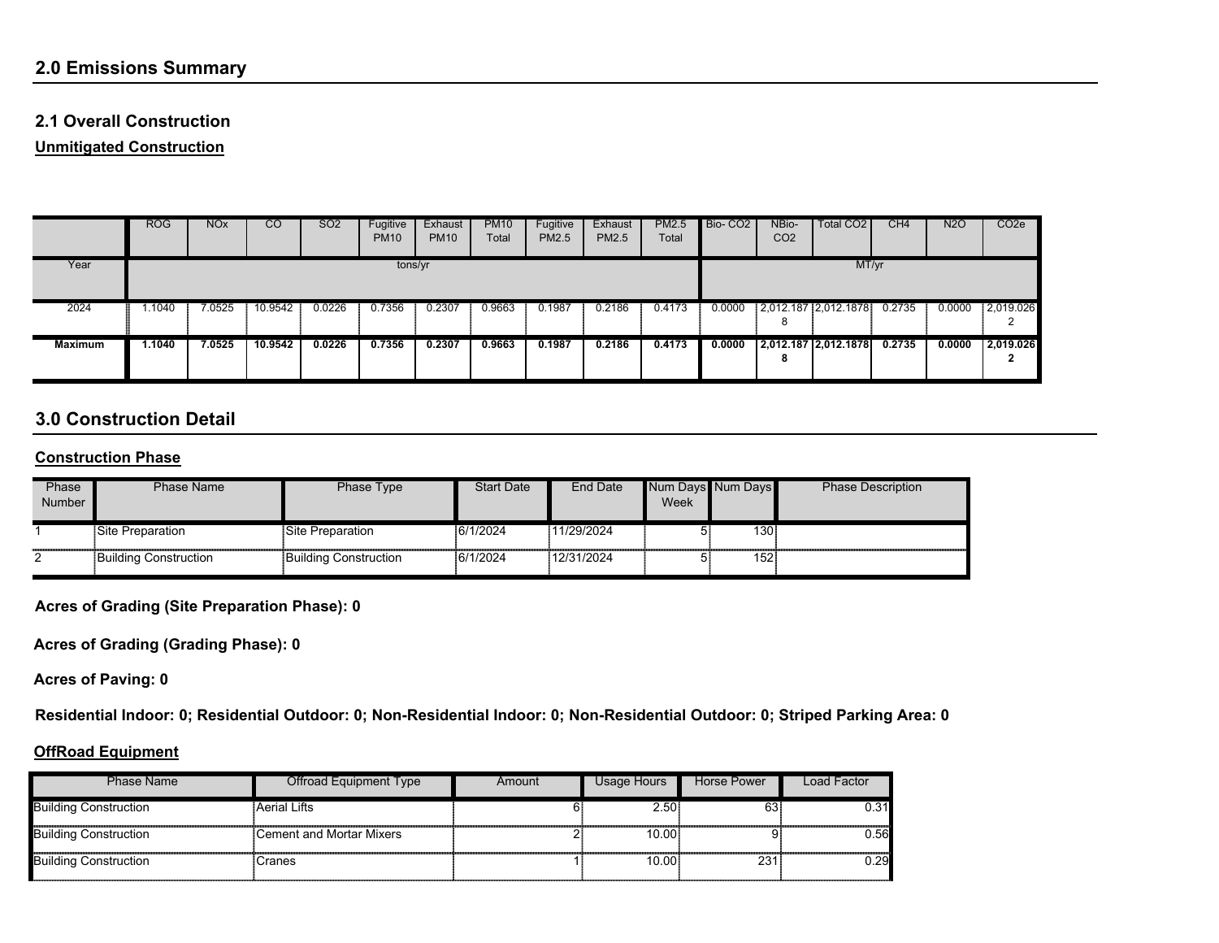## 2.0 Emissions Summary

### 2.1 Overall Construction

**Unmitigated Construction**

| | ROG | NOx | CO | SO2 | Fugitive PM10 | Exhaust PM10 | PM10 Total | Fugitive PM2.5 | Exhaust PM2.5 | PM2.5 Total | Bio- CO2 | NBio- CO2 | Total CO2 | CH4 | N2O | CO2e |
|---|---|---|---|---|---|---|---|---|---|---|---|---|---|---|---|---|
| Year | tons/yr | | | | | | | | | | MT/yr | | | | | |
| 2024 | 1.1040 | 7.0525 | 10.9542 | 0.0226 | 0.7356 | 0.2307 | 0.9663 | 0.1987 | 0.2186 | 0.4173 | 0.0000 | 2,012.1878 | 2,012.1878 | 0.2735 | 0.0000 | 2,019.0262 |
| **Maximum** | **1.1040** | **7.0525** | **10.9542** | **0.0226** | **0.7356** | **0.2307** | **0.9663** | **0.1987** | **0.2186** | **0.4173** | **0.0000** | **2,012.1878** | **2,012.1878** | **0.2735** | **0.0000** | **2,019.0262** |

## 3.0 Construction Detail

**Construction Phase**

| Phase Number | Phase Name | Phase Type | Start Date | End Date | Num Days Week | Num Days | Phase Description |
|---|---|---|---|---|---|---|---|
| 1 | Site Preparation | Site Preparation | 6/1/2024 | 11/29/2024 | 5 | 130 | |
| 2 | Building Construction | Building Construction | 6/1/2024 | 12/31/2024 | 5 | 152 | |

**Acres of Grading (Site Preparation Phase): 0**

**Acres of Grading (Grading Phase): 0**

**Acres of Paving: 0**

**Residential Indoor: 0; Residential Outdoor: 0; Non-Residential Indoor: 0; Non-Residential Outdoor: 0; Striped Parking Area: 0**

**OffRoad Equipment**

| Phase Name | Offroad Equipment Type | Amount | Usage Hours | Horse Power | Load Factor |
|---|---|---|---|---|---|
| Building Construction | Aerial Lifts | 6 | 2.50 | 63 | 0.31 |
| Building Construction | Cement and Mortar Mixers | 2 | 10.00 | 9 | 0.56 |
| Building Construction | Cranes | 1 | 10.00 | 231 | 0.29 |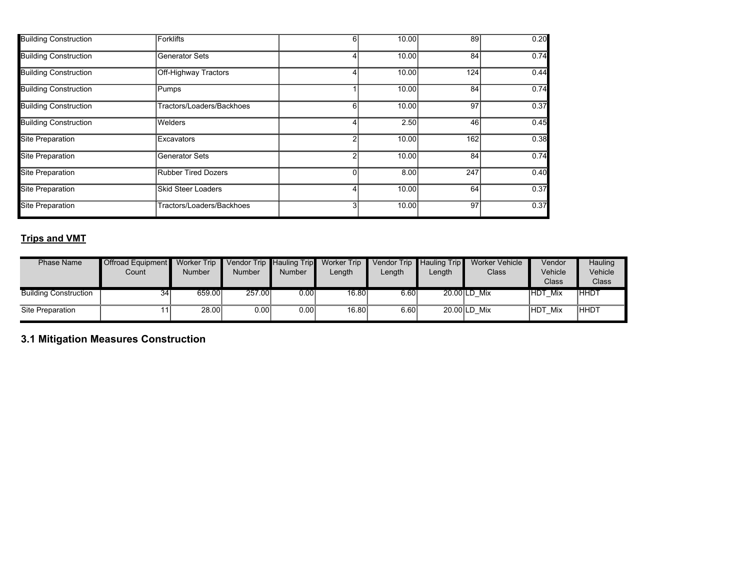| Building Construction | Forklifts | 6 | 10.00 | 89 | 0.20 |
|---|---|---|---|---|---|
| Building Construction | Generator Sets | 4 | 10.00 | 84 | 0.74 |
| Building Construction | Off-Highway Tractors | 4 | 10.00 | 124 | 0.44 |
| Building Construction | Pumps | 1 | 10.00 | 84 | 0.74 |
| Building Construction | Tractors/Loaders/Backhoes | 6 | 10.00 | 97 | 0.37 |
| Building Construction | Welders | 4 | 2.50 | 46 | 0.45 |
| Site Preparation | Excavators | 2 | 10.00 | 162 | 0.38 |
| Site Preparation | Generator Sets | 2 | 10.00 | 84 | 0.74 |
| Site Preparation | Rubber Tired Dozers | 0 | 8.00 | 247 | 0.40 |
| Site Preparation | Skid Steer Loaders | 4 | 10.00 | 64 | 0.37 |
| Site Preparation | Tractors/Loaders/Backhoes | 3 | 10.00 | 97 | 0.37 |

**Trips and VMT**

| Phase Name | Offroad Equipment Count | Worker Trip Number | Vendor Trip Number | Hauling Trip Number | Worker Trip Length | Vendor Trip Length | Hauling Trip Length | Worker Vehicle Class | Vendor Vehicle Class | Hauling Vehicle Class |
|---|---|---|---|---|---|---|---|---|---|---|
| Building Construction | 34 | 659.00 | 257.00 | 0.00 | 16.80 | 6.60 | 20.00 | LD_Mix | HDT_Mix | HHDT |
| Site Preparation | 11 | 28.00 | 0.00 | 0.00 | 16.80 | 6.60 | 20.00 | LD_Mix | HDT_Mix | HHDT |

## 3.1 Mitigation Measures Construction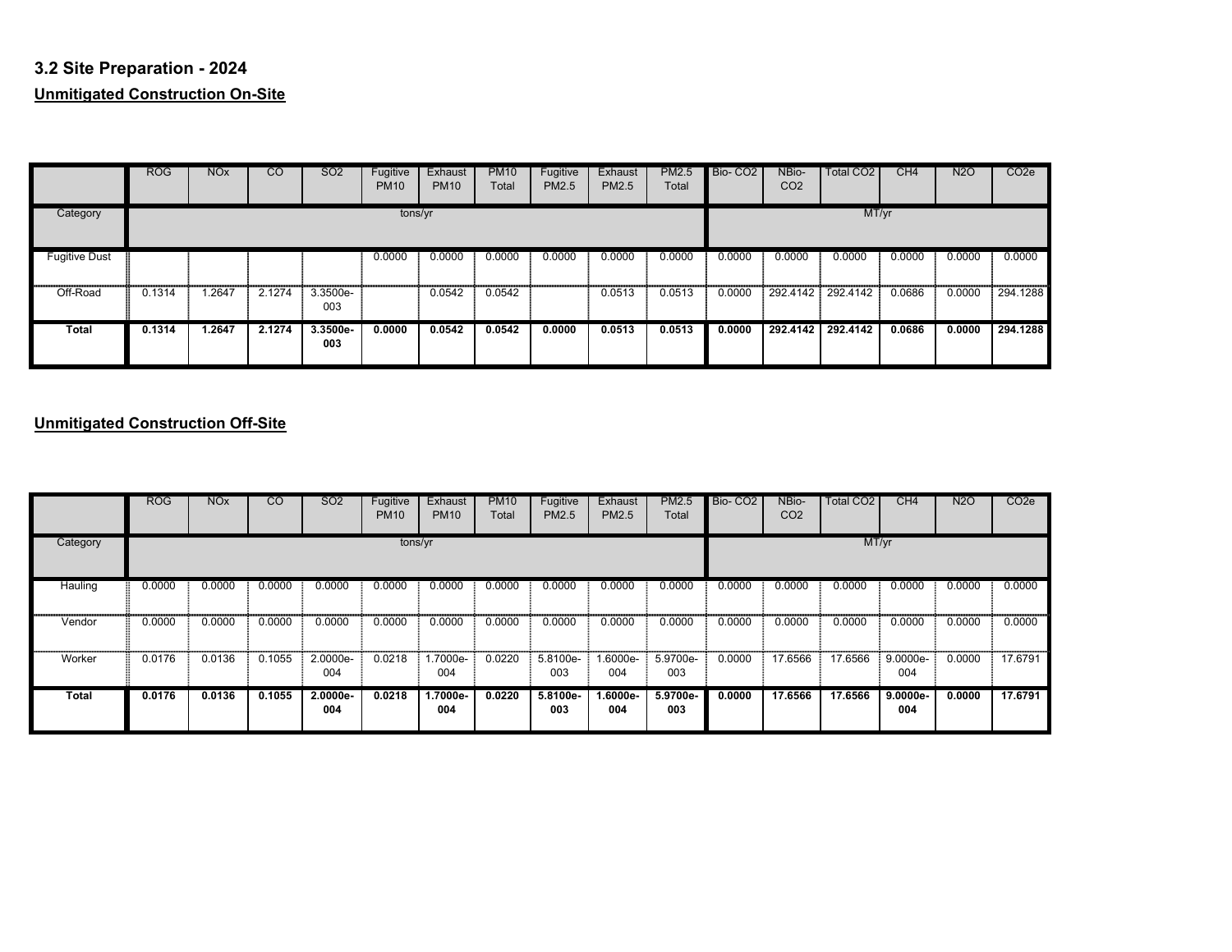## 3.2 Site Preparation - 2024

**Unmitigated Construction On-Site**

| | ROG | NOx | CO | SO2 | Fugitive PM10 | Exhaust PM10 | PM10 Total | Fugitive PM2.5 | Exhaust PM2.5 | PM2.5 Total | Bio- CO2 | NBio- CO2 | Total CO2 | CH4 | N2O | CO2e |
|---|---|---|---|---|---|---|---|---|---|---|---|---|---|---|---|---|
| Category | tons/yr | | | | | | | | | | MT/yr | | | | | |
| Fugitive Dust | | | | | 0.0000 | 0.0000 | 0.0000 | 0.0000 | 0.0000 | 0.0000 | 0.0000 | 0.0000 | 0.0000 | 0.0000 | 0.0000 | 0.0000 |
| Off-Road | 0.1314 | 1.2647 | 2.1274 | 3.3500e-003 | | 0.0542 | 0.0542 | | 0.0513 | 0.0513 | 0.0000 | 292.4142 | 292.4142 | 0.0686 | 0.0000 | 294.1288 |
| **Total** | **0.1314** | **1.2647** | **2.1274** | **3.3500e-003** | **0.0000** | **0.0542** | **0.0542** | **0.0000** | **0.0513** | **0.0513** | **0.0000** | **292.4142** | **292.4142** | **0.0686** | **0.0000** | **294.1288** |

**Unmitigated Construction Off-Site**

| | ROG | NOx | CO | SO2 | Fugitive PM10 | Exhaust PM10 | PM10 Total | Fugitive PM2.5 | Exhaust PM2.5 | PM2.5 Total | Bio- CO2 | NBio- CO2 | Total CO2 | CH4 | N2O | CO2e |
|---|---|---|---|---|---|---|---|---|---|---|---|---|---|---|---|---|
| Category | tons/yr | | | | | | | | | | MT/yr | | | | | |
| Hauling | 0.0000 | 0.0000 | 0.0000 | 0.0000 | 0.0000 | 0.0000 | 0.0000 | 0.0000 | 0.0000 | 0.0000 | 0.0000 | 0.0000 | 0.0000 | 0.0000 | 0.0000 | 0.0000 |
| Vendor | 0.0000 | 0.0000 | 0.0000 | 0.0000 | 0.0000 | 0.0000 | 0.0000 | 0.0000 | 0.0000 | 0.0000 | 0.0000 | 0.0000 | 0.0000 | 0.0000 | 0.0000 | 0.0000 |
| Worker | 0.0176 | 0.0136 | 0.1055 | 2.0000e-004 | 0.0218 | 1.7000e-004 | 0.0220 | 5.8100e-003 | 1.6000e-004 | 5.9700e-003 | 0.0000 | 17.6566 | 17.6566 | 9.0000e-004 | 0.0000 | 17.6791 |
| **Total** | **0.0176** | **0.0136** | **0.1055** | **2.0000e-004** | **0.0218** | **1.7000e-004** | **0.0220** | **5.8100e-003** | **1.6000e-004** | **5.9700e-003** | **0.0000** | **17.6566** | **17.6566** | **9.0000e-004** | **0.0000** | **17.6791** |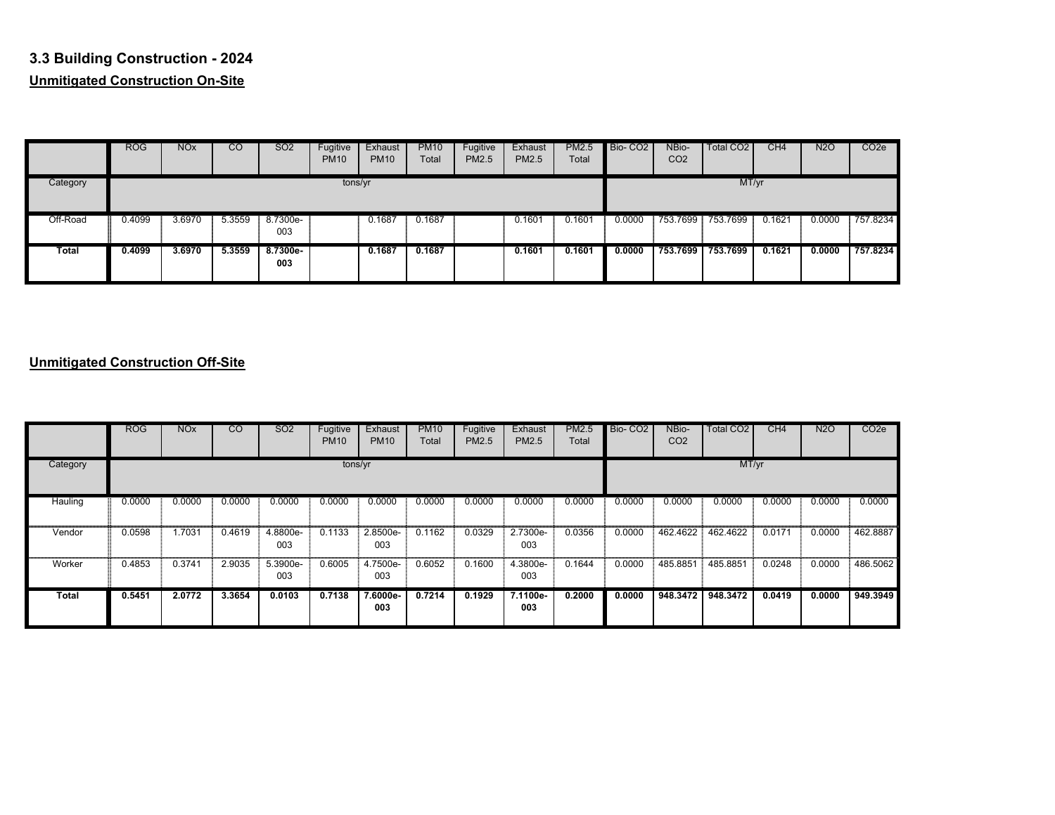## 3.3 Building Construction - 2024

**Unmitigated Construction On-Site**

| | ROG | NOx | CO | SO2 | Fugitive PM10 | Exhaust PM10 | PM10 Total | Fugitive PM2.5 | Exhaust PM2.5 | PM2.5 Total | Bio- CO2 | NBio- CO2 | Total CO2 | CH4 | N2O | CO2e |
|---|---|---|---|---|---|---|---|---|---|---|---|---|---|---|---|---|
| Category | tons/yr | | | | | | | | | | MT/yr | | | | | |
| Off-Road | 0.4099 | 3.6970 | 5.3559 | 8.7300e-003 | | 0.1687 | 0.1687 | | 0.1601 | 0.1601 | 0.0000 | 753.7699 | 753.7699 | 0.1621 | 0.0000 | 757.8234 |
| **Total** | **0.4099** | **3.6970** | **5.3559** | **8.7300e-003** | | **0.1687** | **0.1687** | | **0.1601** | **0.1601** | **0.0000** | **753.7699** | **753.7699** | **0.1621** | **0.0000** | **757.8234** |

**Unmitigated Construction Off-Site**

| | ROG | NOx | CO | SO2 | Fugitive PM10 | Exhaust PM10 | PM10 Total | Fugitive PM2.5 | Exhaust PM2.5 | PM2.5 Total | Bio- CO2 | NBio- CO2 | Total CO2 | CH4 | N2O | CO2e |
|---|---|---|---|---|---|---|---|---|---|---|---|---|---|---|---|---|
| Category | tons/yr | | | | | | | | | | MT/yr | | | | | |
| Hauling | 0.0000 | 0.0000 | 0.0000 | 0.0000 | 0.0000 | 0.0000 | 0.0000 | 0.0000 | 0.0000 | 0.0000 | 0.0000 | 0.0000 | 0.0000 | 0.0000 | 0.0000 | 0.0000 |
| Vendor | 0.0598 | 1.7031 | 0.4619 | 4.8800e-003 | 0.1133 | 2.8500e-003 | 0.1162 | 0.0329 | 2.7300e-003 | 0.0356 | 0.0000 | 462.4622 | 462.4622 | 0.0171 | 0.0000 | 462.8887 |
| Worker | 0.4853 | 0.3741 | 2.9035 | 5.3900e-003 | 0.6005 | 4.7500e-003 | 0.6052 | 0.1600 | 4.3800e-003 | 0.1644 | 0.0000 | 485.8851 | 485.8851 | 0.0248 | 0.0000 | 486.5062 |
| **Total** | **0.5451** | **2.0772** | **3.3654** | **0.0103** | **0.7138** | **7.6000e-003** | **0.7214** | **0.1929** | **7.1100e-003** | **0.2000** | **0.0000** | **948.3472** | **948.3472** | **0.0419** | **0.0000** | **949.3949** |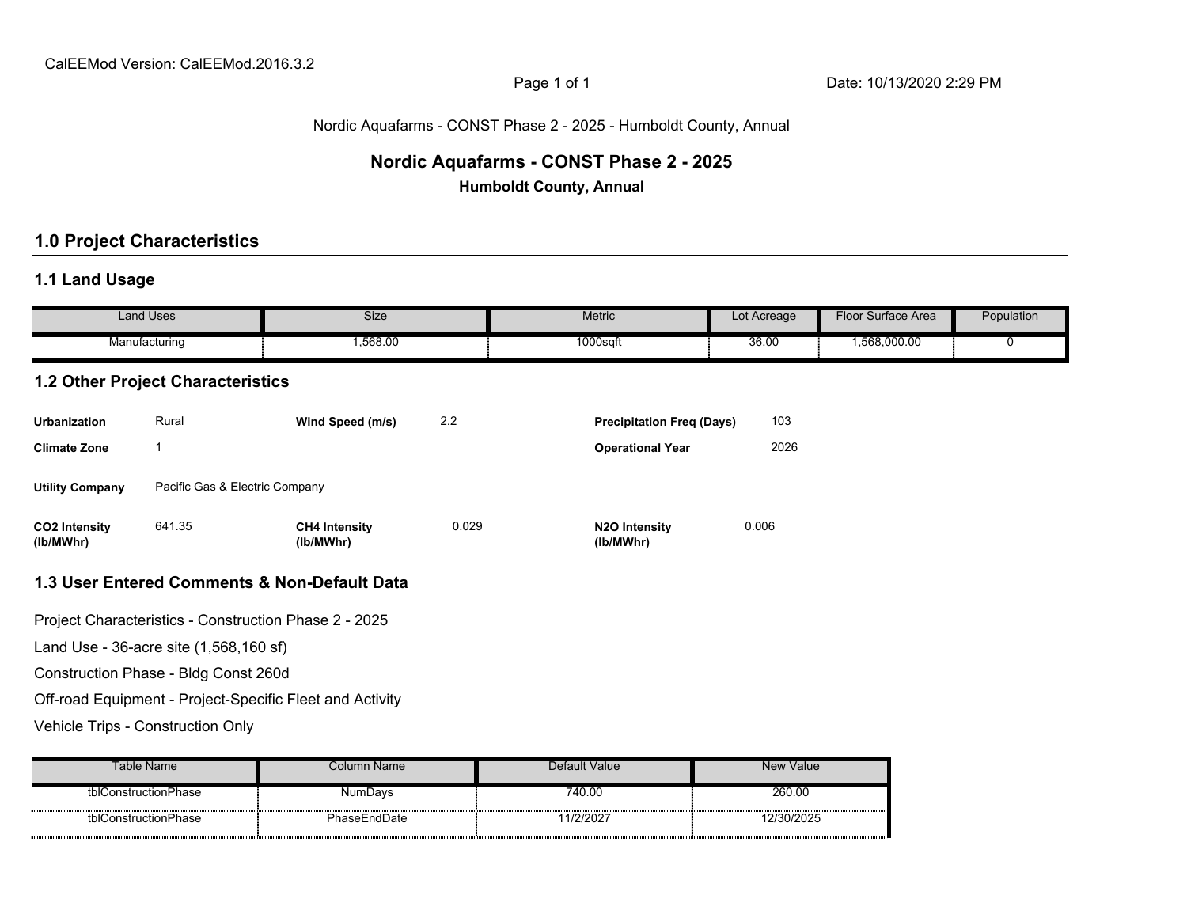CalEEMod Version: CalEEMod.2016.3.2

Date: 10/13/2020 2:29 PM

Nordic Aquafarms - CONST Phase 2 - 2025 - Humboldt County, Annual

# Nordic Aquafarms - CONST Phase 2 - 2025

**Humboldt County, Annual**

## 1.0 Project Characteristics

### 1.1 Land Usage

| Land Uses | Size | Metric | Lot Acreage | Floor Surface Area | Population |
|---|---|---|---|---|---|
| Manufacturing | 1,568.00 | 1000sqft | 36.00 | 1,568,000.00 | 0 |

### 1.2 Other Project Characteristics

| | | | | | |
|---|---|---|---|---|---|
| **Urbanization** | Rural | **Wind Speed (m/s)** | 2.2 | **Precipitation Freq (Days)** | 103 |
| **Climate Zone** | 1 | | | **Operational Year** | 2026 |
| **Utility Company** | Pacific Gas & Electric Company | | | | |
| **CO2 Intensity (lb/MWhr)** | 641.35 | **CH4 Intensity (lb/MWhr)** | 0.029 | **N2O Intensity (lb/MWhr)** | 0.006 |

### 1.3 User Entered Comments & Non-Default Data

Project Characteristics - Construction Phase 2 - 2025

Land Use - 36-acre site (1,568,160 sf)

Construction Phase - Bldg Const 260d

Off-road Equipment - Project-Specific Fleet and Activity

Vehicle Trips - Construction Only

| Table Name | Column Name | Default Value | New Value |
|---|---|---|---|
| tblConstructionPhase | NumDays | 740.00 | 260.00 |
| tblConstructionPhase | PhaseEndDate | 11/2/2027 | 12/30/2025 |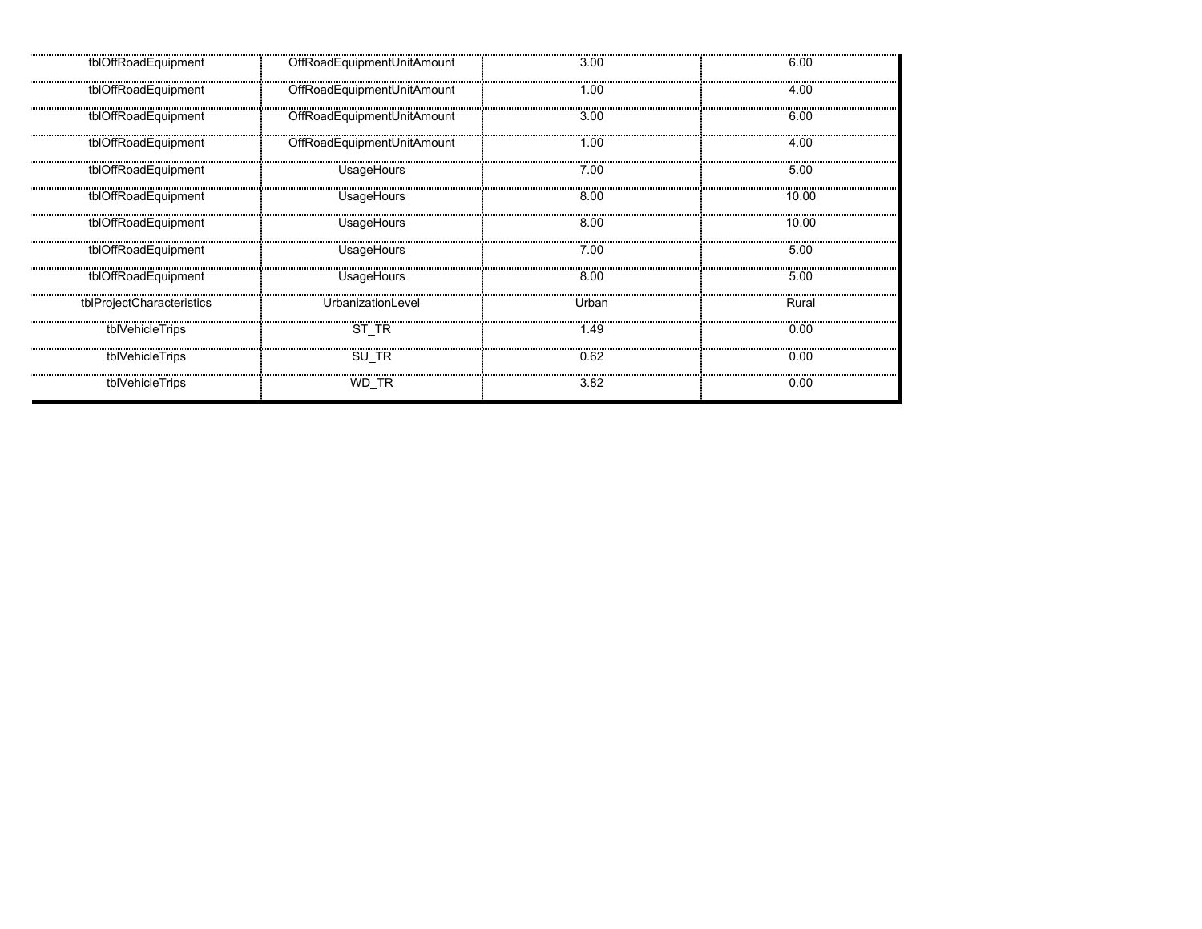| tblOffRoadEquipment | OffRoadEquipmentUnitAmount | 3.00 | 6.00 |
|---|---|---|---|
| tblOffRoadEquipment | OffRoadEquipmentUnitAmount | 1.00 | 4.00 |
| tblOffRoadEquipment | OffRoadEquipmentUnitAmount | 3.00 | 6.00 |
| tblOffRoadEquipment | OffRoadEquipmentUnitAmount | 1.00 | 4.00 |
| tblOffRoadEquipment | UsageHours | 7.00 | 5.00 |
| tblOffRoadEquipment | UsageHours | 8.00 | 10.00 |
| tblOffRoadEquipment | UsageHours | 8.00 | 10.00 |
| tblOffRoadEquipment | UsageHours | 7.00 | 5.00 |
| tblOffRoadEquipment | UsageHours | 8.00 | 5.00 |
| tblProjectCharacteristics | UrbanizationLevel | Urban | Rural |
| tblVehicleTrips | ST_TR | 1.49 | 0.00 |
| tblVehicleTrips | SU_TR | 0.62 | 0.00 |
| tblVehicleTrips | WD_TR | 3.82 | 0.00 |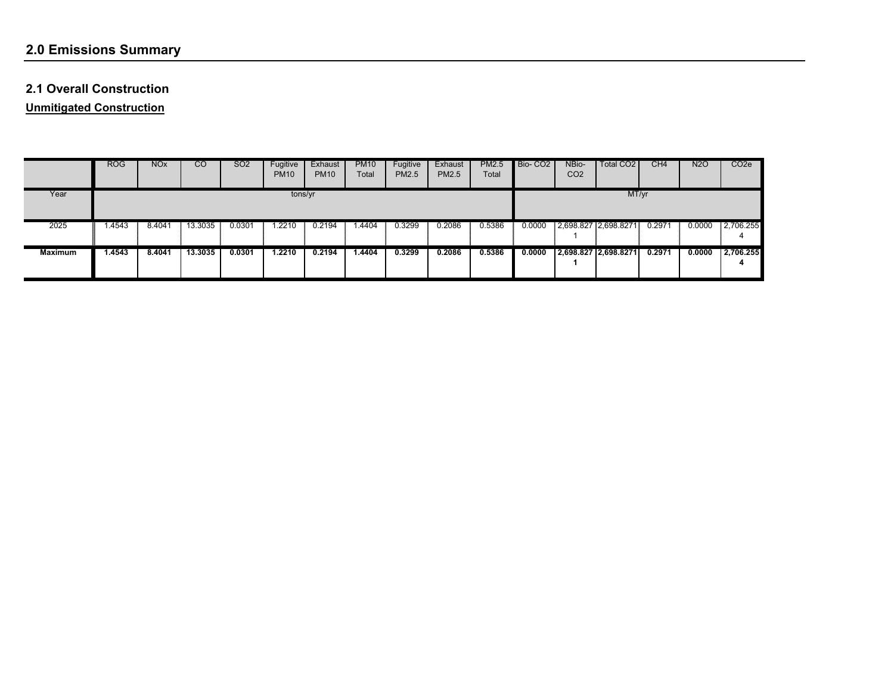## 2.0 Emissions Summary

### 2.1 Overall Construction

**Unmitigated Construction**

| | ROG | NOx | CO | SO2 | Fugitive PM10 | Exhaust PM10 | PM10 Total | Fugitive PM2.5 | Exhaust PM2.5 | PM2.5 Total | Bio- CO2 | NBio- CO2 | Total CO2 | CH4 | N2O | CO2e |
|---|---|---|---|---|---|---|---|---|---|---|---|---|---|---|---|---|
| Year | tons/yr | | | | | | | | | | MT/yr | | | | | |
| 2025 | 1.4543 | 8.4041 | 13.3035 | 0.0301 | 1.2210 | 0.2194 | 1.4404 | 0.3299 | 0.2086 | 0.5386 | 0.0000 | 2,698.8271 | 2,698.8271 | 0.2971 | 0.0000 | 2,706.2554 |
| **Maximum** | **1.4543** | **8.4041** | **13.3035** | **0.0301** | **1.2210** | **0.2194** | **1.4404** | **0.3299** | **0.2086** | **0.5386** | **0.0000** | **2,698.8271** | **2,698.8271** | **0.2971** | **0.0000** | **2,706.2554** |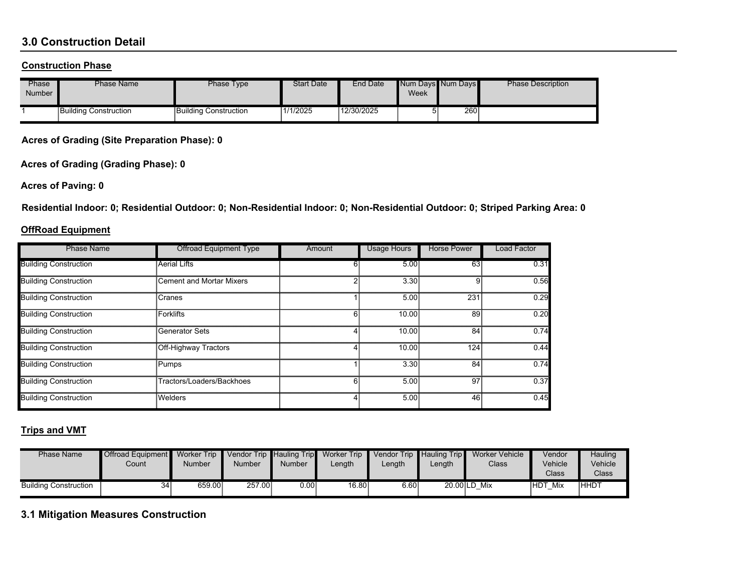## 3.0 Construction Detail

### Construction Phase

| Phase Number | Phase Name | Phase Type | Start Date | End Date | Num Days Week | Num Days | Phase Description |
|---|---|---|---|---|---|---|---|
| 1 | Building Construction | Building Construction | 1/1/2025 | 12/30/2025 | 5 | 260 | |

**Acres of Grading (Site Preparation Phase): 0**

**Acres of Grading (Grading Phase): 0**

**Acres of Paving: 0**

**Residential Indoor: 0; Residential Outdoor: 0; Non-Residential Indoor: 0; Non-Residential Outdoor: 0; Striped Parking Area: 0**

### OffRoad Equipment

| Phase Name | Offroad Equipment Type | Amount | Usage Hours | Horse Power | Load Factor |
|---|---|---|---|---|---|
| Building Construction | Aerial Lifts | 6 | 5.00 | 63 | 0.31 |
| Building Construction | Cement and Mortar Mixers | 2 | 3.30 | 9 | 0.56 |
| Building Construction | Cranes | 1 | 5.00 | 231 | 0.29 |
| Building Construction | Forklifts | 6 | 10.00 | 89 | 0.20 |
| Building Construction | Generator Sets | 4 | 10.00 | 84 | 0.74 |
| Building Construction | Off-Highway Tractors | 4 | 10.00 | 124 | 0.44 |
| Building Construction | Pumps | 1 | 3.30 | 84 | 0.74 |
| Building Construction | Tractors/Loaders/Backhoes | 6 | 5.00 | 97 | 0.37 |
| Building Construction | Welders | 4 | 5.00 | 46 | 0.45 |

### Trips and VMT

| Phase Name | Offroad Equipment Count | Worker Trip Number | Vendor Trip Number | Hauling Trip Number | Worker Trip Length | Vendor Trip Length | Hauling Trip Length | Worker Vehicle Class | Vendor Vehicle Class | Hauling Vehicle Class |
|---|---|---|---|---|---|---|---|---|---|---|
| Building Construction | 34 | 659.00 | 257.00 | 0.00 | 16.80 | 6.60 | 20.00 | LD_Mix | HDT_Mix | HHDT |

## 3.1 Mitigation Measures Construction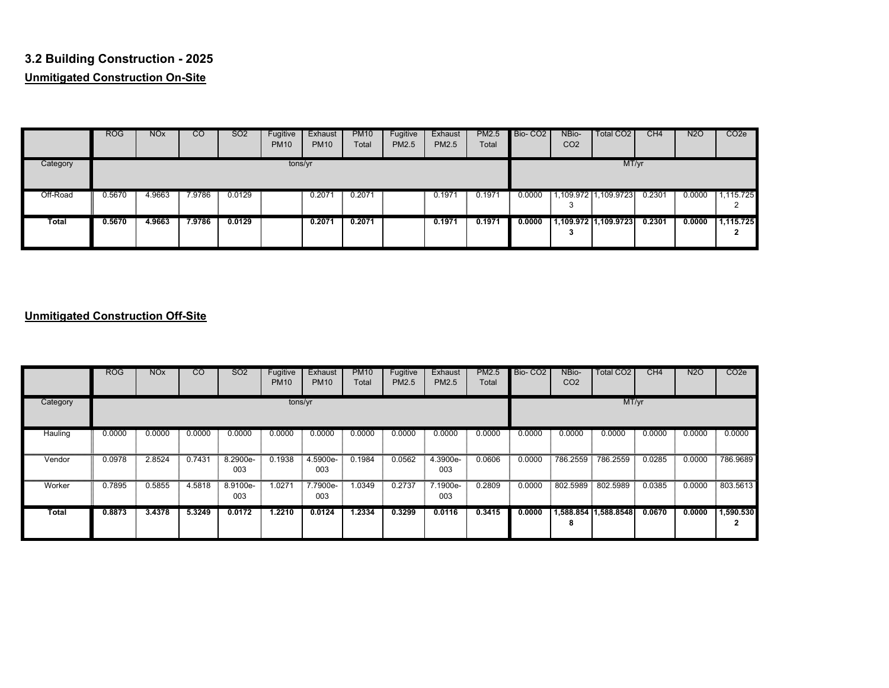## 3.2 Building Construction - 2025

**Unmitigated Construction On-Site**

| | ROG | NOx | CO | SO2 | Fugitive PM10 | Exhaust PM10 | PM10 Total | Fugitive PM2.5 | Exhaust PM2.5 | PM2.5 Total | Bio- CO2 | NBio- CO2 | Total CO2 | CH4 | N2O | CO2e |
|---|---|---|---|---|---|---|---|---|---|---|---|---|---|---|---|---|
| Category | tons/yr | | | | | | | | | | MT/yr | | | | | |
| Off-Road | 0.5670 | 4.9663 | 7.9786 | 0.0129 | | 0.2071 | 0.2071 | | 0.1971 | 0.1971 | 0.0000 | 1,109.9723 | 1,109.9723 | 0.2301 | 0.0000 | 1,115.7252 |
| **Total** | **0.5670** | **4.9663** | **7.9786** | **0.0129** | | **0.2071** | **0.2071** | | **0.1971** | **0.1971** | **0.0000** | **1,109.9723** | **1,109.9723** | **0.2301** | **0.0000** | **1,115.7252** |

**Unmitigated Construction Off-Site**

| | ROG | NOx | CO | SO2 | Fugitive PM10 | Exhaust PM10 | PM10 Total | Fugitive PM2.5 | Exhaust PM2.5 | PM2.5 Total | Bio- CO2 | NBio- CO2 | Total CO2 | CH4 | N2O | CO2e |
|---|---|---|---|---|---|---|---|---|---|---|---|---|---|---|---|---|
| Category | tons/yr | | | | | | | | | | MT/yr | | | | | |
| Hauling | 0.0000 | 0.0000 | 0.0000 | 0.0000 | 0.0000 | 0.0000 | 0.0000 | 0.0000 | 0.0000 | 0.0000 | 0.0000 | 0.0000 | 0.0000 | 0.0000 | 0.0000 | 0.0000 |
| Vendor | 0.0978 | 2.8524 | 0.7431 | 8.2900e-003 | 0.1938 | 4.5900e-003 | 0.1984 | 0.0562 | 4.3900e-003 | 0.0606 | 0.0000 | 786.2559 | 786.2559 | 0.0285 | 0.0000 | 786.9689 |
| Worker | 0.7895 | 0.5855 | 4.5818 | 8.9100e-003 | 1.0271 | 7.7900e-003 | 1.0349 | 0.2737 | 7.1900e-003 | 0.2809 | 0.0000 | 802.5989 | 802.5989 | 0.0385 | 0.0000 | 803.5613 |
| **Total** | **0.8873** | **3.4378** | **5.3249** | **0.0172** | **1.2210** | **0.0124** | **1.2334** | **0.3299** | **0.0116** | **0.3415** | **0.0000** | **1,588.8548** | **1,588.8548** | **0.0670** | **0.0000** | **1,590.5302** |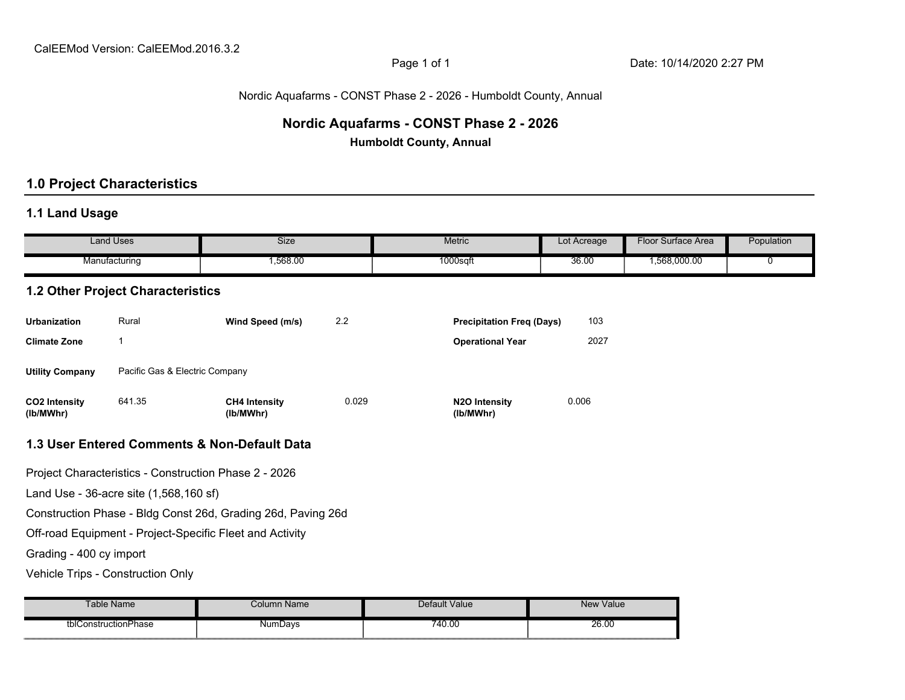CalEEMod Version: CalEEMod.2016.3.2

Date: 10/14/2020 2:27 PM

Nordic Aquafarms - CONST Phase 2 - 2026 - Humboldt County, Annual

# Nordic Aquafarms - CONST Phase 2 - 2026

**Humboldt County, Annual**

## 1.0 Project Characteristics

### 1.1 Land Usage

| Land Uses | Size | Metric | Lot Acreage | Floor Surface Area | Population |
|---|---|---|---|---|---|
| Manufacturing | 1,568.00 | 1000sqft | 36.00 | 1,568,000.00 | 0 |

### 1.2 Other Project Characteristics

| | | | | | |
|---|---|---|---|---|---|
| **Urbanization** | Rural | **Wind Speed (m/s)** | 2.2 | **Precipitation Freq (Days)** | 103 |
| **Climate Zone** | 1 | | | **Operational Year** | 2027 |
| **Utility Company** | Pacific Gas & Electric Company | | | | |
| **$CO_2$ Intensity (lb/MWhr)** | 641.35 | **$CH_4$ Intensity (lb/MWhr)** | 0.029 | **$N_2O$ Intensity (lb/MWhr)** | 0.006 |

### 1.3 User Entered Comments & Non-Default Data

Project Characteristics - Construction Phase 2 - 2026

Land Use - 36-acre site (1,568,160 sf)

Construction Phase - Bldg Const 26d, Grading 26d, Paving 26d

Off-road Equipment - Project-Specific Fleet and Activity

Grading - 400 cy import

Vehicle Trips - Construction Only

| Table Name | Column Name | Default Value | New Value |
|---|---|---|---|
| tblConstructionPhase | NumDays | 740.00 | 26.00 |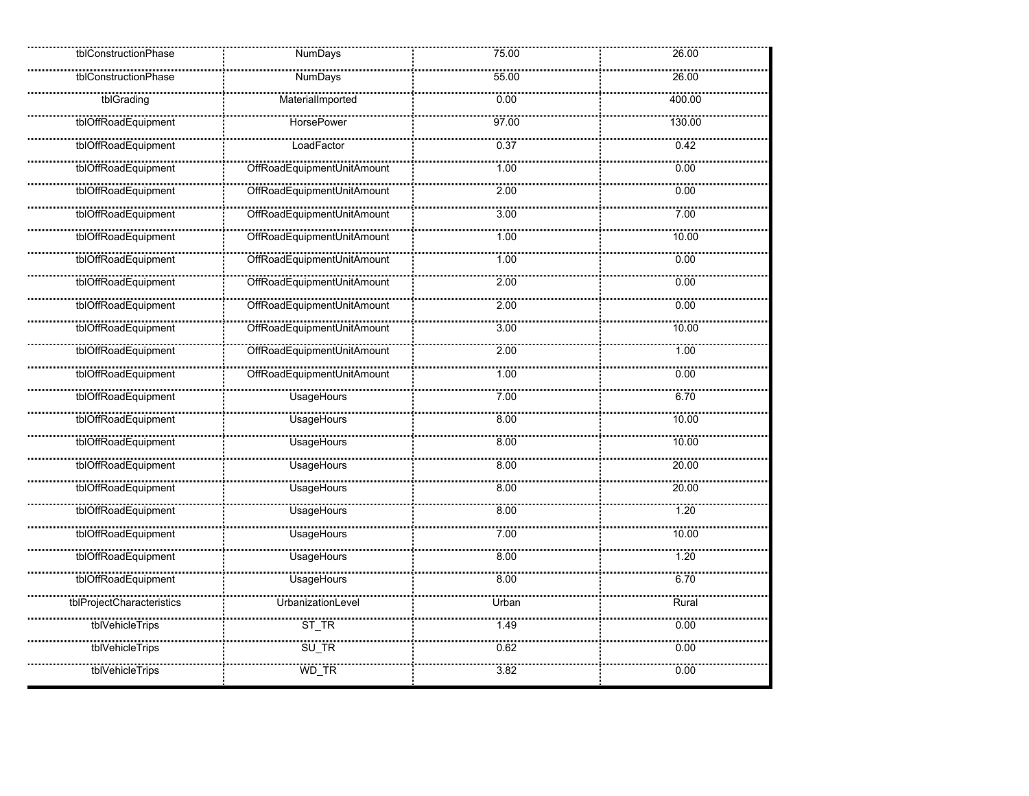| tblConstructionPhase | NumDays | 75.00 | 26.00 |
|---|---|---|---|
| tblConstructionPhase | NumDays | 55.00 | 26.00 |
| tblGrading | MaterialImported | 0.00 | 400.00 |
| tblOffRoadEquipment | HorsePower | 97.00 | 130.00 |
| tblOffRoadEquipment | LoadFactor | 0.37 | 0.42 |
| tblOffRoadEquipment | OffRoadEquipmentUnitAmount | 1.00 | 0.00 |
| tblOffRoadEquipment | OffRoadEquipmentUnitAmount | 2.00 | 0.00 |
| tblOffRoadEquipment | OffRoadEquipmentUnitAmount | 3.00 | 7.00 |
| tblOffRoadEquipment | OffRoadEquipmentUnitAmount | 1.00 | 10.00 |
| tblOffRoadEquipment | OffRoadEquipmentUnitAmount | 1.00 | 0.00 |
| tblOffRoadEquipment | OffRoadEquipmentUnitAmount | 2.00 | 0.00 |
| tblOffRoadEquipment | OffRoadEquipmentUnitAmount | 2.00 | 0.00 |
| tblOffRoadEquipment | OffRoadEquipmentUnitAmount | 3.00 | 10.00 |
| tblOffRoadEquipment | OffRoadEquipmentUnitAmount | 2.00 | 1.00 |
| tblOffRoadEquipment | OffRoadEquipmentUnitAmount | 1.00 | 0.00 |
| tblOffRoadEquipment | UsageHours | 7.00 | 6.70 |
| tblOffRoadEquipment | UsageHours | 8.00 | 10.00 |
| tblOffRoadEquipment | UsageHours | 8.00 | 10.00 |
| tblOffRoadEquipment | UsageHours | 8.00 | 20.00 |
| tblOffRoadEquipment | UsageHours | 8.00 | 20.00 |
| tblOffRoadEquipment | UsageHours | 8.00 | 1.20 |
| tblOffRoadEquipment | UsageHours | 7.00 | 10.00 |
| tblOffRoadEquipment | UsageHours | 8.00 | 1.20 |
| tblOffRoadEquipment | UsageHours | 8.00 | 6.70 |
| tblProjectCharacteristics | UrbanizationLevel | Urban | Rural |
| tblVehicleTrips | ST_TR | 1.49 | 0.00 |
| tblVehicleTrips | SU_TR | 0.62 | 0.00 |
| tblVehicleTrips | WD_TR | 3.82 | 0.00 |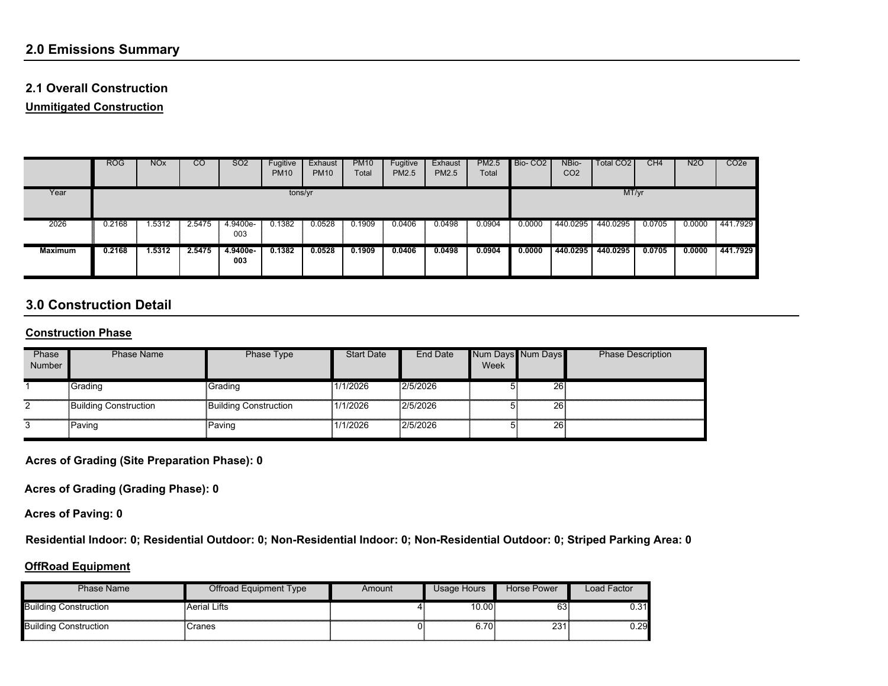## 2.0 Emissions Summary

### 2.1 Overall Construction

**Unmitigated Construction**

| | ROG | NOx | CO | SO2 | Fugitive PM10 | Exhaust PM10 | PM10 Total | Fugitive PM2.5 | Exhaust PM2.5 | PM2.5 Total | Bio- CO2 | NBio- CO2 | Total CO2 | CH4 | N2O | CO2e |
|---|---|---|---|---|---|---|---|---|---|---|---|---|---|---|---|---|
| Year | tons/yr | | | | | | | | | | MT/yr | | | | | |
| 2026 | 0.2168 | 1.5312 | 2.5475 | 4.9400e-003 | 0.1382 | 0.0528 | 0.1909 | 0.0406 | 0.0498 | 0.0904 | 0.0000 | 440.0295 | 440.0295 | 0.0705 | 0.0000 | 441.7929 |
| **Maximum** | **0.2168** | **1.5312** | **2.5475** | **4.9400e-003** | **0.1382** | **0.0528** | **0.1909** | **0.0406** | **0.0498** | **0.0904** | **0.0000** | **440.0295** | **440.0295** | **0.0705** | **0.0000** | **441.7929** |

## 3.0 Construction Detail

**Construction Phase**

| Phase Number | Phase Name | Phase Type | Start Date | End Date | Num Days Week | Num Days | Phase Description |
|---|---|---|---|---|---|---|---|
| 1 | Grading | Grading | 1/1/2026 | 2/5/2026 | 5 | 26 | |
| 2 | Building Construction | Building Construction | 1/1/2026 | 2/5/2026 | 5 | 26 | |
| 3 | Paving | Paving | 1/1/2026 | 2/5/2026 | 5 | 26 | |

**Acres of Grading (Site Preparation Phase): 0**

**Acres of Grading (Grading Phase): 0**

**Acres of Paving: 0**

**Residential Indoor: 0; Residential Outdoor: 0; Non-Residential Indoor: 0; Non-Residential Outdoor: 0; Striped Parking Area: 0**

**OffRoad Equipment**

| Phase Name | Offroad Equipment Type | Amount | Usage Hours | Horse Power | Load Factor |
|---|---|---|---|---|---|
| Building Construction | Aerial Lifts | 4 | 10.00 | 63 | 0.31 |
| Building Construction | Cranes | 0 | 6.70 | 231 | 0.29 |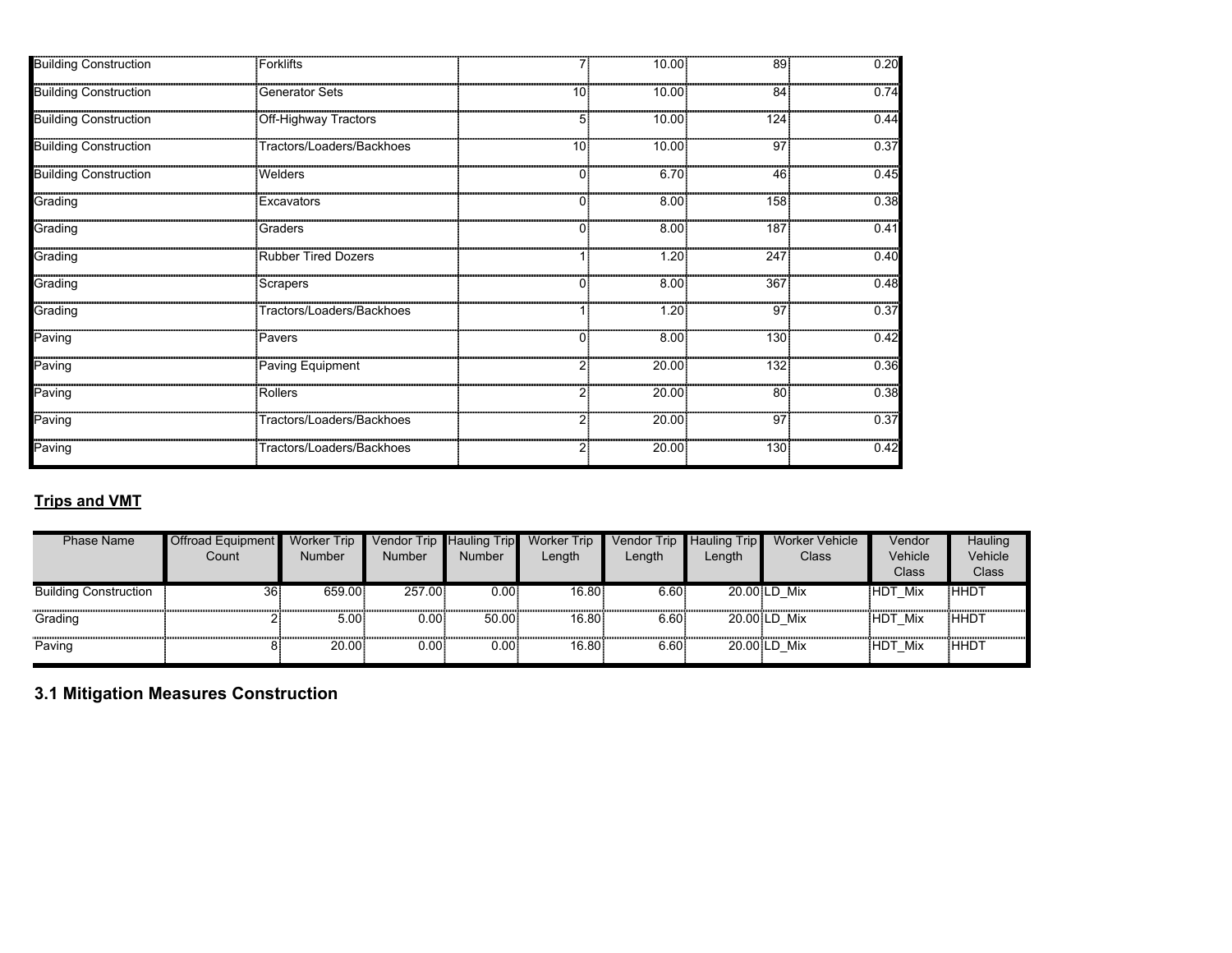| Building Construction | Forklifts | 7 | 10.00 | 89 | 0.20 |
|---|---|---|---|---|---|
| Building Construction | Generator Sets | 10 | 10.00 | 84 | 0.74 |
| Building Construction | Off-Highway Tractors | 5 | 10.00 | 124 | 0.44 |
| Building Construction | Tractors/Loaders/Backhoes | 10 | 10.00 | 97 | 0.37 |
| Building Construction | Welders | 0 | 6.70 | 46 | 0.45 |
| Grading | Excavators | 0 | 8.00 | 158 | 0.38 |
| Grading | Graders | 0 | 8.00 | 187 | 0.41 |
| Grading | Rubber Tired Dozers | 1 | 1.20 | 247 | 0.40 |
| Grading | Scrapers | 0 | 8.00 | 367 | 0.48 |
| Grading | Tractors/Loaders/Backhoes | 1 | 1.20 | 97 | 0.37 |
| Paving | Pavers | 0 | 8.00 | 130 | 0.42 |
| Paving | Paving Equipment | 2 | 20.00 | 132 | 0.36 |
| Paving | Rollers | 2 | 20.00 | 80 | 0.38 |
| Paving | Tractors/Loaders/Backhoes | 2 | 20.00 | 97 | 0.37 |
| Paving | Tractors/Loaders/Backhoes | 2 | 20.00 | 130 | 0.42 |

**Trips and VMT**

| Phase Name | Offroad Equipment Count | Worker Trip Number | Vendor Trip Number | Hauling Trip Number | Worker Trip Length | Vendor Trip Length | Hauling Trip Length | Worker Vehicle Class | Vendor Vehicle Class | Hauling Vehicle Class |
|---|---|---|---|---|---|---|---|---|---|---|
| Building Construction | 36 | 659.00 | 257.00 | 0.00 | 16.80 | 6.60 | 20.00 | LD_Mix | HDT_Mix | HHDT |
| Grading | 2 | 5.00 | 0.00 | 50.00 | 16.80 | 6.60 | 20.00 | LD_Mix | HDT_Mix | HHDT |
| Paving | 8 | 20.00 | 0.00 | 0.00 | 16.80 | 6.60 | 20.00 | LD_Mix | HDT_Mix | HHDT |

## 3.1 Mitigation Measures Construction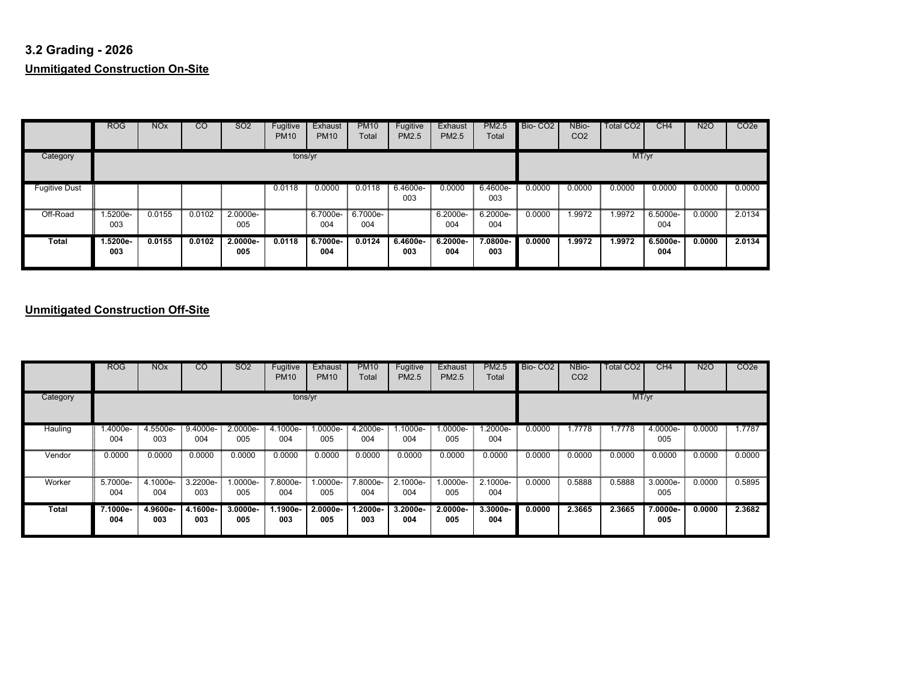### 3.2 Grading - 2026

#### Unmitigated Construction On-Site

| | ROG | NOx | CO | SO2 | Fugitive PM10 | Exhaust PM10 | PM10 Total | Fugitive PM2.5 | Exhaust PM2.5 | PM2.5 Total | Bio- CO2 | NBio- CO2 | Total CO2 | CH4 | N2O | CO2e |
|---|---|---|---|---|---|---|---|---|---|---|---|---|---|---|---|---|
| Category | tons/yr | | | | | | | | | | MT/yr | | | | | |
| Fugitive Dust | | | | | 0.0118 | 0.0000 | 0.0118 | 6.4600e-003 | 0.0000 | 6.4600e-003 | 0.0000 | 0.0000 | 0.0000 | 0.0000 | 0.0000 | 0.0000 |
| Off-Road | 1.5200e-003 | 0.0155 | 0.0102 | 2.0000e-005 | | 6.7000e-004 | 6.7000e-004 | | 6.2000e-004 | 6.2000e-004 | 0.0000 | 1.9972 | 1.9972 | 6.5000e-004 | 0.0000 | 2.0134 |
| **Total** | **1.5200e-003** | **0.0155** | **0.0102** | **2.0000e-005** | **0.0118** | **6.7000e-004** | **0.0124** | **6.4600e-003** | **6.2000e-004** | **7.0800e-003** | **0.0000** | **1.9972** | **1.9972** | **6.5000e-004** | **0.0000** | **2.0134** |

#### Unmitigated Construction Off-Site

| | ROG | NOx | CO | SO2 | Fugitive PM10 | Exhaust PM10 | PM10 Total | Fugitive PM2.5 | Exhaust PM2.5 | PM2.5 Total | Bio- CO2 | NBio- CO2 | Total CO2 | CH4 | N2O | CO2e |
|---|---|---|---|---|---|---|---|---|---|---|---|---|---|---|---|---|
| Category | tons/yr | | | | | | | | | | MT/yr | | | | | |
| Hauling | 1.4000e-004 | 4.5500e-003 | 9.4000e-004 | 2.0000e-005 | 4.1000e-004 | 1.0000e-005 | 4.2000e-004 | 1.1000e-004 | 1.0000e-005 | 1.2000e-004 | 0.0000 | 1.7778 | 1.7778 | 4.0000e-005 | 0.0000 | 1.7787 |
| Vendor | 0.0000 | 0.0000 | 0.0000 | 0.0000 | 0.0000 | 0.0000 | 0.0000 | 0.0000 | 0.0000 | 0.0000 | 0.0000 | 0.0000 | 0.0000 | 0.0000 | 0.0000 | 0.0000 |
| Worker | 5.7000e-004 | 4.1000e-004 | 3.2200e-003 | 1.0000e-005 | 7.8000e-004 | 1.0000e-005 | 7.8000e-004 | 2.1000e-004 | 1.0000e-005 | 2.1000e-004 | 0.0000 | 0.5888 | 0.5888 | 3.0000e-005 | 0.0000 | 0.5895 |
| **Total** | **7.1000e-004** | **4.9600e-003** | **4.1600e-003** | **3.0000e-005** | **1.1900e-003** | **2.0000e-005** | **1.2000e-003** | **3.2000e-004** | **2.0000e-005** | **3.3000e-004** | **0.0000** | **2.3665** | **2.3665** | **7.0000e-005** | **0.0000** | **2.3682** |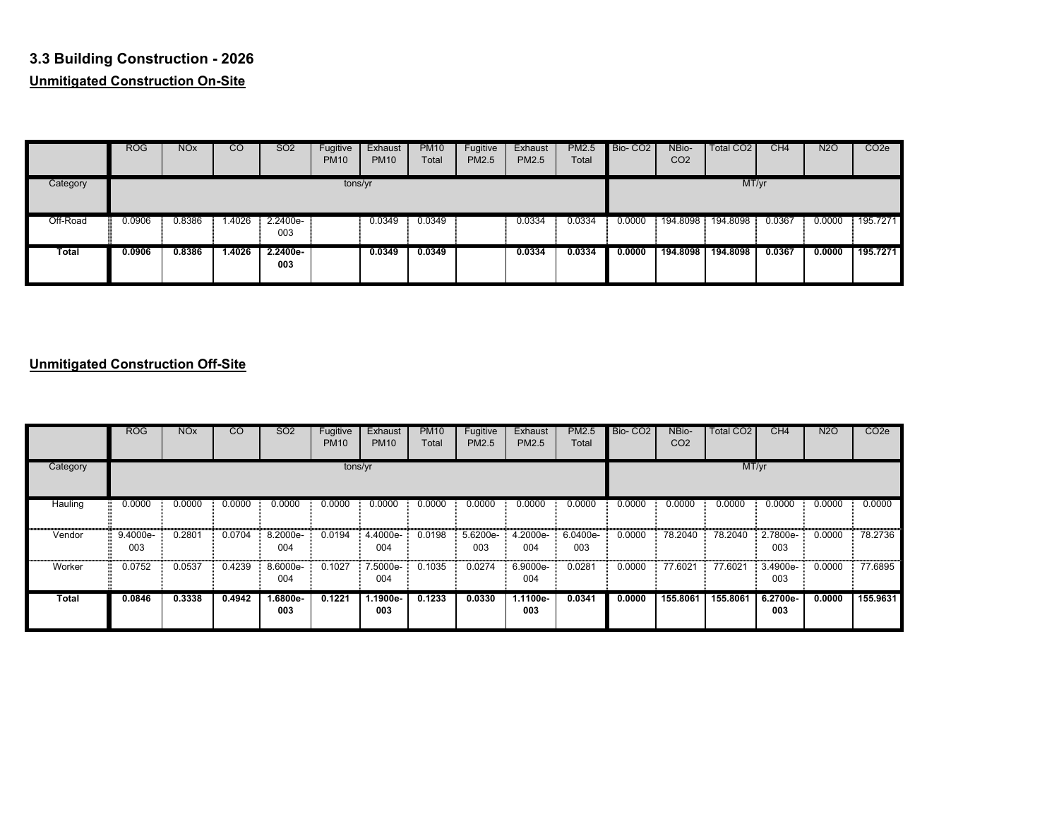### 3.3 Building Construction - 2026

**Unmitigated Construction On-Site**

| | ROG | NOx | CO | SO2 | Fugitive PM10 | Exhaust PM10 | PM10 Total | Fugitive PM2.5 | Exhaust PM2.5 | PM2.5 Total | Bio- CO2 | NBio- CO2 | Total CO2 | CH4 | N2O | CO2e |
|---|---|---|---|---|---|---|---|---|---|---|---|---|---|---|---|---|
| Category | | | | | tons/yr | | | | | | | | MT/yr | | | |
| Off-Road | 0.0906 | 0.8386 | 1.4026 | 2.2400e-003 | | 0.0349 | 0.0349 | | 0.0334 | 0.0334 | 0.0000 | 194.8098 | 194.8098 | 0.0367 | 0.0000 | 195.7271 |
| **Total** | **0.0906** | **0.8386** | **1.4026** | **2.2400e-003** | | **0.0349** | **0.0349** | | **0.0334** | **0.0334** | **0.0000** | **194.8098** | **194.8098** | **0.0367** | **0.0000** | **195.7271** |

**Unmitigated Construction Off-Site**

| | ROG | NOx | CO | SO2 | Fugitive PM10 | Exhaust PM10 | PM10 Total | Fugitive PM2.5 | Exhaust PM2.5 | PM2.5 Total | Bio- CO2 | NBio- CO2 | Total CO2 | CH4 | N2O | CO2e |
|---|---|---|---|---|---|---|---|---|---|---|---|---|---|---|---|---|
| Category | | | | | tons/yr | | | | | | | | MT/yr | | | |
| Hauling | 0.0000 | 0.0000 | 0.0000 | 0.0000 | 0.0000 | 0.0000 | 0.0000 | 0.0000 | 0.0000 | 0.0000 | 0.0000 | 0.0000 | 0.0000 | 0.0000 | 0.0000 | 0.0000 |
| Vendor | 9.4000e-003 | 0.2801 | 0.0704 | 8.2000e-004 | 0.0194 | 4.4000e-004 | 0.0198 | 5.6200e-003 | 4.2000e-004 | 6.0400e-003 | 0.0000 | 78.2040 | 78.2040 | 2.7800e-003 | 0.0000 | 78.2736 |
| Worker | 0.0752 | 0.0537 | 0.4239 | 8.6000e-004 | 0.1027 | 7.5000e-004 | 0.1035 | 0.0274 | 6.9000e-004 | 0.0281 | 0.0000 | 77.6021 | 77.6021 | 3.4900e-003 | 0.0000 | 77.6895 |
| **Total** | **0.0846** | **0.3338** | **0.4942** | **1.6800e-003** | **0.1221** | **1.1900e-003** | **0.1233** | **0.0330** | **1.1100e-003** | **0.0341** | **0.0000** | **155.8061** | **155.8061** | **6.2700e-003** | **0.0000** | **155.9631** |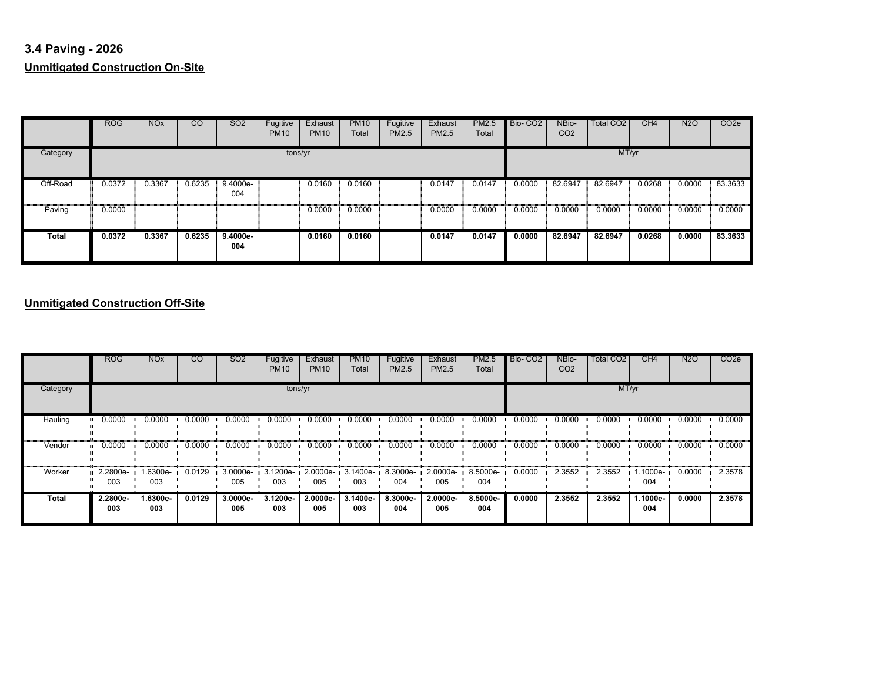## 3.4 Paving - 2026

### Unmitigated Construction On-Site

| | ROG | NOx | CO | SO2 | Fugitive PM10 | Exhaust PM10 | PM10 Total | Fugitive PM2.5 | Exhaust PM2.5 | PM2.5 Total | Bio- CO2 | NBio- CO2 | Total CO2 | CH4 | N2O | CO2e |
|---|---|---|---|---|---|---|---|---|---|---|---|---|---|---|---|---|
| Category | tons/yr | | | | | | | | | | MT/yr | | | | | |
| Off-Road | 0.0372 | 0.3367 | 0.6235 | 9.4000e-004 | | 0.0160 | 0.0160 | | 0.0147 | 0.0147 | 0.0000 | 82.6947 | 82.6947 | 0.0268 | 0.0000 | 83.3633 |
| Paving | 0.0000 | | | | | 0.0000 | 0.0000 | | 0.0000 | 0.0000 | 0.0000 | 0.0000 | 0.0000 | 0.0000 | 0.0000 | 0.0000 |
| **Total** | **0.0372** | **0.3367** | **0.6235** | **9.4000e-004** | | **0.0160** | **0.0160** | | **0.0147** | **0.0147** | **0.0000** | **82.6947** | **82.6947** | **0.0268** | **0.0000** | **83.3633** |

### Unmitigated Construction Off-Site

| | ROG | NOx | CO | SO2 | Fugitive PM10 | Exhaust PM10 | PM10 Total | Fugitive PM2.5 | Exhaust PM2.5 | PM2.5 Total | Bio- CO2 | NBio- CO2 | Total CO2 | CH4 | N2O | CO2e |
|---|---|---|---|---|---|---|---|---|---|---|---|---|---|---|---|---|
| Category | tons/yr | | | | | | | | | | MT/yr | | | | | |
| Hauling | 0.0000 | 0.0000 | 0.0000 | 0.0000 | 0.0000 | 0.0000 | 0.0000 | 0.0000 | 0.0000 | 0.0000 | 0.0000 | 0.0000 | 0.0000 | 0.0000 | 0.0000 | 0.0000 |
| Vendor | 0.0000 | 0.0000 | 0.0000 | 0.0000 | 0.0000 | 0.0000 | 0.0000 | 0.0000 | 0.0000 | 0.0000 | 0.0000 | 0.0000 | 0.0000 | 0.0000 | 0.0000 | 0.0000 |
| Worker | 2.2800e-003 | 1.6300e-003 | 0.0129 | 3.0000e-005 | 3.1200e-003 | 2.0000e-005 | 3.1400e-003 | 8.3000e-004 | 2.0000e-005 | 8.5000e-004 | 0.0000 | 2.3552 | 2.3552 | 1.1000e-004 | 0.0000 | 2.3578 |
| **Total** | **2.2800e-003** | **1.6300e-003** | **0.0129** | **3.0000e-005** | **3.1200e-003** | **2.0000e-005** | **3.1400e-003** | **8.3000e-004** | **2.0000e-005** | **8.5000e-004** | **0.0000** | **2.3552** | **2.3552** | **1.1000e-004** | **0.0000** | **2.3578** |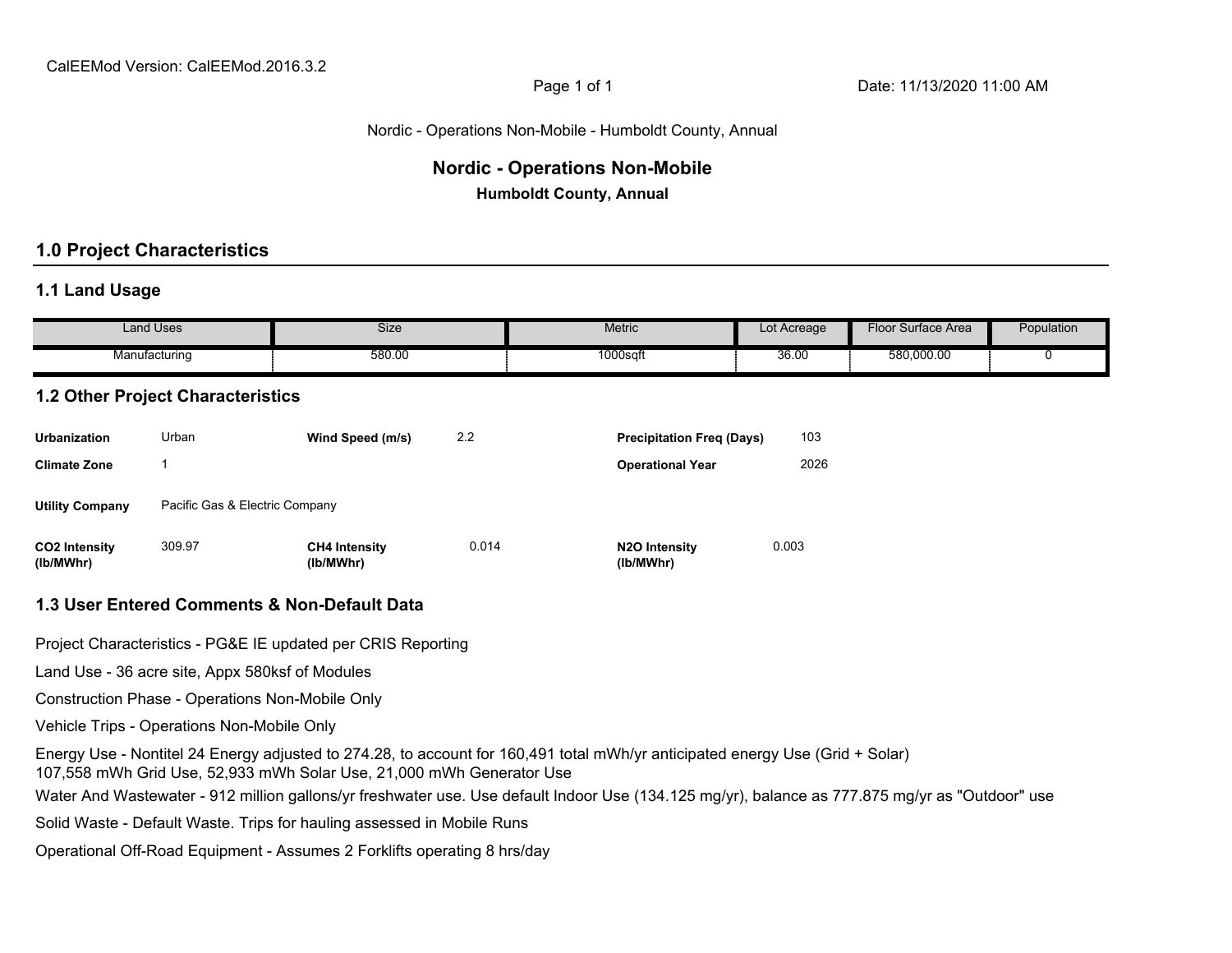CalEEMod Version: CalEEMod.2016.3.2

Date: 11/13/2020 11:00 AM

Nordic - Operations Non-Mobile - Humboldt County, Annual

# Nordic - Operations Non-Mobile

**Humboldt County, Annual**

## 1.0 Project Characteristics

### 1.1 Land Usage

| Land Uses | Size | Metric | Lot Acreage | Floor Surface Area | Population |
|---|---|---|---|---|---|
| Manufacturing | 580.00 | 1000sqft | 36.00 | 580,000.00 | 0 |

### 1.2 Other Project Characteristics

| | | | | | |
|---|---|---|---|---|---|
| **Urbanization** | Urban | **Wind Speed (m/s)** | 2.2 | **Precipitation Freq (Days)** | 103 |
| **Climate Zone** | 1 | | | **Operational Year** | 2026 |
| **Utility Company** | Pacific Gas & Electric Company | | | | |
| **CO2 Intensity (lb/MWhr)** | 309.97 | **CH4 Intensity (lb/MWhr)** | 0.014 | **N2O Intensity (lb/MWhr)** | 0.003 |

### 1.3 User Entered Comments & Non-Default Data

Project Characteristics - PG&E IE updated per CRIS Reporting

Land Use - 36 acre site, Appx 580ksf of Modules

Construction Phase - Operations Non-Mobile Only

Vehicle Trips - Operations Non-Mobile Only

Energy Use - Nontitel 24 Energy adjusted to 274.28, to account for 160,491 total mWh/yr anticipated energy Use (Grid + Solar)
107,558 mWh Grid Use, 52,933 mWh Solar Use, 21,000 mWh Generator Use

Water And Wastewater - 912 million gallons/yr freshwater use. Use default Indoor Use (134.125 mg/yr), balance as 777.875 mg/yr as "Outdoor" use

Solid Waste - Default Waste. Trips for hauling assessed in Mobile Runs

Operational Off-Road Equipment - Assumes 2 Forklifts operating 8 hrs/day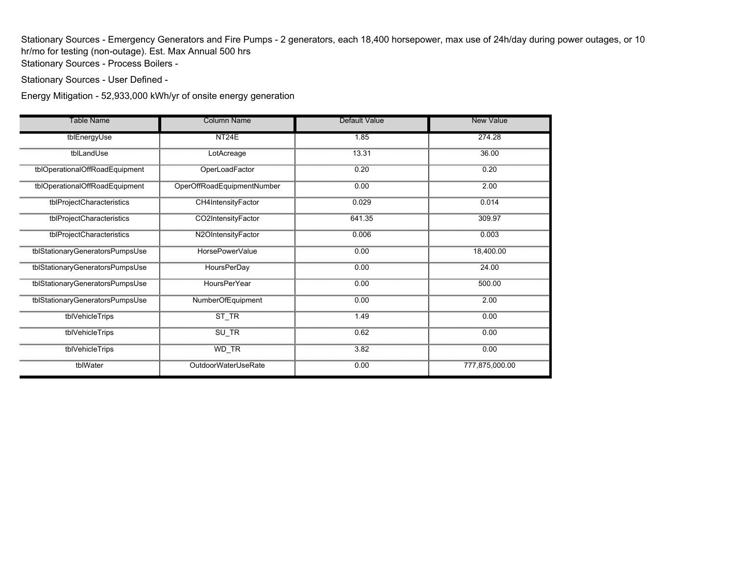Stationary Sources - Emergency Generators and Fire Pumps - 2 generators, each 18,400 horsepower, max use of 24h/day during power outages, or 10 hr/mo for testing (non-outage). Est. Max Annual 500 hrs

Stationary Sources - Process Boilers -

Stationary Sources - User Defined -

Energy Mitigation - 52,933,000 kWh/yr of onsite energy generation

| Table Name | Column Name | Default Value | New Value |
|---|---|---|---|
| tblEnergyUse | NT24E | 1.85 | 274.28 |
| tblLandUse | LotAcreage | 13.31 | 36.00 |
| tblOperationalOffRoadEquipment | OperLoadFactor | 0.20 | 0.20 |
| tblOperationalOffRoadEquipment | OperOffRoadEquipmentNumber | 0.00 | 2.00 |
| tblProjectCharacteristics | CH4IntensityFactor | 0.029 | 0.014 |
| tblProjectCharacteristics | CO2IntensityFactor | 641.35 | 309.97 |
| tblProjectCharacteristics | N2OIntensityFactor | 0.006 | 0.003 |
| tblStationaryGeneratorsPumpsUse | HorsePowerValue | 0.00 | 18,400.00 |
| tblStationaryGeneratorsPumpsUse | HoursPerDay | 0.00 | 24.00 |
| tblStationaryGeneratorsPumpsUse | HoursPerYear | 0.00 | 500.00 |
| tblStationaryGeneratorsPumpsUse | NumberOfEquipment | 0.00 | 2.00 |
| tblVehicleTrips | ST_TR | 1.49 | 0.00 |
| tblVehicleTrips | SU_TR | 0.62 | 0.00 |
| tblVehicleTrips | WD_TR | 3.82 | 0.00 |
| tblWater | OutdoorWaterUseRate | 0.00 | 777,875,000.00 |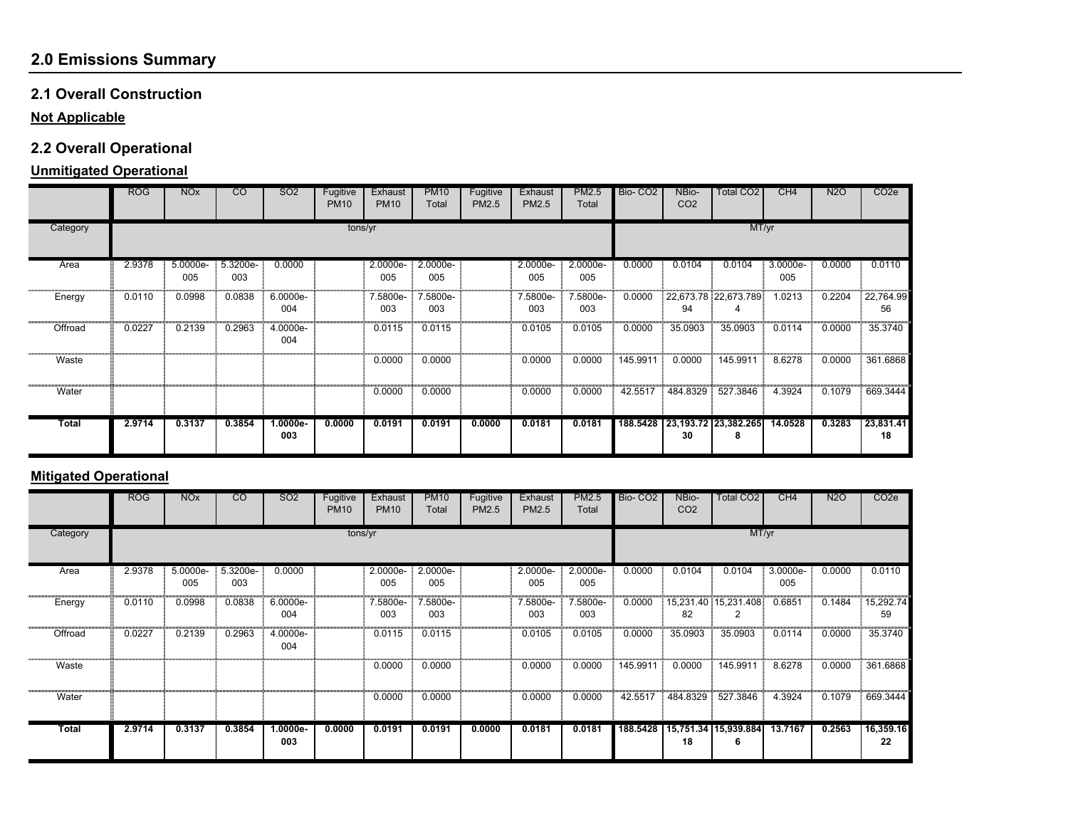## 2.0 Emissions Summary

### 2.1 Overall Construction

**Not Applicable**

### 2.2 Overall Operational

**Unmitigated Operational**

| | ROG | NOx | CO | SO2 | Fugitive PM10 | Exhaust PM10 | PM10 Total | Fugitive PM2.5 | Exhaust PM2.5 | PM2.5 Total | Bio- CO2 | NBio- CO2 | Total CO2 | CH4 | N2O | CO2e |
|---|---|---|---|---|---|---|---|---|---|---|---|---|---|---|---|---|
| Category | tons/yr | | | | | | | | | | MT/yr | | | | | |
| Area | 2.9378 | 5.0000e-005 | 5.3200e-003 | 0.0000 | | 2.0000e-005 | 2.0000e-005 | | 2.0000e-005 | 2.0000e-005 | 0.0000 | 0.0104 | 0.0104 | 3.0000e-005 | 0.0000 | 0.0110 |
| Energy | 0.0110 | 0.0998 | 0.0838 | 6.0000e-004 | | 7.5800e-003 | 7.5800e-003 | | 7.5800e-003 | 7.5800e-003 | 0.0000 | 22,673.7894 | 22,673.7894 | 1.0213 | 0.2204 | 22,764.9956 |
| Offroad | 0.0227 | 0.2139 | 0.2963 | 4.0000e-004 | | 0.0115 | 0.0115 | | 0.0105 | 0.0105 | 0.0000 | 35.0903 | 35.0903 | 0.0114 | 0.0000 | 35.3740 |
| Waste | | | | | | 0.0000 | 0.0000 | | 0.0000 | 0.0000 | 145.9911 | 0.0000 | 145.9911 | 8.6278 | 0.0000 | 361.6868 |
| Water | | | | | | 0.0000 | 0.0000 | | 0.0000 | 0.0000 | 42.5517 | 484.8329 | 527.3846 | 4.3924 | 0.1079 | 669.3444 |
| **Total** | **2.9714** | **0.3137** | **0.3854** | **1.0000e-003** | **0.0000** | **0.0191** | **0.0191** | **0.0000** | **0.0181** | **0.0181** | **188.5428** | **23,193.7230** | **23,382.2658** | **14.0528** | **0.3283** | **23,831.4118** |

**Mitigated Operational**

| | ROG | NOx | CO | SO2 | Fugitive PM10 | Exhaust PM10 | PM10 Total | Fugitive PM2.5 | Exhaust PM2.5 | PM2.5 Total | Bio- CO2 | NBio- CO2 | Total CO2 | CH4 | N2O | CO2e |
|---|---|---|---|---|---|---|---|---|---|---|---|---|---|---|---|---|
| Category | tons/yr | | | | | | | | | | MT/yr | | | | | |
| Area | 2.9378 | 5.0000e-005 | 5.3200e-003 | 0.0000 | | 2.0000e-005 | 2.0000e-005 | | 2.0000e-005 | 2.0000e-005 | 0.0000 | 0.0104 | 0.0104 | 3.0000e-005 | 0.0000 | 0.0110 |
| Energy | 0.0110 | 0.0998 | 0.0838 | 6.0000e-004 | | 7.5800e-003 | 7.5800e-003 | | 7.5800e-003 | 7.5800e-003 | 0.0000 | 15,231.4082 | 15,231.4082 | 0.6851 | 0.1484 | 15,292.7459 |
| Offroad | 0.0227 | 0.2139 | 0.2963 | 4.0000e-004 | | 0.0115 | 0.0115 | | 0.0105 | 0.0105 | 0.0000 | 35.0903 | 35.0903 | 0.0114 | 0.0000 | 35.3740 |
| Waste | | | | | | 0.0000 | 0.0000 | | 0.0000 | 0.0000 | 145.9911 | 0.0000 | 145.9911 | 8.6278 | 0.0000 | 361.6868 |
| Water | | | | | | 0.0000 | 0.0000 | | 0.0000 | 0.0000 | 42.5517 | 484.8329 | 527.3846 | 4.3924 | 0.1079 | 669.3444 |
| **Total** | **2.9714** | **0.3137** | **0.3854** | **1.0000e-003** | **0.0000** | **0.0191** | **0.0191** | **0.0000** | **0.0181** | **0.0181** | **188.5428** | **15,751.3418** | **15,939.8846** | **13.7167** | **0.2563** | **16,359.1622** |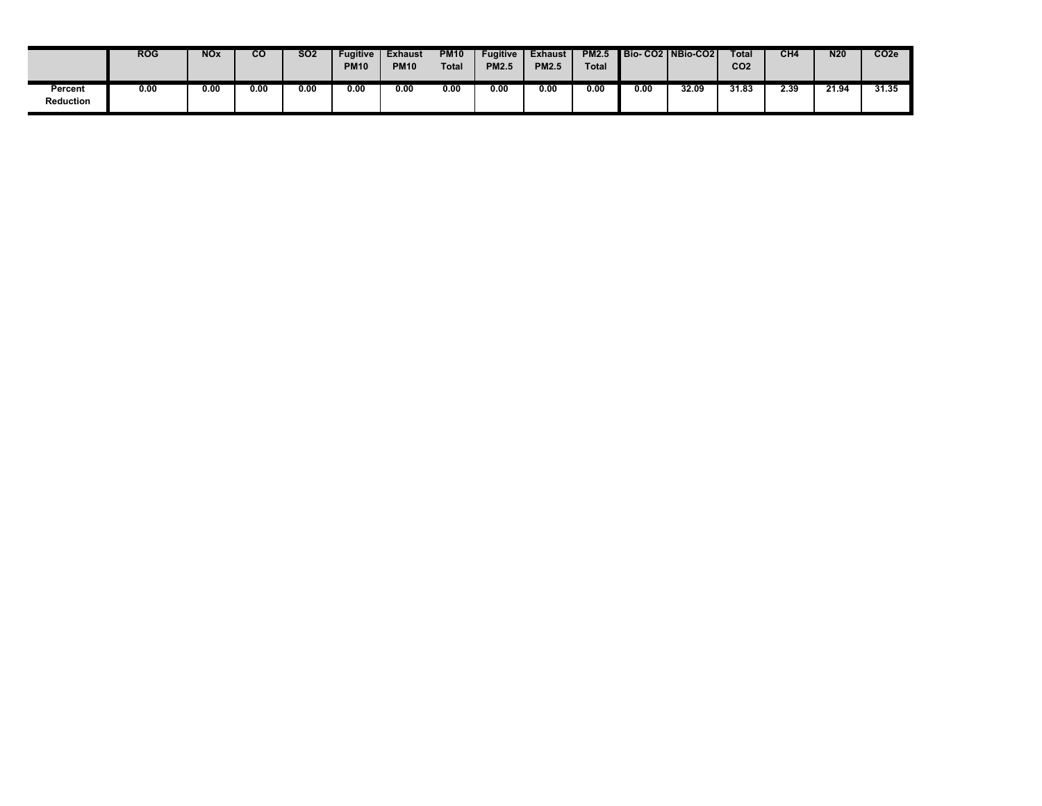| | ROG | NOx | CO | SO2 | Fugitive PM10 | Exhaust PM10 | PM10 Total | Fugitive PM2.5 | Exhaust PM2.5 | PM2.5 Total | Bio- CO2 | NBio-CO2 | Total CO2 | CH4 | N20 | CO2e |
|---|---|---|---|---|---|---|---|---|---|---|---|---|---|---|---|---|
| Percent Reduction | 0.00 | 0.00 | 0.00 | 0.00 | 0.00 | 0.00 | 0.00 | 0.00 | 0.00 | 0.00 | 0.00 | 32.09 | 31.83 | 2.39 | 21.94 | 31.35 |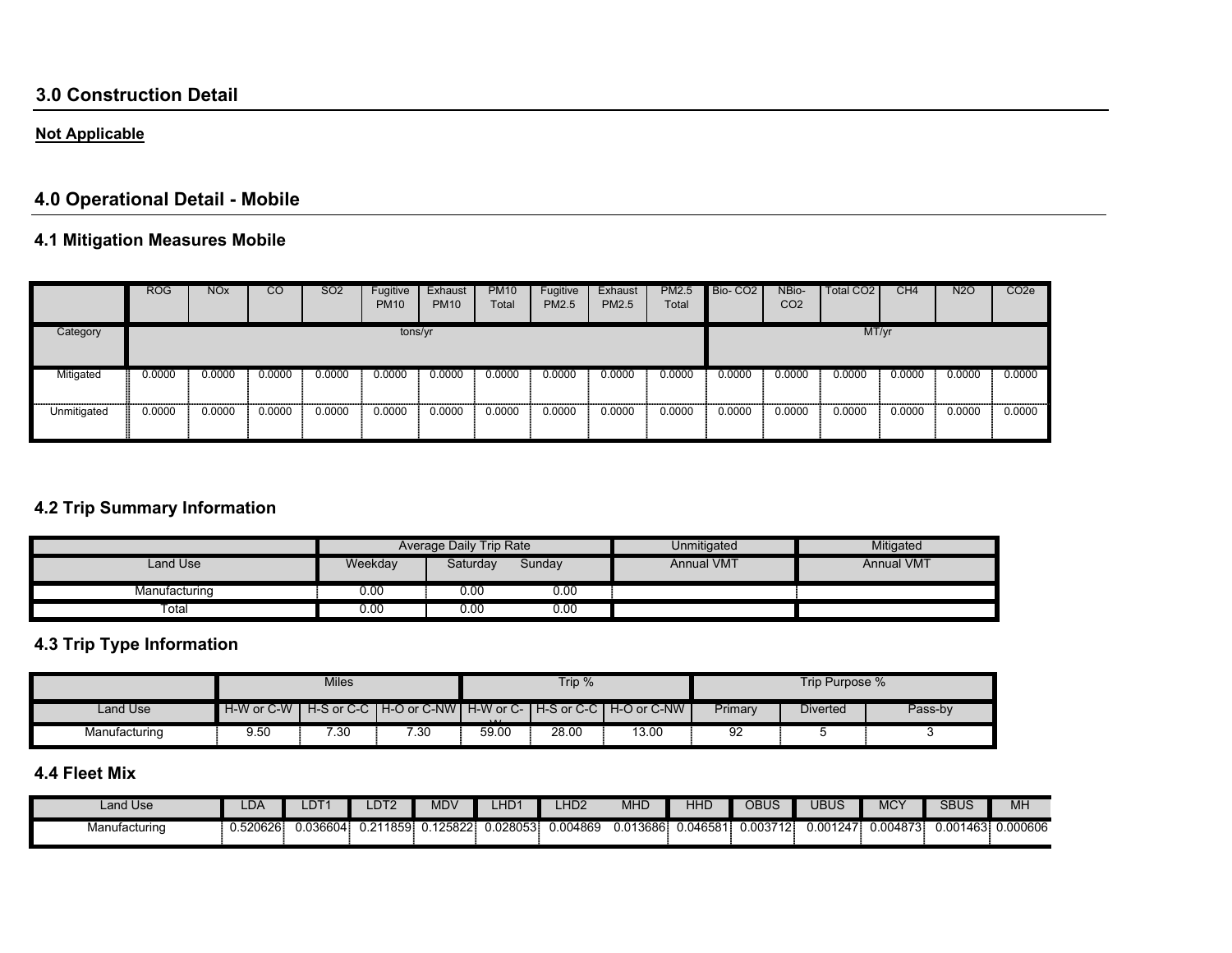## 3.0 Construction Detail

**Not Applicable**

## 4.0 Operational Detail - Mobile

### 4.1 Mitigation Measures Mobile

| | ROG | NOx | CO | SO2 | Fugitive PM10 | Exhaust PM10 | PM10 Total | Fugitive PM2.5 | Exhaust PM2.5 | PM2.5 Total | Bio- CO2 | NBio- CO2 | Total CO2 | CH4 | N2O | CO2e |
|---|---|---|---|---|---|---|---|---|---|---|---|---|---|---|---|---|
| Category | tons/yr | | | | | | | | | | MT/yr | | | | | |
| Mitigated | 0.0000 | 0.0000 | 0.0000 | 0.0000 | 0.0000 | 0.0000 | 0.0000 | 0.0000 | 0.0000 | 0.0000 | 0.0000 | 0.0000 | 0.0000 | 0.0000 | 0.0000 | 0.0000 |
| Unmitigated | 0.0000 | 0.0000 | 0.0000 | 0.0000 | 0.0000 | 0.0000 | 0.0000 | 0.0000 | 0.0000 | 0.0000 | 0.0000 | 0.0000 | 0.0000 | 0.0000 | 0.0000 | 0.0000 |

### 4.2 Trip Summary Information

| | Average Daily Trip Rate | | | Unmitigated | Mitigated |
|---|---|---|---|---|---|
| Land Use | Weekday | Saturday | Sunday | Annual VMT | Annual VMT |
| Manufacturing | 0.00 | 0.00 | 0.00 | | |
| Total | 0.00 | 0.00 | 0.00 | | |

### 4.3 Trip Type Information

| | Miles | | | Trip % | | | Trip Purpose % | | |
|---|---|---|---|---|---|---|---|---|---|
| Land Use | H-W or C-W | H-S or C-C | H-O or C-NW | H-W or C-W | H-S or C-C | H-O or C-NW | Primary | Diverted | Pass-by |
| Manufacturing | 9.50 | 7.30 | 7.30 | 59.00 | 28.00 | 13.00 | 92 | 5 | 3 |

### 4.4 Fleet Mix

| Land Use | LDA | LDT1 | LDT2 | MDV | LHD1 | LHD2 | MHD | HHD | OBUS | UBUS | MCY | SBUS | MH |
|---|---|---|---|---|---|---|---|---|---|---|---|---|---|
| Manufacturing | 0.520626 | 0.036604 | 0.211859 | 0.125822 | 0.028053 | 0.004869 | 0.013686 | 0.046581 | 0.003712 | 0.001247 | 0.004873 | 0.001463 | 0.000606 |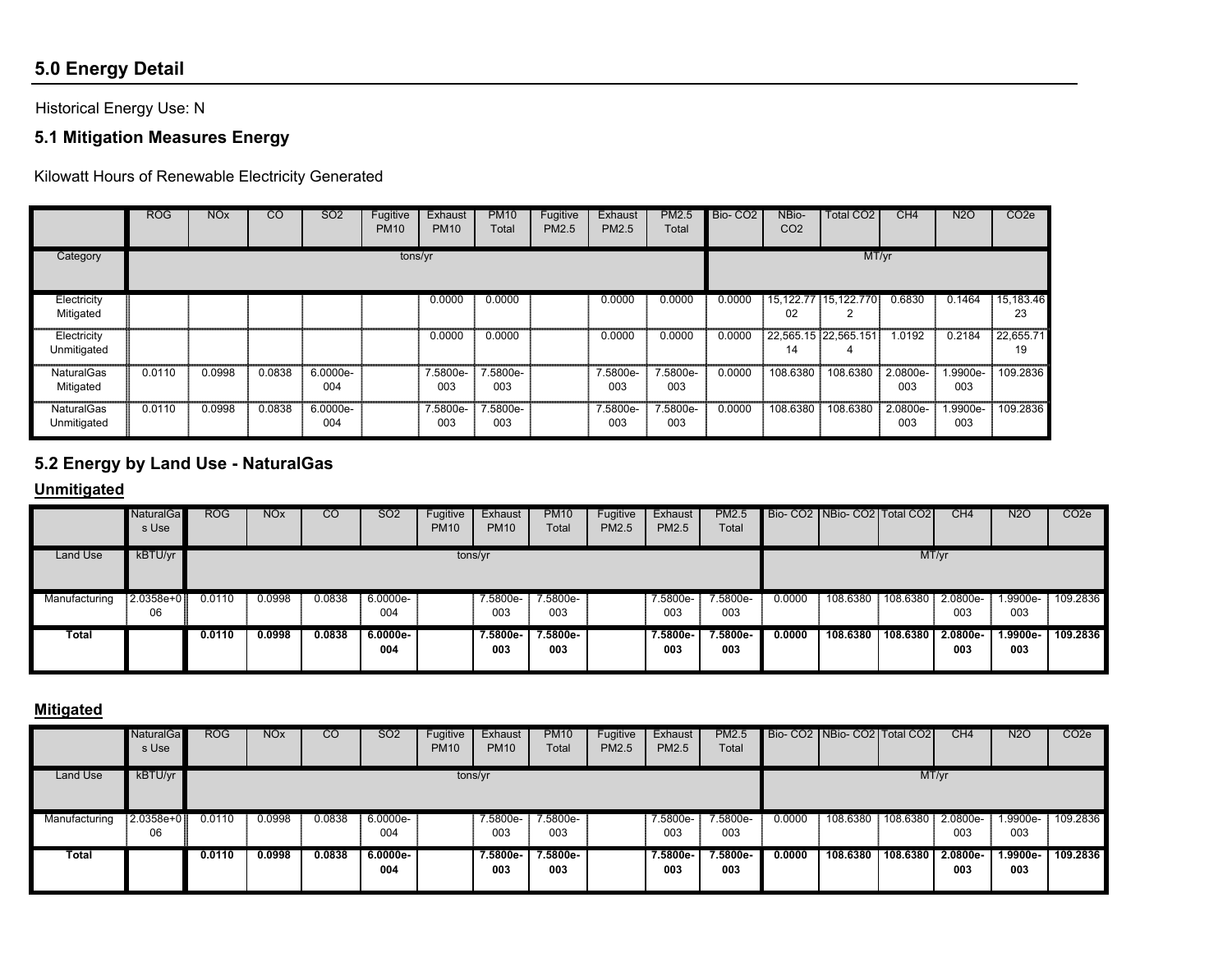## 5.0 Energy Detail

Historical Energy Use: N

### 5.1 Mitigation Measures Energy

Kilowatt Hours of Renewable Electricity Generated

| | ROG | NOx | CO | SO2 | Fugitive PM10 | Exhaust PM10 | PM10 Total | Fugitive PM2.5 | Exhaust PM2.5 | PM2.5 Total | Bio- CO2 | NBio- CO2 | Total CO2 | CH4 | N2O | CO2e |
|---|---|---|---|---|---|---|---|---|---|---|---|---|---|---|---|---|
| Category | tons/yr | | | | | | | | | | MT/yr | | | | | |
| Electricity Mitigated | | | | | | 0.0000 | 0.0000 | | 0.0000 | 0.0000 | 0.0000 | 15,122.7702 | 15,122.7702 | 0.6830 | 0.1464 | 15,183.4623 |
| Electricity Unmitigated | | | | | | 0.0000 | 0.0000 | | 0.0000 | 0.0000 | 0.0000 | 22,565.1514 | 22,565.1514 | 1.0192 | 0.2184 | 22,655.7119 |
| NaturalGas Mitigated | 0.0110 | 0.0998 | 0.0838 | 6.0000e-004 | | 7.5800e-003 | 7.5800e-003 | | 7.5800e-003 | 7.5800e-003 | 0.0000 | 108.6380 | 108.6380 | 2.0800e-003 | 1.9900e-003 | 109.2836 |
| NaturalGas Unmitigated | 0.0110 | 0.0998 | 0.0838 | 6.0000e-004 | | 7.5800e-003 | 7.5800e-003 | | 7.5800e-003 | 7.5800e-003 | 0.0000 | 108.6380 | 108.6380 | 2.0800e-003 | 1.9900e-003 | 109.2836 |

### 5.2 Energy by Land Use - NaturalGas

**Unmitigated**

| | NaturalGas Use | ROG | NOx | CO | SO2 | Fugitive PM10 | Exhaust PM10 | PM10 Total | Fugitive PM2.5 | Exhaust PM2.5 | PM2.5 Total | Bio- CO2 | NBio- CO2 | Total CO2 | CH4 | N2O | CO2e |
|---|---|---|---|---|---|---|---|---|---|---|---|---|---|---|---|---|---|
| Land Use | kBTU/yr | tons/yr | | | | | | | | | | MT/yr | | | | | |
| Manufacturing | 2.0358e+006 | 0.0110 | 0.0998 | 0.0838 | 6.0000e-004 | | 7.5800e-003 | 7.5800e-003 | | 7.5800e-003 | 7.5800e-003 | 0.0000 | 108.6380 | 108.6380 | 2.0800e-003 | 1.9900e-003 | 109.2836 |
| **Total** | | **0.0110** | **0.0998** | **0.0838** | **6.0000e-004** | | **7.5800e-003** | **7.5800e-003** | | **7.5800e-003** | **7.5800e-003** | **0.0000** | **108.6380** | **108.6380** | **2.0800e-003** | **1.9900e-003** | **109.2836** |

**Mitigated**

| | NaturalGas Use | ROG | NOx | CO | SO2 | Fugitive PM10 | Exhaust PM10 | PM10 Total | Fugitive PM2.5 | Exhaust PM2.5 | PM2.5 Total | Bio- CO2 | NBio- CO2 | Total CO2 | CH4 | N2O | CO2e |
|---|---|---|---|---|---|---|---|---|---|---|---|---|---|---|---|---|---|
| Land Use | kBTU/yr | tons/yr | | | | | | | | | | MT/yr | | | | | |
| Manufacturing | 2.0358e+006 | 0.0110 | 0.0998 | 0.0838 | 6.0000e-004 | | 7.5800e-003 | 7.5800e-003 | | 7.5800e-003 | 7.5800e-003 | 0.0000 | 108.6380 | 108.6380 | 2.0800e-003 | 1.9900e-003 | 109.2836 |
| **Total** | | **0.0110** | **0.0998** | **0.0838** | **6.0000e-004** | | **7.5800e-003** | **7.5800e-003** | | **7.5800e-003** | **7.5800e-003** | **0.0000** | **108.6380** | **108.6380** | **2.0800e-003** | **1.9900e-003** | **109.2836** |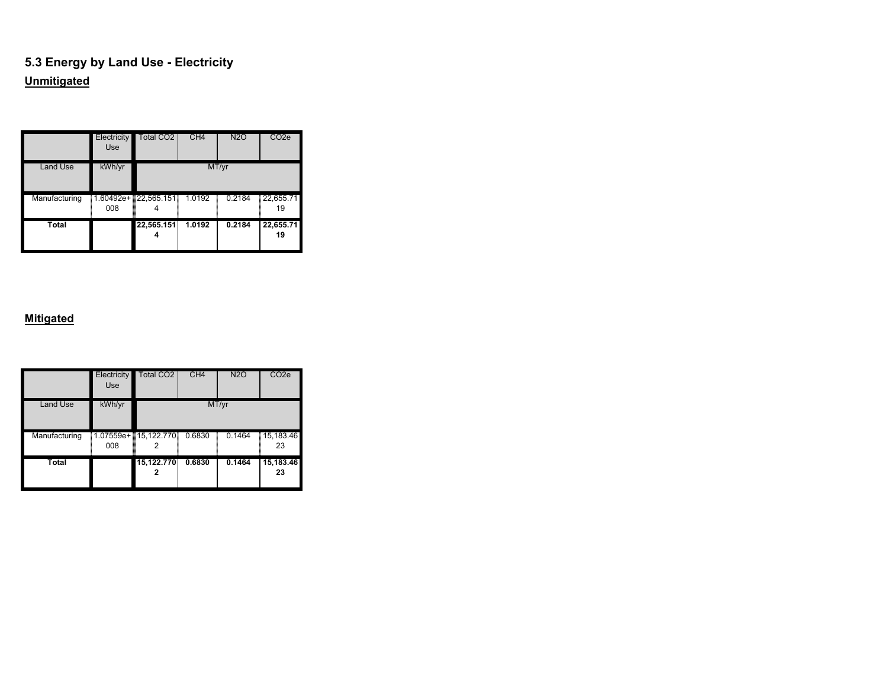## 5.3 Energy by Land Use - Electricity

**Unmitigated**

| | Electricity Use | Total $CO_2$ | $CH_4$ | $N_2O$ | $CO_2e$ |
|---|---|---|---|---|---|
| Land Use | kWh/yr | MT/yr | | | |
| Manufacturing | 1.60492e+008 | 22,565.1514 | 1.0192 | 0.2184 | 22,655.7119 |
| **Total** | | **22,565.1514** | **1.0192** | **0.2184** | **22,655.7119** |

**Mitigated**

| | Electricity Use | Total $CO_2$ | $CH_4$ | $N_2O$ | $CO_2e$ |
|---|---|---|---|---|---|
| Land Use | kWh/yr | MT/yr | | | |
| Manufacturing | 1.07559e+008 | 15,122.7702 | 0.6830 | 0.1464 | 15,183.4623 |
| **Total** | | **15,122.7702** | **0.6830** | **0.1464** | **15,183.4623** |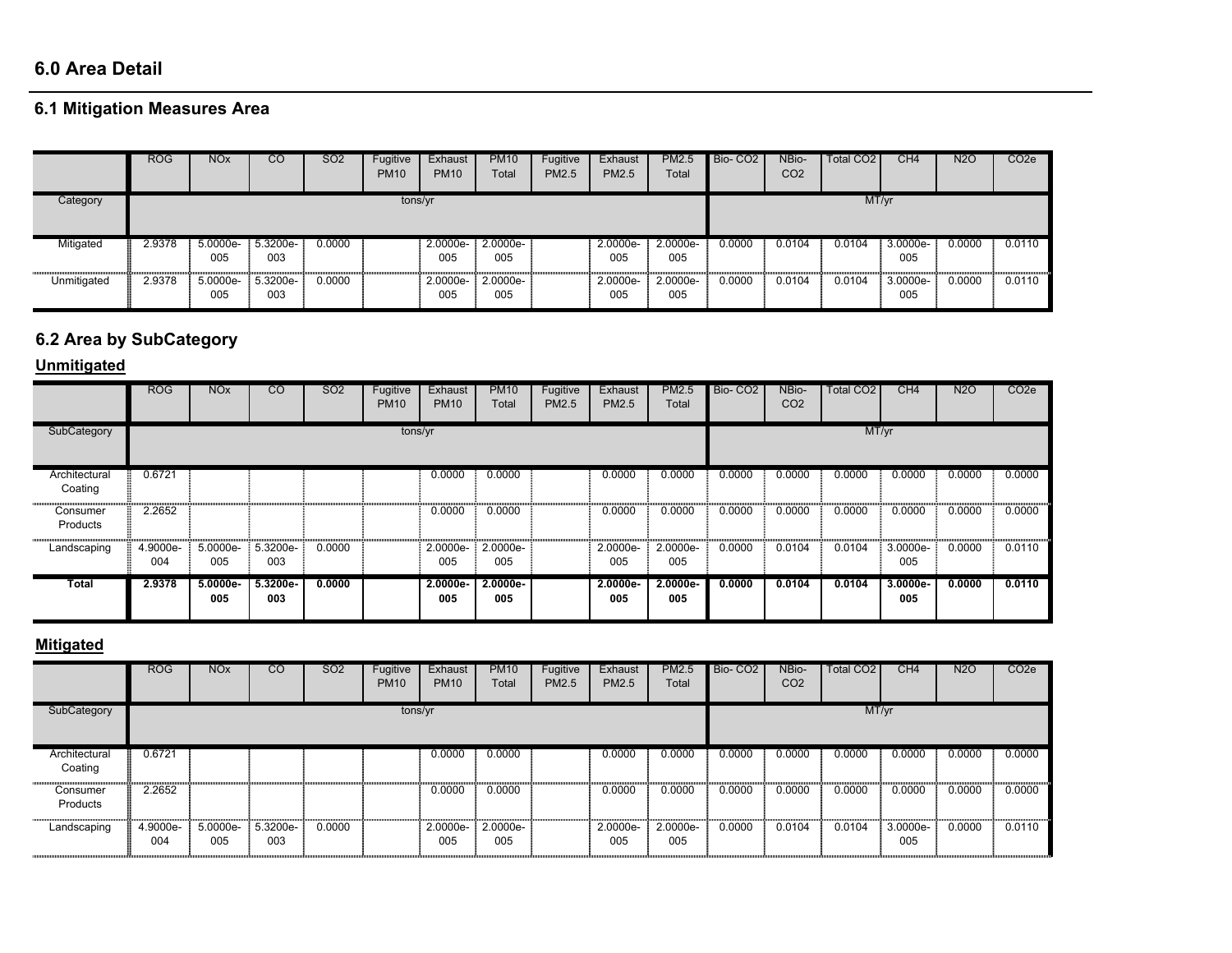## 6.0 Area Detail

### 6.1 Mitigation Measures Area

| | ROG | NOx | CO | SO2 | Fugitive PM10 | Exhaust PM10 | PM10 Total | Fugitive PM2.5 | Exhaust PM2.5 | PM2.5 Total | Bio- CO2 | NBio- CO2 | Total CO2 | CH4 | N2O | CO2e |
|---|---|---|---|---|---|---|---|---|---|---|---|---|---|---|---|---|
| Category | tons/yr | | | | | | | | | | MT/yr | | | | | |
| Mitigated | 2.9378 | 5.0000e-005 | 5.3200e-003 | 0.0000 | | 2.0000e-005 | 2.0000e-005 | | 2.0000e-005 | 2.0000e-005 | 0.0000 | 0.0104 | 0.0104 | 3.0000e-005 | 0.0000 | 0.0110 |
| Unmitigated | 2.9378 | 5.0000e-005 | 5.3200e-003 | 0.0000 | | 2.0000e-005 | 2.0000e-005 | | 2.0000e-005 | 2.0000e-005 | 0.0000 | 0.0104 | 0.0104 | 3.0000e-005 | 0.0000 | 0.0110 |

### 6.2 Area by SubCategory

**Unmitigated**

| | ROG | NOx | CO | SO2 | Fugitive PM10 | Exhaust PM10 | PM10 Total | Fugitive PM2.5 | Exhaust PM2.5 | PM2.5 Total | Bio- CO2 | NBio- CO2 | Total CO2 | CH4 | N2O | CO2e |
|---|---|---|---|---|---|---|---|---|---|---|---|---|---|---|---|---|
| SubCategory | tons/yr | | | | | | | | | | MT/yr | | | | | |
| Architectural Coating | 0.6721 | | | | | 0.0000 | 0.0000 | | 0.0000 | 0.0000 | 0.0000 | 0.0000 | 0.0000 | 0.0000 | 0.0000 | 0.0000 |
| Consumer Products | 2.2652 | | | | | 0.0000 | 0.0000 | | 0.0000 | 0.0000 | 0.0000 | 0.0000 | 0.0000 | 0.0000 | 0.0000 | 0.0000 |
| Landscaping | 4.9000e-004 | 5.0000e-005 | 5.3200e-003 | 0.0000 | | 2.0000e-005 | 2.0000e-005 | | 2.0000e-005 | 2.0000e-005 | 0.0000 | 0.0104 | 0.0104 | 3.0000e-005 | 0.0000 | 0.0110 |
| **Total** | **2.9378** | **5.0000e-005** | **5.3200e-003** | **0.0000** | | **2.0000e-005** | **2.0000e-005** | | **2.0000e-005** | **2.0000e-005** | **0.0000** | **0.0104** | **0.0104** | **3.0000e-005** | **0.0000** | **0.0110** |

**Mitigated**

| | ROG | NOx | CO | SO2 | Fugitive PM10 | Exhaust PM10 | PM10 Total | Fugitive PM2.5 | Exhaust PM2.5 | PM2.5 Total | Bio- CO2 | NBio- CO2 | Total CO2 | CH4 | N2O | CO2e |
|---|---|---|---|---|---|---|---|---|---|---|---|---|---|---|---|---|
| SubCategory | tons/yr | | | | | | | | | | MT/yr | | | | | |
| Architectural Coating | 0.6721 | | | | | 0.0000 | 0.0000 | | 0.0000 | 0.0000 | 0.0000 | 0.0000 | 0.0000 | 0.0000 | 0.0000 | 0.0000 |
| Consumer Products | 2.2652 | | | | | 0.0000 | 0.0000 | | 0.0000 | 0.0000 | 0.0000 | 0.0000 | 0.0000 | 0.0000 | 0.0000 | 0.0000 |
| Landscaping | 4.9000e-004 | 5.0000e-005 | 5.3200e-003 | 0.0000 | | 2.0000e-005 | 2.0000e-005 | | 2.0000e-005 | 2.0000e-005 | 0.0000 | 0.0104 | 0.0104 | 3.0000e-005 | 0.0000 | 0.0110 |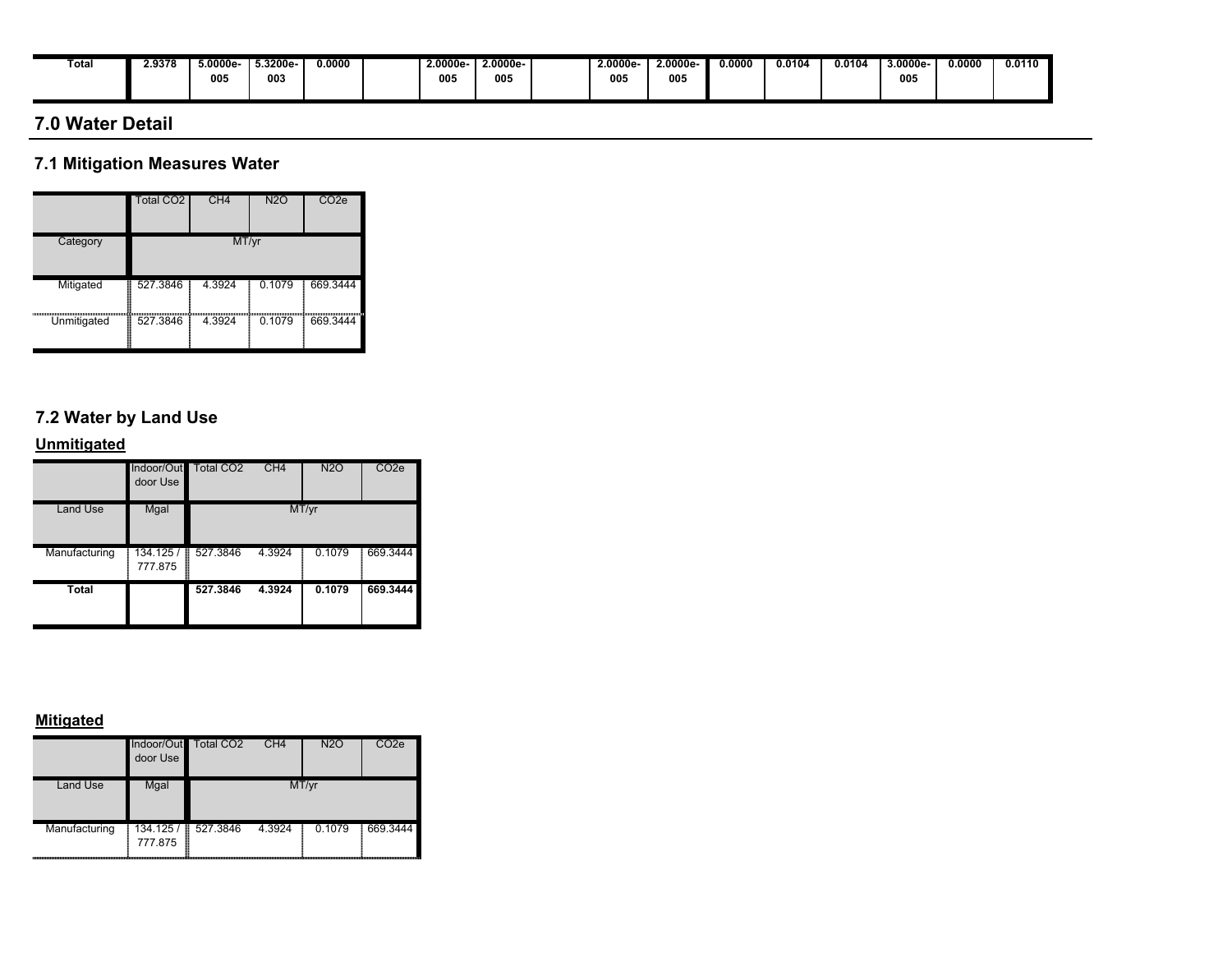| | | | | | | | | | | | | | | | | |
|---|---|---|---|---|---|---|---|---|---|---|---|---|---|---|---|---|
| **Total** | **2.9378** | **5.0000e-005** | **5.3200e-003** | **0.0000** | | **2.0000e-005** | **2.0000e-005** | | **2.0000e-005** | **2.0000e-005** | **0.0000** | **0.0104** | **0.0104** | **3.0000e-005** | **0.0000** | **0.0110** |

## 7.0 Water Detail

### 7.1 Mitigation Measures Water

| | Total CO2 | CH4 | N2O | CO2e |
|---|---|---|---|---|
| Category | MT/yr | | | |
| Mitigated | 527.3846 | 4.3924 | 0.1079 | 669.3444 |
| Unmitigated | 527.3846 | 4.3924 | 0.1079 | 669.3444 |

### 7.2 Water by Land Use

**Unmitigated**

| | Indoor/Outdoor Use | Total CO2 | CH4 | N2O | CO2e |
|---|---|---|---|---|---|
| Land Use | Mgal | MT/yr | | | |
| Manufacturing | 134.125 / 777.875 | 527.3846 | 4.3924 | 0.1079 | 669.3444 |
| **Total** | | **527.3846** | **4.3924** | **0.1079** | **669.3444** |

**Mitigated**

| | Indoor/Outdoor Use | Total CO2 | CH4 | N2O | CO2e |
|---|---|---|---|---|---|
| Land Use | Mgal | MT/yr | | | |
| Manufacturing | 134.125 / 777.875 | 527.3846 | 4.3924 | 0.1079 | 669.3444 |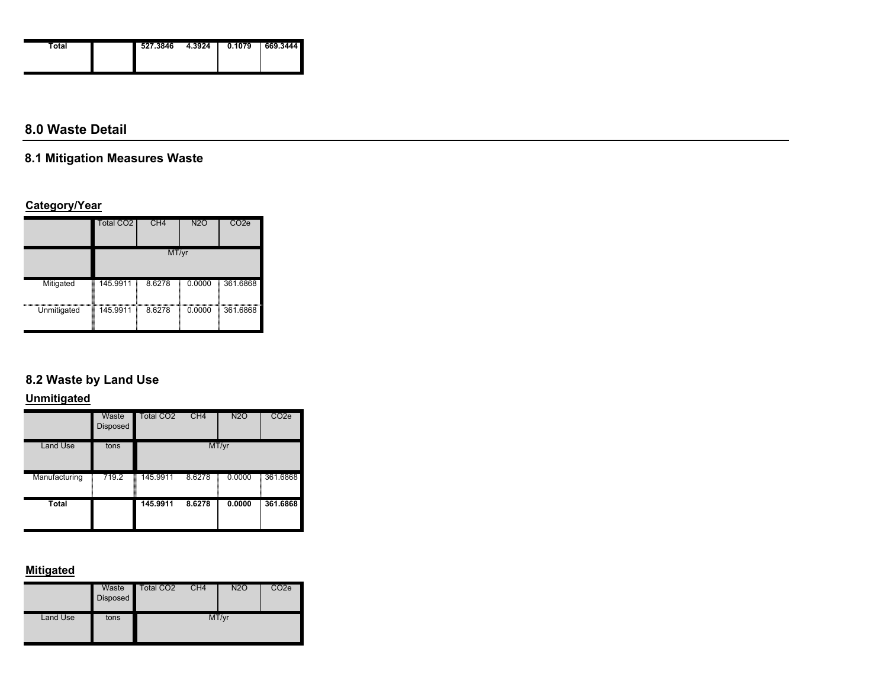| Total | | 527.3846 | 4.3924 | 0.1079 | 669.3444 |
|---|---|---|---|---|---|

## 8.0 Waste Detail

### 8.1 Mitigation Measures Waste

**Category/Year**

| | Total CO2 | CH4 | N2O | CO2e |
|---|---|---|---|---|
| | MT/yr | | | |
| Mitigated | 145.9911 | 8.6278 | 0.0000 | 361.6868 |
| Unmitigated | 145.9911 | 8.6278 | 0.0000 | 361.6868 |

### 8.2 Waste by Land Use

**Unmitigated**

| | Waste Disposed | Total CO2 | CH4 | N2O | CO2e |
|---|---|---|---|---|---|
| Land Use | tons | MT/yr | | | |
| Manufacturing | 719.2 | 145.9911 | 8.6278 | 0.0000 | 361.6868 |
| **Total** | | **145.9911** | **8.6278** | **0.0000** | **361.6868** |

**Mitigated**

| | Waste Disposed | Total CO2 | CH4 | N2O | CO2e |
|---|---|---|---|---|---|
| Land Use | tons | MT/yr | | | |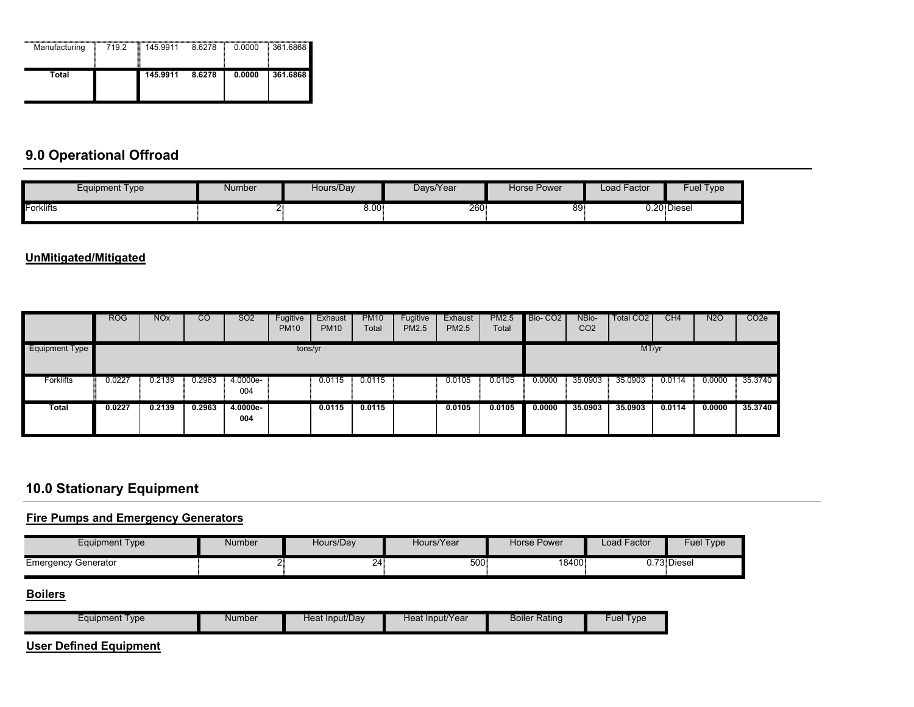| | | | | | |
|---|---|---|---|---|---|
| Manufacturing | 719.2 | 145.9911 | 8.6278 | 0.0000 | 361.6868 |
| **Total** | | **145.9911** | **8.6278** | **0.0000** | **361.6868** |

## 9.0 Operational Offroad

| Equipment Type | Number | Hours/Day | Days/Year | Horse Power | Load Factor | Fuel Type |
|---|---|---|---|---|---|---|
| Forklifts | 2 | 8.00 | 260 | 89 | 0.20 | Diesel |

**UnMitigated/Mitigated**

| | ROG | NOx | CO | SO2 | Fugitive PM10 | Exhaust PM10 | PM10 Total | Fugitive PM2.5 | Exhaust PM2.5 | PM2.5 Total | Bio- CO2 | NBio- CO2 | Total CO2 | CH4 | N2O | CO2e |
|---|---|---|---|---|---|---|---|---|---|---|---|---|---|---|---|---|
| Equipment Type | tons/yr | | | | | | | | | | MT/yr | | | | | |
| Forklifts | 0.0227 | 0.2139 | 0.2963 | 4.0000e-004 | | 0.0115 | 0.0115 | | 0.0105 | 0.0105 | 0.0000 | 35.0903 | 35.0903 | 0.0114 | 0.0000 | 35.3740 |
| **Total** | **0.0227** | **0.2139** | **0.2963** | **4.0000e-004** | | **0.0115** | **0.0115** | | **0.0105** | **0.0105** | **0.0000** | **35.0903** | **35.0903** | **0.0114** | **0.0000** | **35.3740** |

## 10.0 Stationary Equipment

**Fire Pumps and Emergency Generators**

| Equipment Type | Number | Hours/Day | Hours/Year | Horse Power | Load Factor | Fuel Type |
|---|---|---|---|---|---|---|
| Emergency Generator | 2 | 24 | 500 | 18400 | 0.73 | Diesel |

**Boilers**

| Equipment Type | Number | Heat Input/Day | Heat Input/Year | Boiler Rating | Fuel Type |
|---|---|---|---|---|---|

**User Defined Equipment**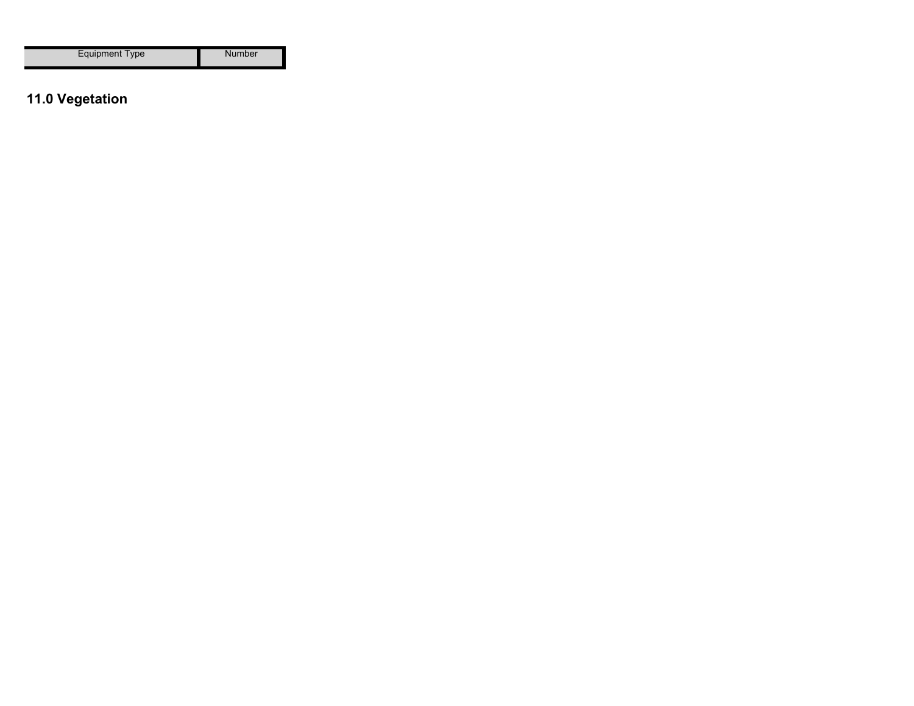| Equipment Type | Number |
| --- | --- |

## 11.0 Vegetation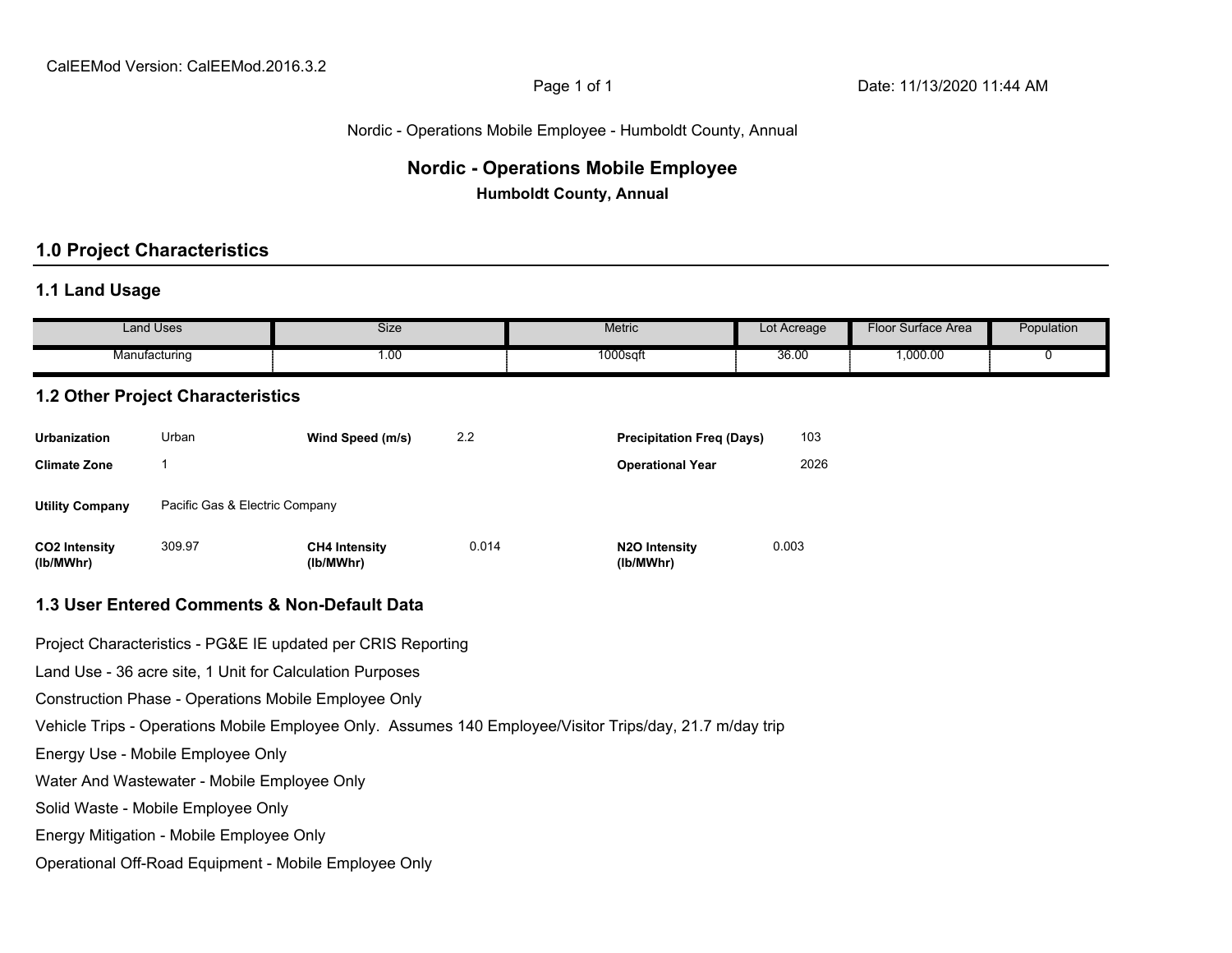CalEEMod Version: CalEEMod.2016.3.2

Date: 11/13/2020 11:44 AM

Nordic - Operations Mobile Employee - Humboldt County, Annual

# Nordic - Operations Mobile Employee

**Humboldt County, Annual**

## 1.0 Project Characteristics

### 1.1 Land Usage

| Land Uses | Size | Metric | Lot Acreage | Floor Surface Area | Population |
|---|---|---|---|---|---|
| Manufacturing | 1.00 | 1000sqft | 36.00 | 1,000.00 | 0 |

### 1.2 Other Project Characteristics

| | | | | | |
|---|---|---|---|---|---|
| **Urbanization** | Urban | **Wind Speed (m/s)** | 2.2 | **Precipitation Freq (Days)** | 103 |
| **Climate Zone** | 1 | | | **Operational Year** | 2026 |
| **Utility Company** | Pacific Gas & Electric Company | | | | |
| **CO2 Intensity (lb/MWhr)** | 309.97 | **CH4 Intensity (lb/MWhr)** | 0.014 | **N2O Intensity (lb/MWhr)** | 0.003 |

### 1.3 User Entered Comments & Non-Default Data

Project Characteristics - PG&E IE updated per CRIS Reporting

Land Use - 36 acre site, 1 Unit for Calculation Purposes

Construction Phase - Operations Mobile Employee Only

Vehicle Trips - Operations Mobile Employee Only. Assumes 140 Employee/Visitor Trips/day, 21.7 m/day trip

Energy Use - Mobile Employee Only

Water And Wastewater - Mobile Employee Only

Solid Waste - Mobile Employee Only

Energy Mitigation - Mobile Employee Only

Operational Off-Road Equipment - Mobile Employee Only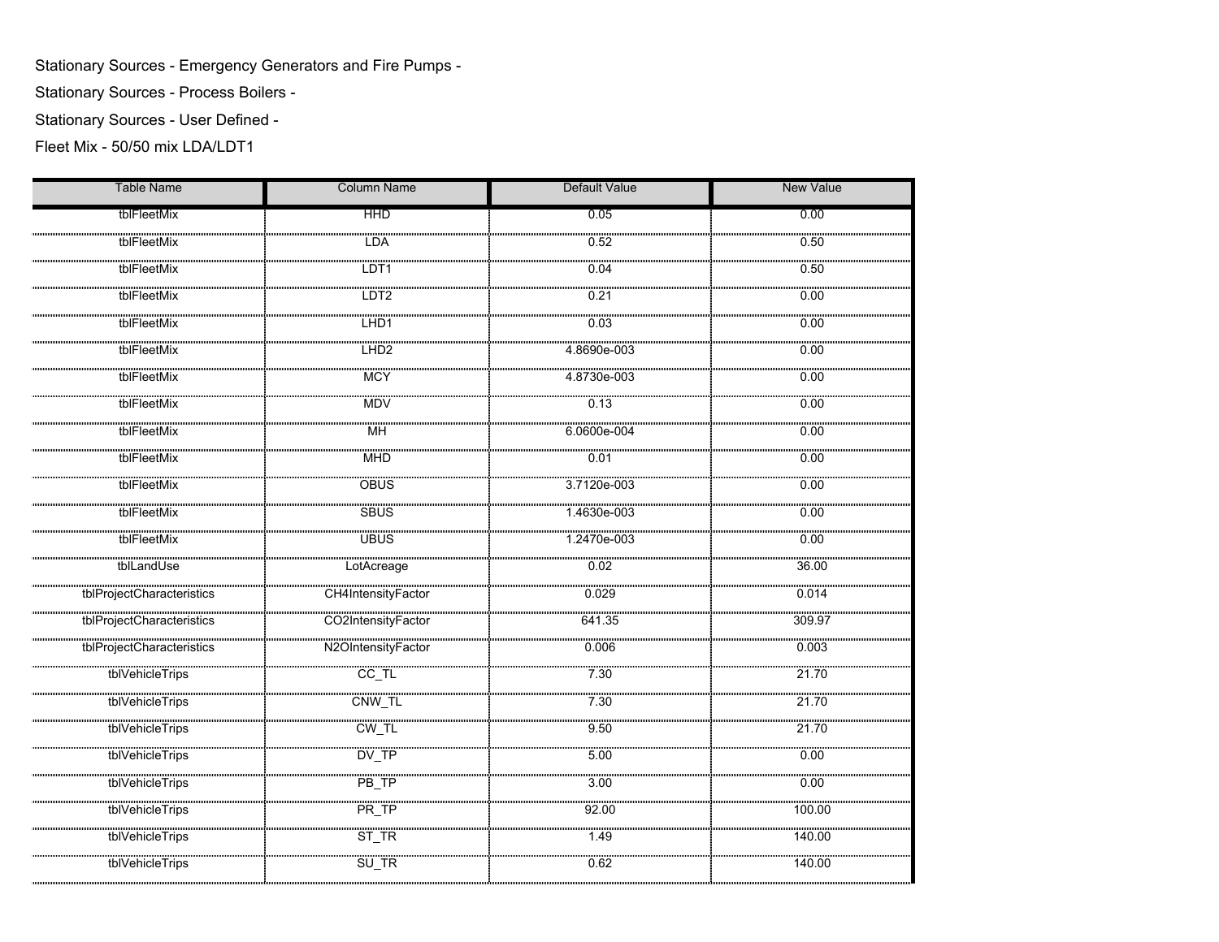Stationary Sources - Emergency Generators and Fire Pumps -

Stationary Sources - Process Boilers -

Stationary Sources - User Defined -

Fleet Mix - 50/50 mix LDA/LDT1

| Table Name | Column Name | Default Value | New Value |
|---|---|---|---|
| tblFleetMix | HHD | 0.05 | 0.00 |
| tblFleetMix | LDA | 0.52 | 0.50 |
| tblFleetMix | LDT1 | 0.04 | 0.50 |
| tblFleetMix | LDT2 | 0.21 | 0.00 |
| tblFleetMix | LHD1 | 0.03 | 0.00 |
| tblFleetMix | LHD2 | 4.8690e-003 | 0.00 |
| tblFleetMix | MCY | 4.8730e-003 | 0.00 |
| tblFleetMix | MDV | 0.13 | 0.00 |
| tblFleetMix | MH | 6.0600e-004 | 0.00 |
| tblFleetMix | MHD | 0.01 | 0.00 |
| tblFleetMix | OBUS | 3.7120e-003 | 0.00 |
| tblFleetMix | SBUS | 1.4630e-003 | 0.00 |
| tblFleetMix | UBUS | 1.2470e-003 | 0.00 |
| tblLandUse | LotAcreage | 0.02 | 36.00 |
| tblProjectCharacteristics | CH4IntensityFactor | 0.029 | 0.014 |
| tblProjectCharacteristics | CO2IntensityFactor | 641.35 | 309.97 |
| tblProjectCharacteristics | N2OIntensityFactor | 0.006 | 0.003 |
| tblVehicleTrips | CC_TL | 7.30 | 21.70 |
| tblVehicleTrips | CNW_TL | 7.30 | 21.70 |
| tblVehicleTrips | CW_TL | 9.50 | 21.70 |
| tblVehicleTrips | DV_TP | 5.00 | 0.00 |
| tblVehicleTrips | PB_TP | 3.00 | 0.00 |
| tblVehicleTrips | PR_TP | 92.00 | 100.00 |
| tblVehicleTrips | ST_TR | 1.49 | 140.00 |
| tblVehicleTrips | SU_TR | 0.62 | 140.00 |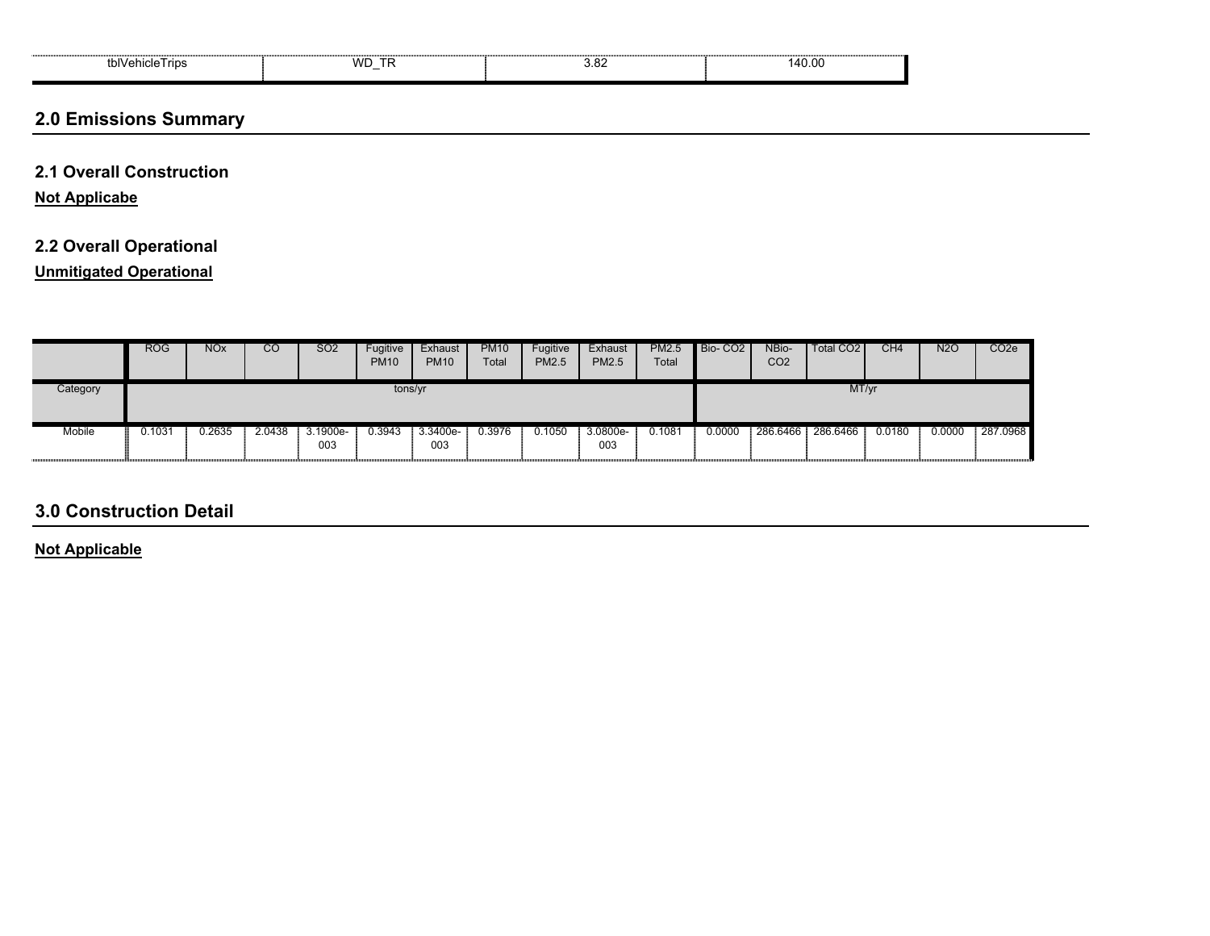| tblVehicleTrips | WD_TR | 3.82 | 140.00 |
|---|---|---|---|

## 2.0 Emissions Summary

### 2.1 Overall Construction

**Not Applicabe**

### 2.2 Overall Operational

**Unmitigated Operational**

| | ROG | NOx | CO | SO2 | Fugitive PM10 | Exhaust PM10 | PM10 Total | Fugitive PM2.5 | Exhaust PM2.5 | PM2.5 Total | Bio- CO2 | NBio- CO2 | Total CO2 | CH4 | N2O | CO2e |
|---|---|---|---|---|---|---|---|---|---|---|---|---|---|---|---|---|
| Category | tons/yr | | | | | | | | | | MT/yr | | | | | |
| Mobile | 0.1031 | 0.2635 | 2.0438 | 3.1900e-003 | 0.3943 | 3.3400e-003 | 0.3976 | 0.1050 | 3.0800e-003 | 0.1081 | 0.0000 | 286.6466 | 286.6466 | 0.0180 | 0.0000 | 287.0968 |

## 3.0 Construction Detail

**Not Applicable**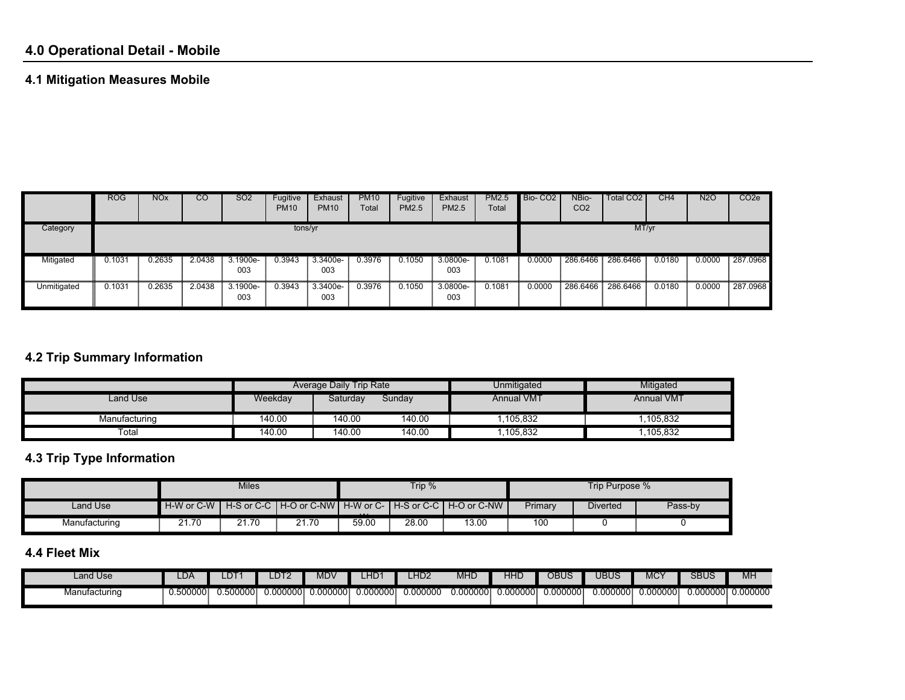## 4.0 Operational Detail - Mobile

### 4.1 Mitigation Measures Mobile

| | ROG | NOx | CO | SO2 | Fugitive PM10 | Exhaust PM10 | PM10 Total | Fugitive PM2.5 | Exhaust PM2.5 | PM2.5 Total | Bio- CO2 | NBio- CO2 | Total CO2 | CH4 | N2O | CO2e |
|---|---|---|---|---|---|---|---|---|---|---|---|---|---|---|---|---|
| Category | tons/yr | | | | | | | | | | MT/yr | | | | | |
| Mitigated | 0.1031 | 0.2635 | 2.0438 | 3.1900e-003 | 0.3943 | 3.3400e-003 | 0.3976 | 0.1050 | 3.0800e-003 | 0.1081 | 0.0000 | 286.6466 | 286.6466 | 0.0180 | 0.0000 | 287.0968 |
| Unmitigated | 0.1031 | 0.2635 | 2.0438 | 3.1900e-003 | 0.3943 | 3.3400e-003 | 0.3976 | 0.1050 | 3.0800e-003 | 0.1081 | 0.0000 | 286.6466 | 286.6466 | 0.0180 | 0.0000 | 287.0968 |

### 4.2 Trip Summary Information

| | Average Daily Trip Rate | | | Unmitigated | Mitigated |
|---|---|---|---|---|---|
| Land Use | Weekday | Saturday | Sunday | Annual VMT | Annual VMT |
| Manufacturing | 140.00 | 140.00 | 140.00 | 1,105,832 | 1,105,832 |
| Total | 140.00 | 140.00 | 140.00 | 1,105,832 | 1,105,832 |

### 4.3 Trip Type Information

| | Miles | | | Trip % | | | Trip Purpose % | | |
|---|---|---|---|---|---|---|---|---|---|
| Land Use | H-W or C-W | H-S or C-C | H-O or C-NW | H-W or C-W | H-S or C-C | H-O or C-NW | Primary | Diverted | Pass-by |
| Manufacturing | 21.70 | 21.70 | 21.70 | 59.00 | 28.00 | 13.00 | 100 | 0 | 0 |

### 4.4 Fleet Mix

| Land Use | LDA | LDT1 | LDT2 | MDV | LHD1 | LHD2 | MHD | HHD | OBUS | UBUS | MCY | SBUS | MH |
|---|---|---|---|---|---|---|---|---|---|---|---|---|---|
| Manufacturing | 0.500000 | 0.500000 | 0.000000 | 0.000000 | 0.000000 | 0.000000 | 0.000000 | 0.000000 | 0.000000 | 0.000000 | 0.000000 | 0.000000 | 0.000000 |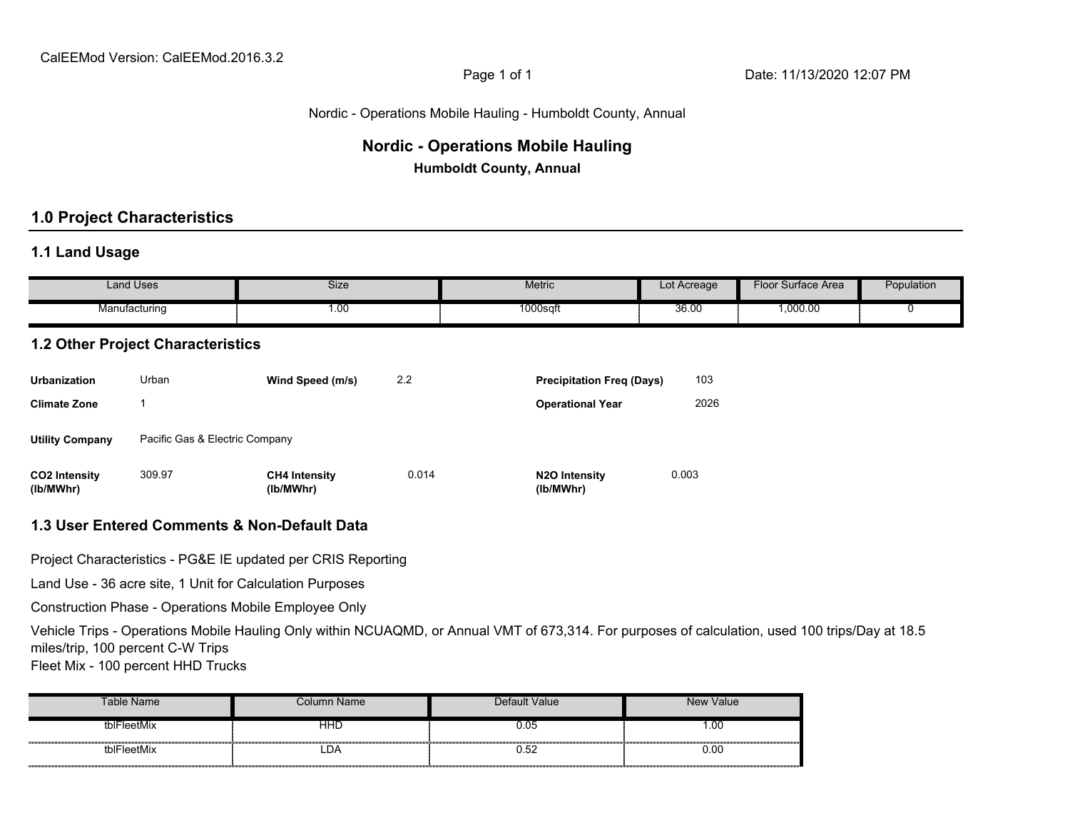CalEEMod Version: CalEEMod.2016.3.2

Date: 11/13/2020 12:07 PM

Nordic - Operations Mobile Hauling - Humboldt County, Annual

# Nordic - Operations Mobile Hauling

**Humboldt County, Annual**

## 1.0 Project Characteristics

### 1.1 Land Usage

| Land Uses | Size | Metric | Lot Acreage | Floor Surface Area | Population |
|---|---|---|---|---|---|
| Manufacturing | 1.00 | 1000sqft | 36.00 | 1,000.00 | 0 |

### 1.2 Other Project Characteristics

| | | | | | |
|---|---|---|---|---|---|
| **Urbanization** | Urban | **Wind Speed (m/s)** | 2.2 | **Precipitation Freq (Days)** | 103 |
| **Climate Zone** | 1 | | | **Operational Year** | 2026 |
| **Utility Company** | Pacific Gas & Electric Company | | | | |
| **CO2 Intensity (lb/MWhr)** | 309.97 | **CH4 Intensity (lb/MWhr)** | 0.014 | **N2O Intensity (lb/MWhr)** | 0.003 |

### 1.3 User Entered Comments & Non-Default Data

Project Characteristics - PG&E IE updated per CRIS Reporting

Land Use - 36 acre site, 1 Unit for Calculation Purposes

Construction Phase - Operations Mobile Employee Only

Vehicle Trips - Operations Mobile Hauling Only within NCUAQMD, or Annual VMT of 673,314. For purposes of calculation, used 100 trips/Day at 18.5 miles/trip, 100 percent C-W Trips

Fleet Mix - 100 percent HHD Trucks

| Table Name | Column Name | Default Value | New Value |
|---|---|---|---|
| tblFleetMix | HHD | 0.05 | 1.00 |
| tblFleetMix | LDA | 0.52 | 0.00 |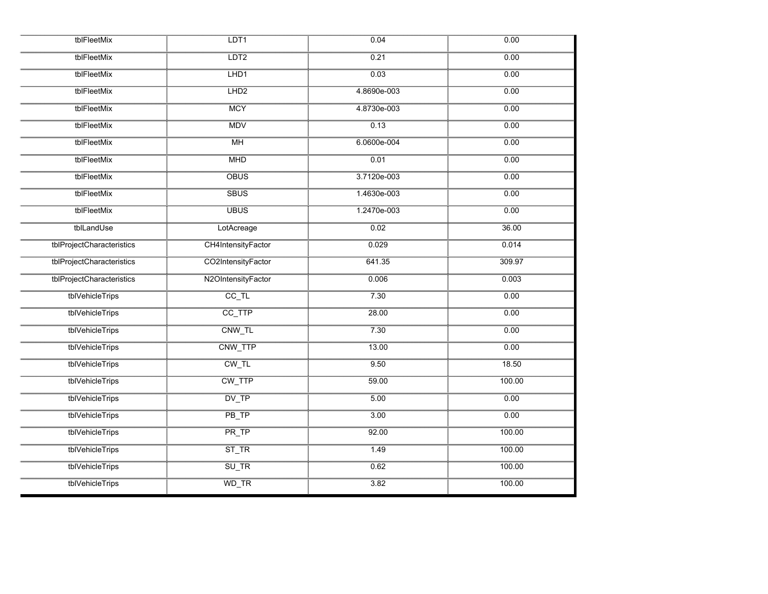| | | | |
|---|---|---|---|
| tblFleetMix | LDT1 | 0.04 | 0.00 |
| tblFleetMix | LDT2 | 0.21 | 0.00 |
| tblFleetMix | LHD1 | 0.03 | 0.00 |
| tblFleetMix | LHD2 | 4.8690e-003 | 0.00 |
| tblFleetMix | MCY | 4.8730e-003 | 0.00 |
| tblFleetMix | MDV | 0.13 | 0.00 |
| tblFleetMix | MH | 6.0600e-004 | 0.00 |
| tblFleetMix | MHD | 0.01 | 0.00 |
| tblFleetMix | OBUS | 3.7120e-003 | 0.00 |
| tblFleetMix | SBUS | 1.4630e-003 | 0.00 |
| tblFleetMix | UBUS | 1.2470e-003 | 0.00 |
| tblLandUse | LotAcreage | 0.02 | 36.00 |
| tblProjectCharacteristics | CH4IntensityFactor | 0.029 | 0.014 |
| tblProjectCharacteristics | CO2IntensityFactor | 641.35 | 309.97 |
| tblProjectCharacteristics | N2OIntensityFactor | 0.006 | 0.003 |
| tblVehicleTrips | CC_TL | 7.30 | 0.00 |
| tblVehicleTrips | CC_TTP | 28.00 | 0.00 |
| tblVehicleTrips | CNW_TL | 7.30 | 0.00 |
| tblVehicleTrips | CNW_TTP | 13.00 | 0.00 |
| tblVehicleTrips | CW_TL | 9.50 | 18.50 |
| tblVehicleTrips | CW_TTP | 59.00 | 100.00 |
| tblVehicleTrips | DV_TP | 5.00 | 0.00 |
| tblVehicleTrips | PB_TP | 3.00 | 0.00 |
| tblVehicleTrips | PR_TP | 92.00 | 100.00 |
| tblVehicleTrips | ST_TR | 1.49 | 100.00 |
| tblVehicleTrips | SU_TR | 0.62 | 100.00 |
| tblVehicleTrips | WD_TR | 3.82 | 100.00 |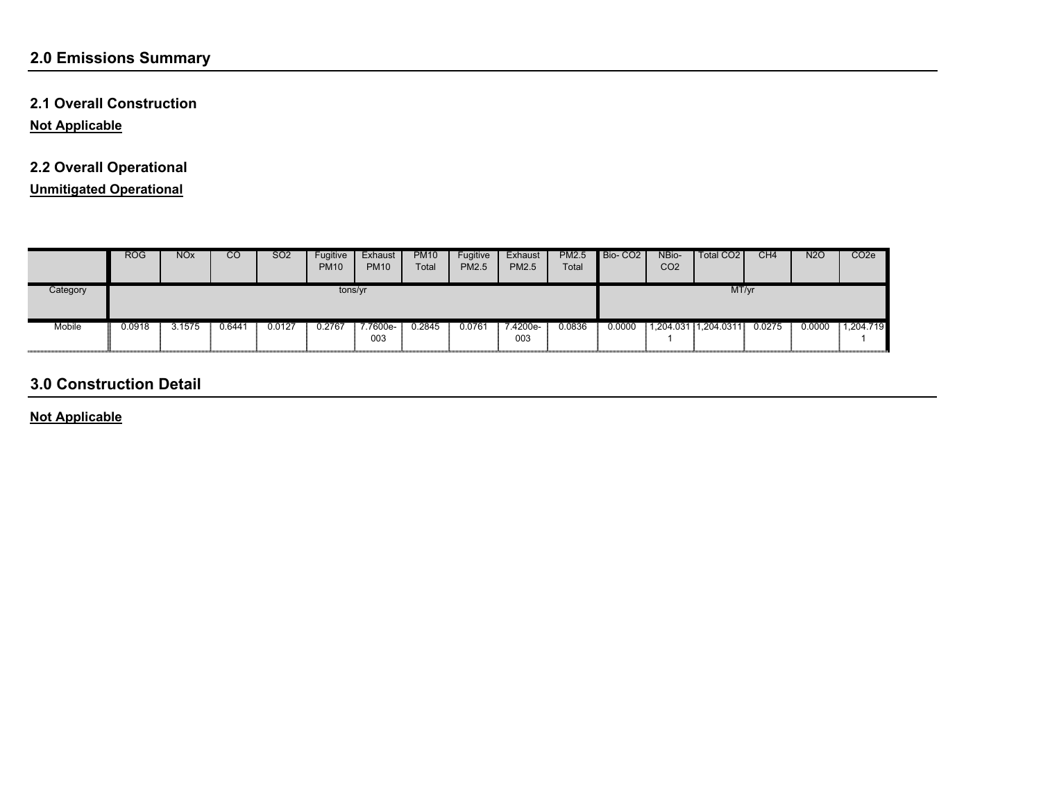## 2.0 Emissions Summary

### 2.1 Overall Construction

**Not Applicable**

### 2.2 Overall Operational

**Unmitigated Operational**

| | ROG | NOx | CO | SO2 | Fugitive PM10 | Exhaust PM10 | PM10 Total | Fugitive PM2.5 | Exhaust PM2.5 | PM2.5 Total | Bio- CO2 | NBio- CO2 | Total CO2 | CH4 | N2O | CO2e |
|---|---|---|---|---|---|---|---|---|---|---|---|---|---|---|---|---|
| Category | tons/yr | | | | | | | | | | MT/yr | | | | | |
| Mobile | 0.0918 | 3.1575 | 0.6441 | 0.0127 | 0.2767 | 7.7600e-003 | 0.2845 | 0.0761 | 7.4200e-003 | 0.0836 | 0.0000 | 1,204.0311 | 1,204.0311 | 0.0275 | 0.0000 | 1,204.7191 |

## 3.0 Construction Detail

**Not Applicable**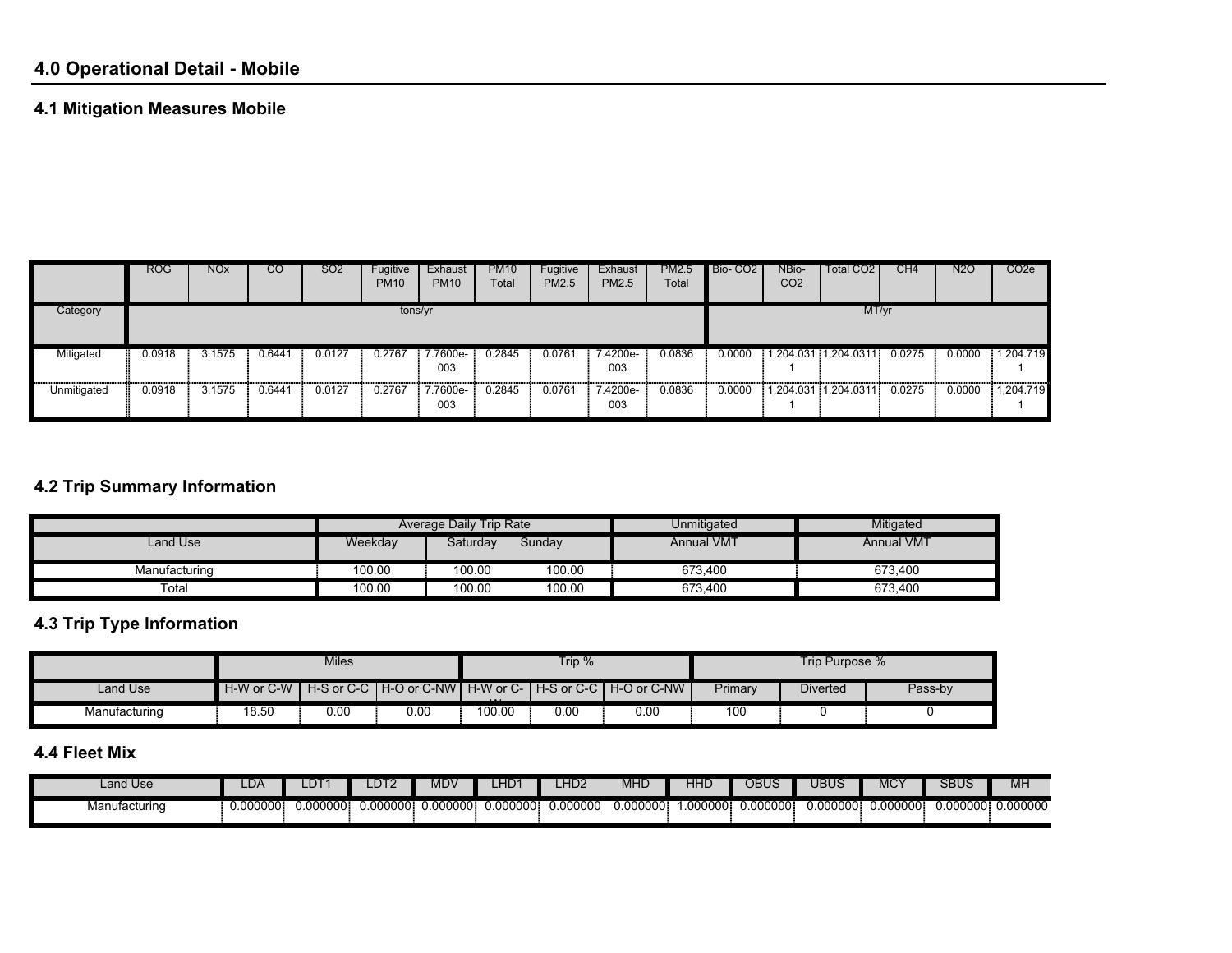## 4.0 Operational Detail - Mobile

### 4.1 Mitigation Measures Mobile

| | ROG | NOx | CO | SO2 | Fugitive PM10 | Exhaust PM10 | PM10 Total | Fugitive PM2.5 | Exhaust PM2.5 | PM2.5 Total | Bio- CO2 | NBio- CO2 | Total CO2 | CH4 | N2O | CO2e |
|---|---|---|---|---|---|---|---|---|---|---|---|---|---|---|---|---|
| Category | tons/yr | | | | | | | | | | MT/yr | | | | | |
| Mitigated | 0.0918 | 3.1575 | 0.6441 | 0.0127 | 0.2767 | 7.7600e-003 | 0.2845 | 0.0761 | 7.4200e-003 | 0.0836 | 0.0000 | 1,204.0311 | 1,204.0311 | 0.0275 | 0.0000 | 1,204.7191 |
| Unmitigated | 0.0918 | 3.1575 | 0.6441 | 0.0127 | 0.2767 | 7.7600e-003 | 0.2845 | 0.0761 | 7.4200e-003 | 0.0836 | 0.0000 | 1,204.0311 | 1,204.0311 | 0.0275 | 0.0000 | 1,204.7191 |

### 4.2 Trip Summary Information

| | Average Daily Trip Rate | | | Unmitigated | Mitigated |
|---|---|---|---|---|---|
| Land Use | Weekday | Saturday | Sunday | Annual VMT | Annual VMT |
| Manufacturing | 100.00 | 100.00 | 100.00 | 673,400 | 673,400 |
| Total | 100.00 | 100.00 | 100.00 | 673,400 | 673,400 |

### 4.3 Trip Type Information

| | Miles | | | Trip % | | | Trip Purpose % | | |
|---|---|---|---|---|---|---|---|---|---|
| Land Use | H-W or C-W | H-S or C-C | H-O or C-NW | H-W or C-W | H-S or C-C | H-O or C-NW | Primary | Diverted | Pass-by |
| Manufacturing | 18.50 | 0.00 | 0.00 | 100.00 | 0.00 | 0.00 | 100 | 0 | 0 |

### 4.4 Fleet Mix

| Land Use | LDA | LDT1 | LDT2 | MDV | LHD1 | LHD2 | MHD | HHD | OBUS | UBUS | MCY | SBUS | MH |
|---|---|---|---|---|---|---|---|---|---|---|---|---|---|
| Manufacturing | 0.000000 | 0.000000 | 0.000000 | 0.000000 | 0.000000 | 0.000000 | 0.000000 | 1.000000 | 0.000000 | 0.000000 | 0.000000 | 0.000000 | 0.000000 |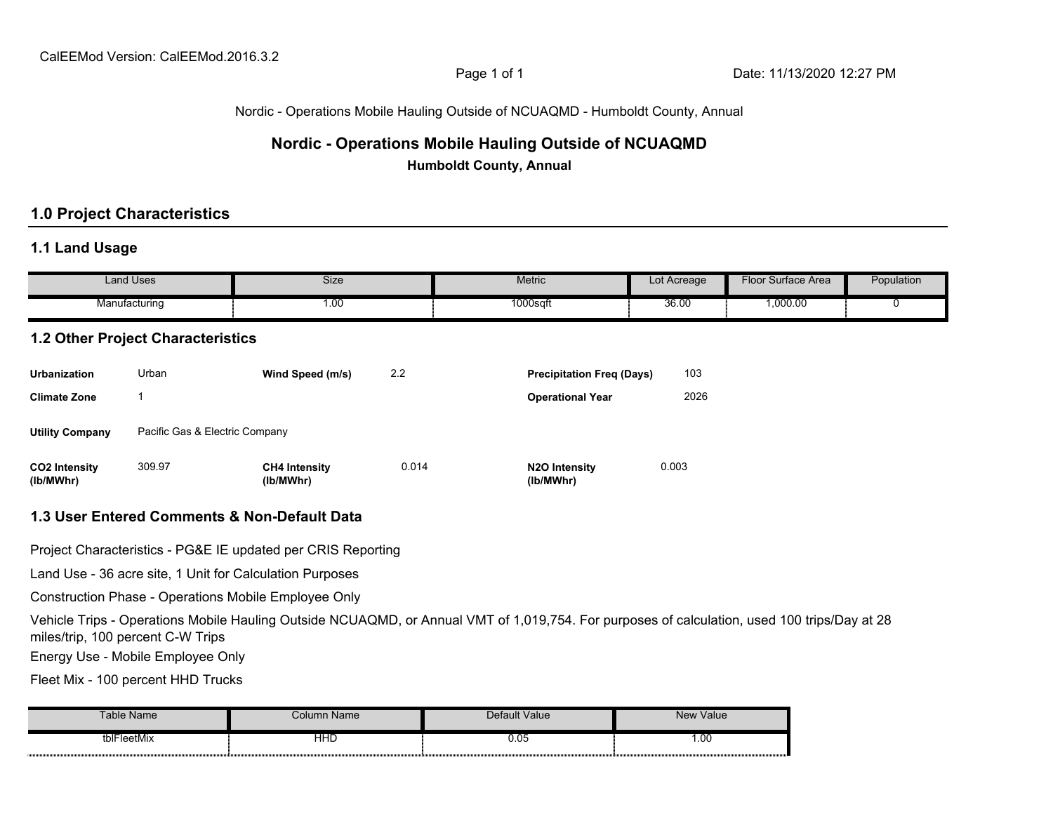CalEEMod Version: CalEEMod.2016.3.2

Date: 11/13/2020 12:27 PM

Nordic - Operations Mobile Hauling Outside of NCUAQMD - Humboldt County, Annual

# Nordic - Operations Mobile Hauling Outside of NCUAQMD

**Humboldt County, Annual**

## 1.0 Project Characteristics

### 1.1 Land Usage

| Land Uses | Size | Metric | Lot Acreage | Floor Surface Area | Population |
|---|---|---|---|---|---|
| Manufacturing | 1.00 | 1000sqft | 36.00 | 1,000.00 | 0 |

### 1.2 Other Project Characteristics

| | | | | | |
|---|---|---|---|---|---|
| **Urbanization** | Urban | **Wind Speed (m/s)** | 2.2 | **Precipitation Freq (Days)** | 103 |
| **Climate Zone** | 1 | | | **Operational Year** | 2026 |
| **Utility Company** | Pacific Gas & Electric Company | | | | |
| **CO2 Intensity (lb/MWhr)** | 309.97 | **CH4 Intensity (lb/MWhr)** | 0.014 | **N2O Intensity (lb/MWhr)** | 0.003 |

### 1.3 User Entered Comments & Non-Default Data

Project Characteristics - PG&E IE updated per CRIS Reporting

Land Use - 36 acre site, 1 Unit for Calculation Purposes

Construction Phase - Operations Mobile Employee Only

Vehicle Trips - Operations Mobile Hauling Outside NCUAQMD, or Annual VMT of 1,019,754. For purposes of calculation, used 100 trips/Day at 28 miles/trip, 100 percent C-W Trips

Energy Use - Mobile Employee Only

Fleet Mix - 100 percent HHD Trucks

| Table Name | Column Name | Default Value | New Value |
|---|---|---|---|
| tblFleetMix | HHD | 0.05 | 1.00 |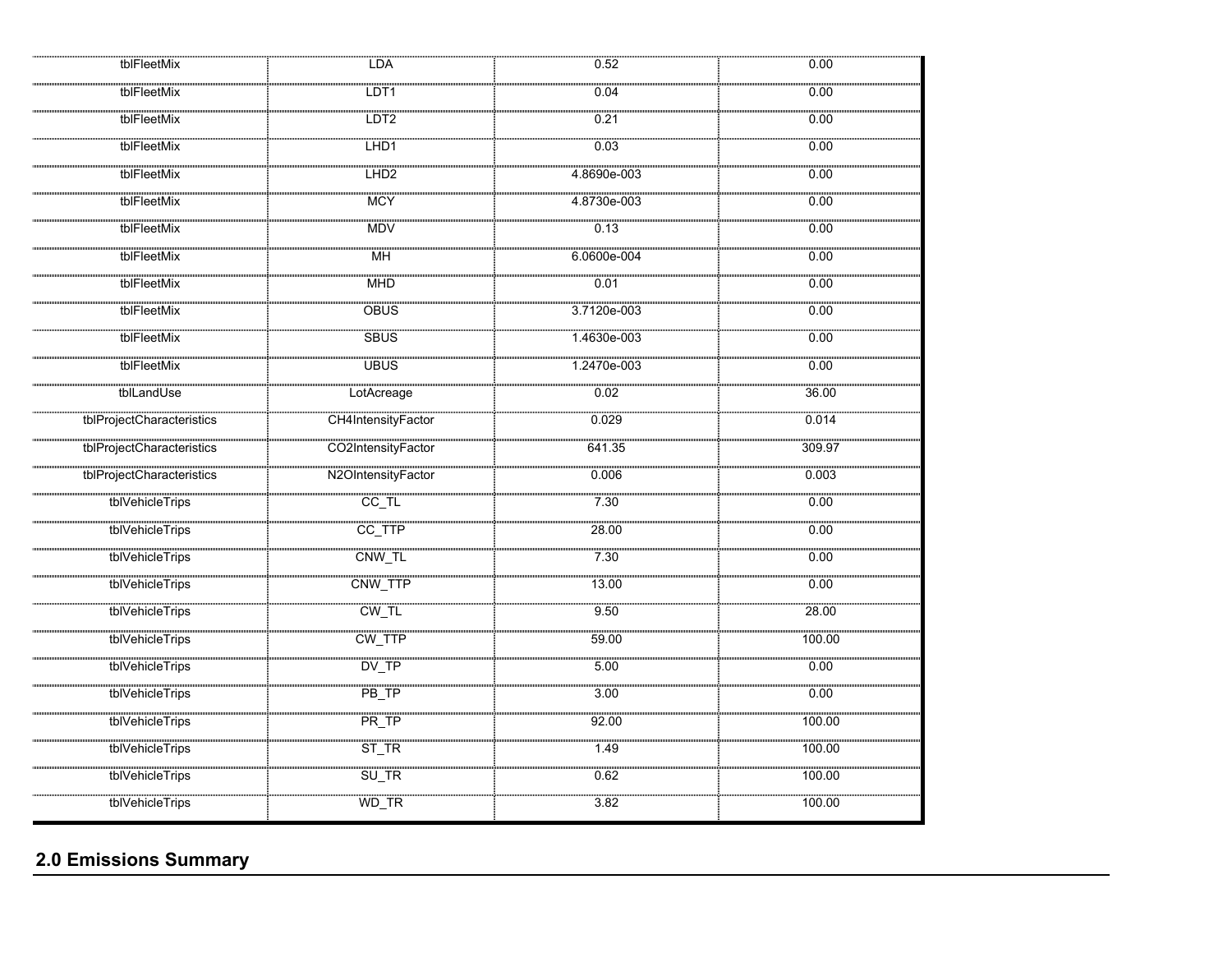| | | | |
|---|---|---|---|
| tblFleetMix | LDA | 0.52 | 0.00 |
| tblFleetMix | LDT1 | 0.04 | 0.00 |
| tblFleetMix | LDT2 | 0.21 | 0.00 |
| tblFleetMix | LHD1 | 0.03 | 0.00 |
| tblFleetMix | LHD2 | 4.8690e-003 | 0.00 |
| tblFleetMix | MCY | 4.8730e-003 | 0.00 |
| tblFleetMix | MDV | 0.13 | 0.00 |
| tblFleetMix | MH | 6.0600e-004 | 0.00 |
| tblFleetMix | MHD | 0.01 | 0.00 |
| tblFleetMix | OBUS | 3.7120e-003 | 0.00 |
| tblFleetMix | SBUS | 1.4630e-003 | 0.00 |
| tblFleetMix | UBUS | 1.2470e-003 | 0.00 |
| tblLandUse | LotAcreage | 0.02 | 36.00 |
| tblProjectCharacteristics | CH4IntensityFactor | 0.029 | 0.014 |
| tblProjectCharacteristics | CO2IntensityFactor | 641.35 | 309.97 |
| tblProjectCharacteristics | N2OIntensityFactor | 0.006 | 0.003 |
| tblVehicleTrips | CC_TL | 7.30 | 0.00 |
| tblVehicleTrips | CC_TTP | 28.00 | 0.00 |
| tblVehicleTrips | CNW_TL | 7.30 | 0.00 |
| tblVehicleTrips | CNW_TTP | 13.00 | 0.00 |
| tblVehicleTrips | CW_TL | 9.50 | 28.00 |
| tblVehicleTrips | CW_TTP | 59.00 | 100.00 |
| tblVehicleTrips | DV_TP | 5.00 | 0.00 |
| tblVehicleTrips | PB_TP | 3.00 | 0.00 |
| tblVehicleTrips | PR_TP | 92.00 | 100.00 |
| tblVehicleTrips | ST_TR | 1.49 | 100.00 |
| tblVehicleTrips | SU_TR | 0.62 | 100.00 |
| tblVehicleTrips | WD_TR | 3.82 | 100.00 |

## 2.0 Emissions Summary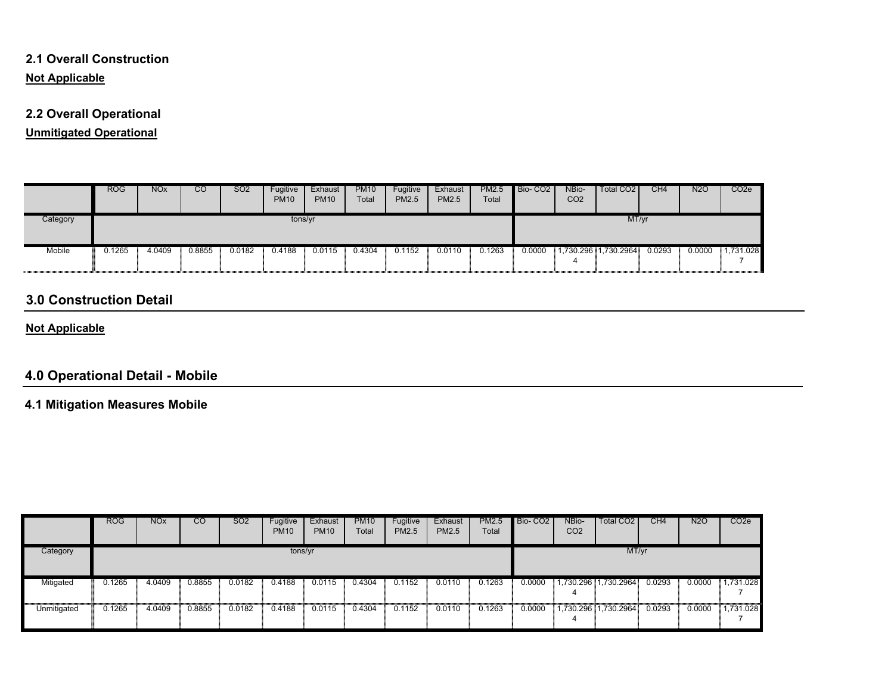### 2.1 Overall Construction

**Not Applicable**

### 2.2 Overall Operational

**Unmitigated Operational**

| | ROG | NOx | CO | SO2 | Fugitive PM10 | Exhaust PM10 | PM10 Total | Fugitive PM2.5 | Exhaust PM2.5 | PM2.5 Total | Bio- CO2 | NBio- CO2 | Total CO2 | CH4 | N2O | CO2e |
|---|---|---|---|---|---|---|---|---|---|---|---|---|---|---|---|---|
| Category | tons/yr | | | | | | | | | | MT/yr | | | | | |
| Mobile | 0.1265 | 4.0409 | 0.8855 | 0.0182 | 0.4188 | 0.0115 | 0.4304 | 0.1152 | 0.0110 | 0.1263 | 0.0000 | 1,730.2964 | 1,730.2964 | 0.0293 | 0.0000 | 1,731.0287 |

## 3.0 Construction Detail

**Not Applicable**

## 4.0 Operational Detail - Mobile

### 4.1 Mitigation Measures Mobile

| | ROG | NOx | CO | SO2 | Fugitive PM10 | Exhaust PM10 | PM10 Total | Fugitive PM2.5 | Exhaust PM2.5 | PM2.5 Total | Bio- CO2 | NBio- CO2 | Total CO2 | CH4 | N2O | CO2e |
|---|---|---|---|---|---|---|---|---|---|---|---|---|---|---|---|---|
| Category | tons/yr | | | | | | | | | | MT/yr | | | | | |
| Mitigated | 0.1265 | 4.0409 | 0.8855 | 0.0182 | 0.4188 | 0.0115 | 0.4304 | 0.1152 | 0.0110 | 0.1263 | 0.0000 | 1,730.2964 | 1,730.2964 | 0.0293 | 0.0000 | 1,731.0287 |
| Unmitigated | 0.1265 | 4.0409 | 0.8855 | 0.0182 | 0.4188 | 0.0115 | 0.4304 | 0.1152 | 0.0110 | 0.1263 | 0.0000 | 1,730.2964 | 1,730.2964 | 0.0293 | 0.0000 | 1,731.0287 |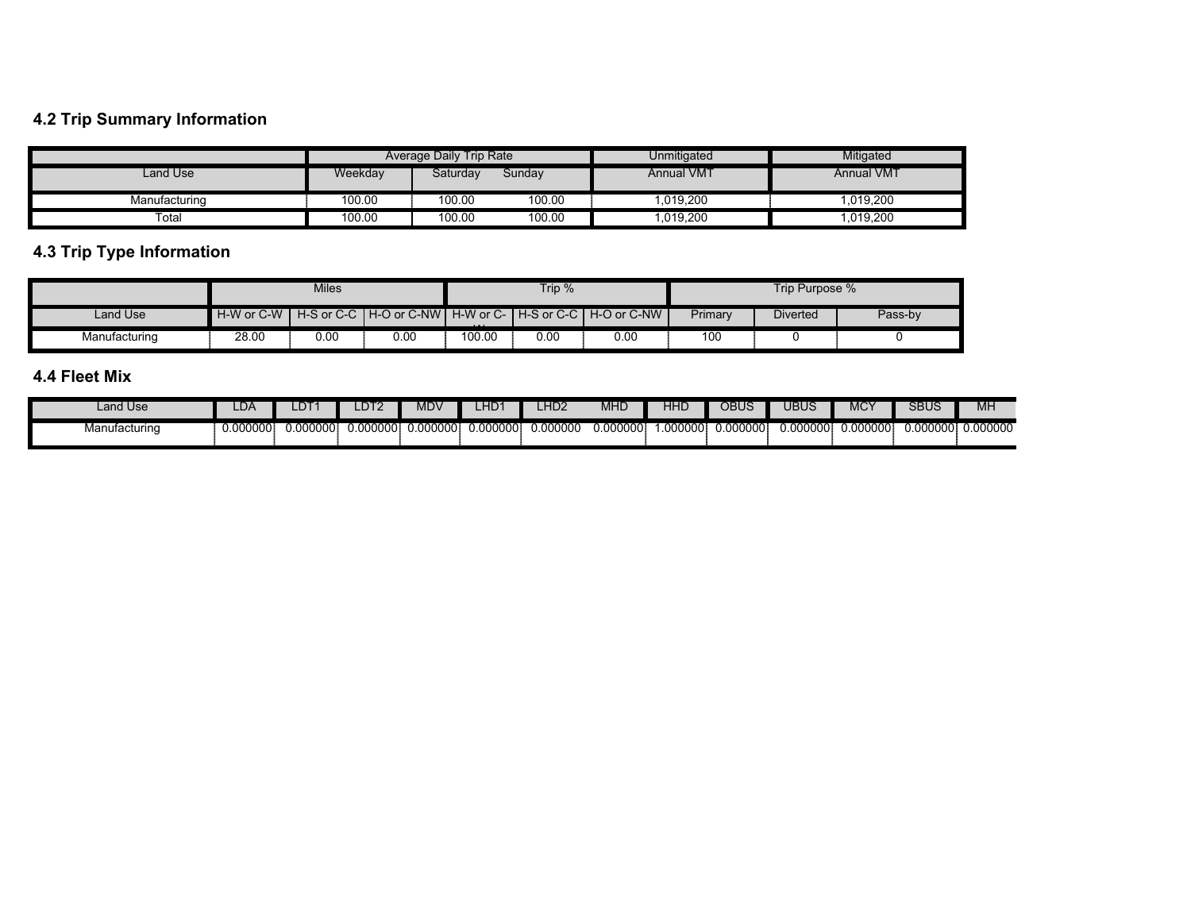### 4.2 Trip Summary Information

| | Average Daily Trip Rate | | | Unmitigated | Mitigated |
|---|---|---|---|---|---|
| Land Use | Weekday | Saturday | Sunday | Annual VMT | Annual VMT |
| Manufacturing | 100.00 | 100.00 | 100.00 | 1,019,200 | 1,019,200 |
| Total | 100.00 | 100.00 | 100.00 | 1,019,200 | 1,019,200 |

### 4.3 Trip Type Information

| | Miles | | | Trip % | | | Trip Purpose % | | |
|---|---|---|---|---|---|---|---|---|---|
| Land Use | H-W or C-W | H-S or C-C | H-O or C-NW | H-W or C-W | H-S or C-C | H-O or C-NW | Primary | Diverted | Pass-by |
| Manufacturing | 28.00 | 0.00 | 0.00 | 100.00 | 0.00 | 0.00 | 100 | 0 | 0 |

### 4.4 Fleet Mix

| Land Use | LDA | LDT1 | LDT2 | MDV | LHD1 | LHD2 | MHD | HHD | OBUS | UBUS | MCY | SBUS | MH |
|---|---|---|---|---|---|---|---|---|---|---|---|---|---|
| Manufacturing | 0.000000 | 0.000000 | 0.000000 | 0.000000 | 0.000000 | 0.000000 | 0.000000 | 1.000000 | 0.000000 | 0.000000 | 0.000000 | 0.000000 | 0.000000 |